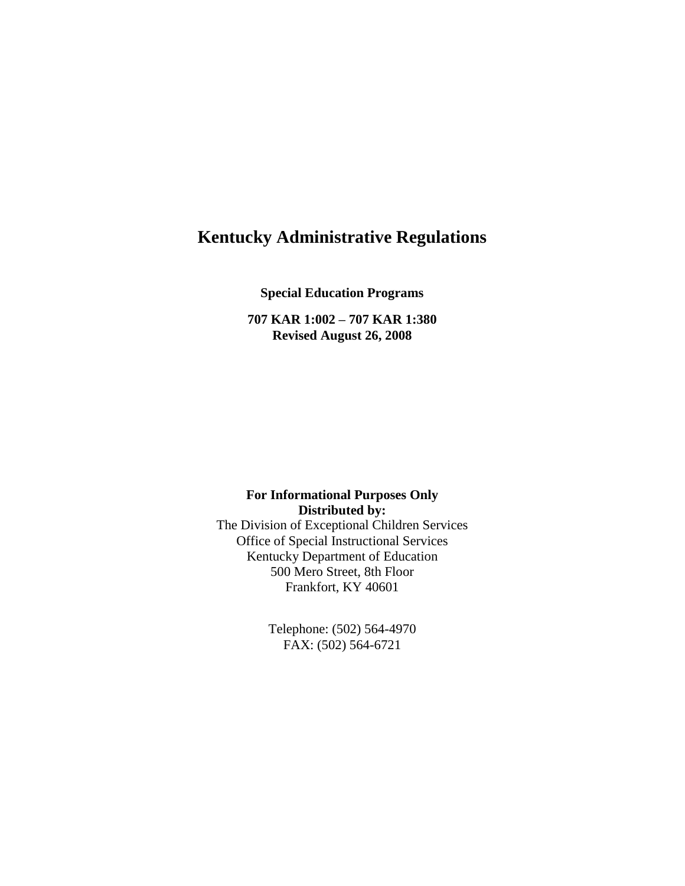# Kentucky Administrative Regulations

**Special Education Programs**

**707 KAR 1:002 – 707 KAR 1:380**
**Revised August 26, 2008**

**For Informational Purposes Only**
**Distributed by:**
The Division of Exceptional Children Services
Office of Special Instructional Services
Kentucky Department of Education
500 Mero Street, 8th Floor
Frankfort, KY 40601

Telephone: (502) 564-4970
FAX: (502) 564-6721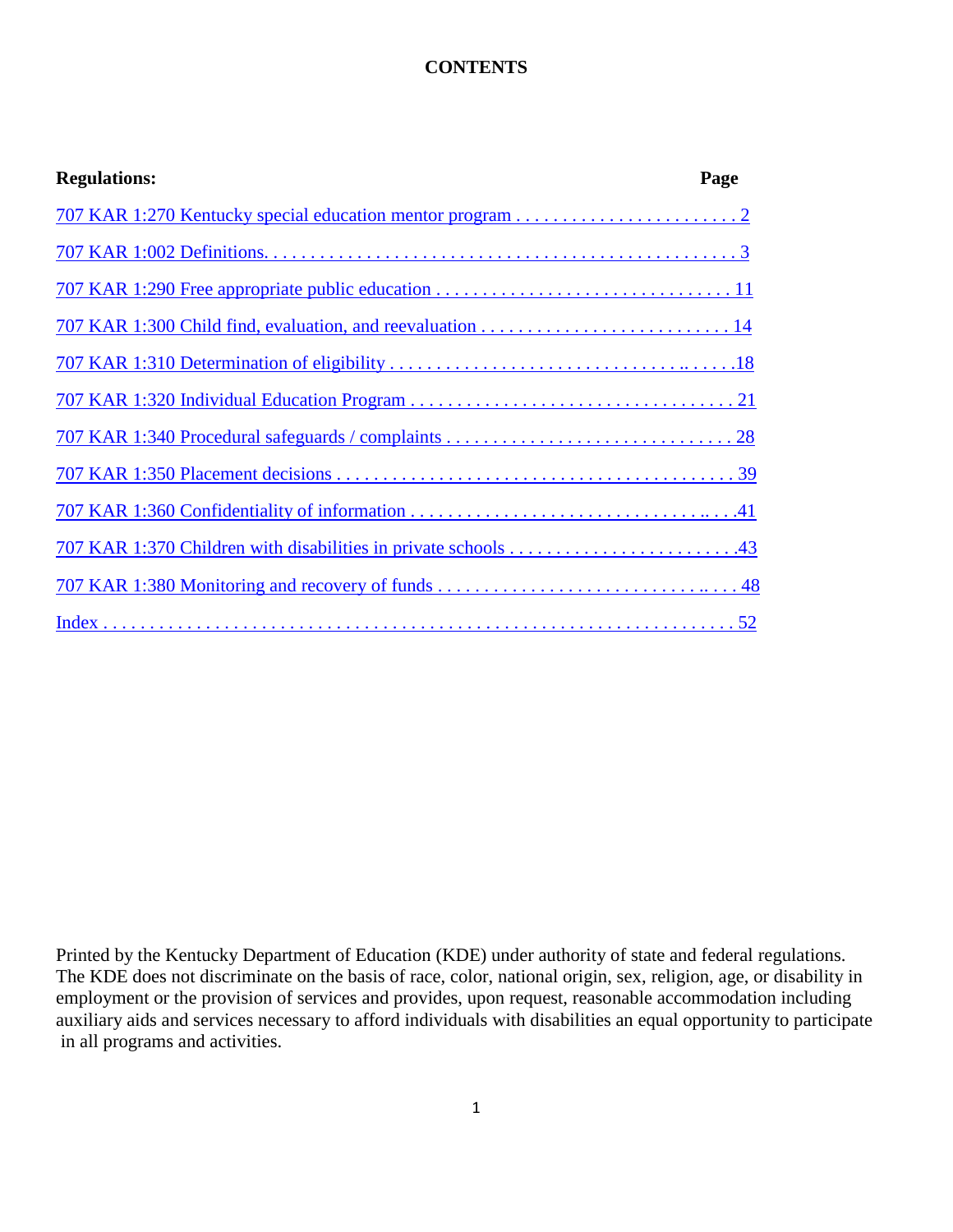**CONTENTS**

| **Regulations:** | **Page** |
| --- | --- |
| 707 KAR 1:270 Kentucky special education mentor program | 2 |
| 707 KAR 1:002 Definitions. | 3 |
| 707 KAR 1:290 Free appropriate public education | 11 |
| 707 KAR 1:300 Child find, evaluation, and reevaluation | 14 |
| 707 KAR 1:310 Determination of eligibility | 18 |
| 707 KAR 1:320 Individual Education Program | 21 |
| 707 KAR 1:340 Procedural safeguards / complaints | 28 |
| 707 KAR 1:350 Placement decisions | 39 |
| 707 KAR 1:360 Confidentiality of information | 41 |
| 707 KAR 1:370 Children with disabilities in private schools | 43 |
| 707 KAR 1:380 Monitoring and recovery of funds | 48 |
| Index | 52 |

Printed by the Kentucky Department of Education (KDE) under authority of state and federal regulations. The KDE does not discriminate on the basis of race, color, national origin, sex, religion, age, or disability in employment or the provision of services and provides, upon request, reasonable accommodation including auxiliary aids and services necessary to afford individuals with disabilities an equal opportunity to participate in all programs and activities.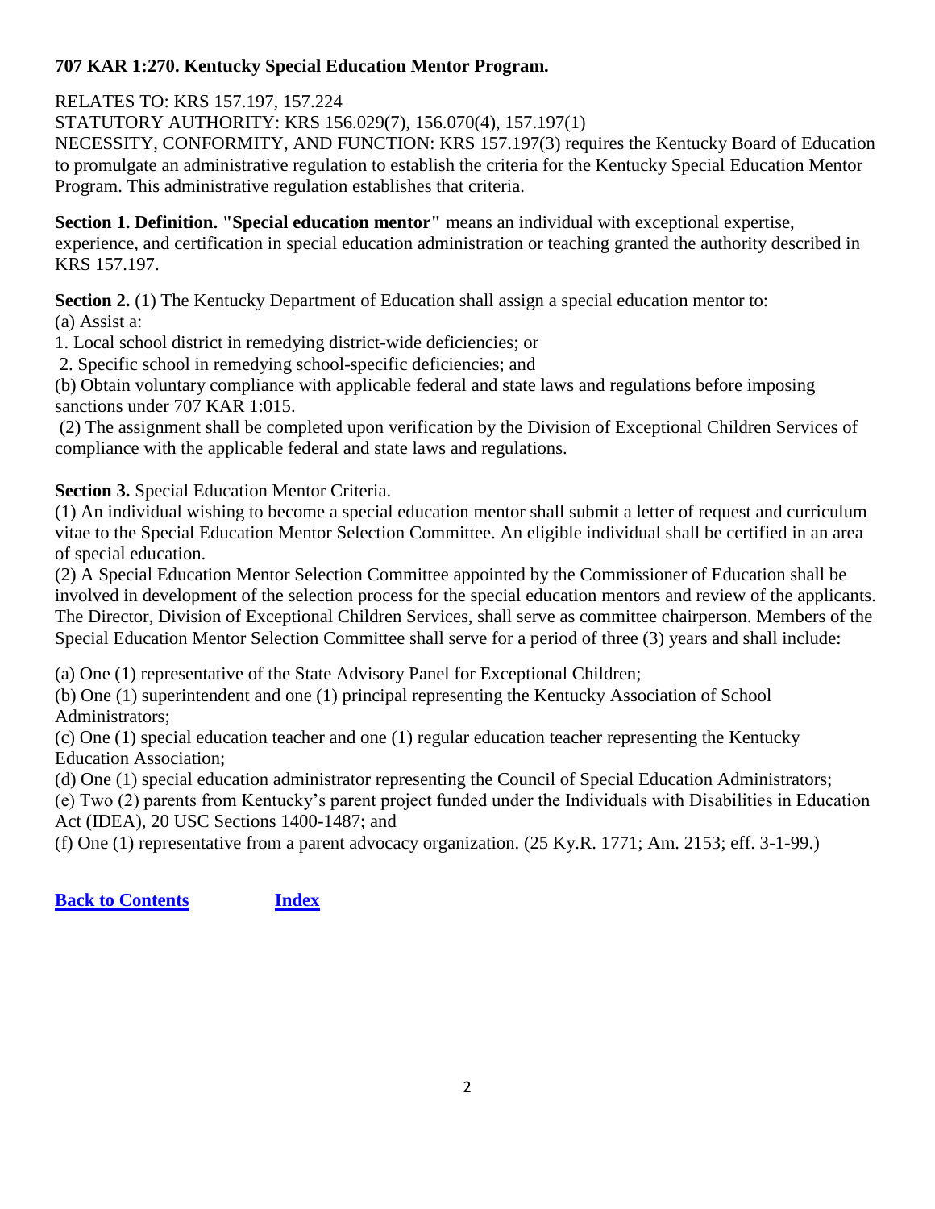**707 KAR 1:270. Kentucky Special Education Mentor Program.**

RELATES TO: KRS 157.197, 157.224

STATUTORY AUTHORITY: KRS 156.029(7), 156.070(4), 157.197(1)

NECESSITY, CONFORMITY, AND FUNCTION: KRS 157.197(3) requires the Kentucky Board of Education to promulgate an administrative regulation to establish the criteria for the Kentucky Special Education Mentor Program. This administrative regulation establishes that criteria.

**Section 1. Definition. "Special education mentor"** means an individual with exceptional expertise, experience, and certification in special education administration or teaching granted the authority described in KRS 157.197.

**Section 2.** (1) The Kentucky Department of Education shall assign a special education mentor to:

(a) Assist a:

1. Local school district in remedying district-wide deficiencies; or
2. Specific school in remedying school-specific deficiencies; and

(b) Obtain voluntary compliance with applicable federal and state laws and regulations before imposing sanctions under 707 KAR 1:015.

(2) The assignment shall be completed upon verification by the Division of Exceptional Children Services of compliance with the applicable federal and state laws and regulations.

**Section 3.** Special Education Mentor Criteria.

(1) An individual wishing to become a special education mentor shall submit a letter of request and curriculum vitae to the Special Education Mentor Selection Committee. An eligible individual shall be certified in an area of special education.

(2) A Special Education Mentor Selection Committee appointed by the Commissioner of Education shall be involved in development of the selection process for the special education mentors and review of the applicants. The Director, Division of Exceptional Children Services, shall serve as committee chairperson. Members of the Special Education Mentor Selection Committee shall serve for a period of three (3) years and shall include:

(a) One (1) representative of the State Advisory Panel for Exceptional Children;

(b) One (1) superintendent and one (1) principal representing the Kentucky Association of School Administrators;

(c) One (1) special education teacher and one (1) regular education teacher representing the Kentucky Education Association;

(d) One (1) special education administrator representing the Council of Special Education Administrators;

(e) Two (2) parents from Kentucky's parent project funded under the Individuals with Disabilities in Education Act (IDEA), 20 USC Sections 1400-1487; and

(f) One (1) representative from a parent advocacy organization. (25 Ky.R. 1771; Am. 2153; eff. 3-1-99.)

**Back to Contents** **Index**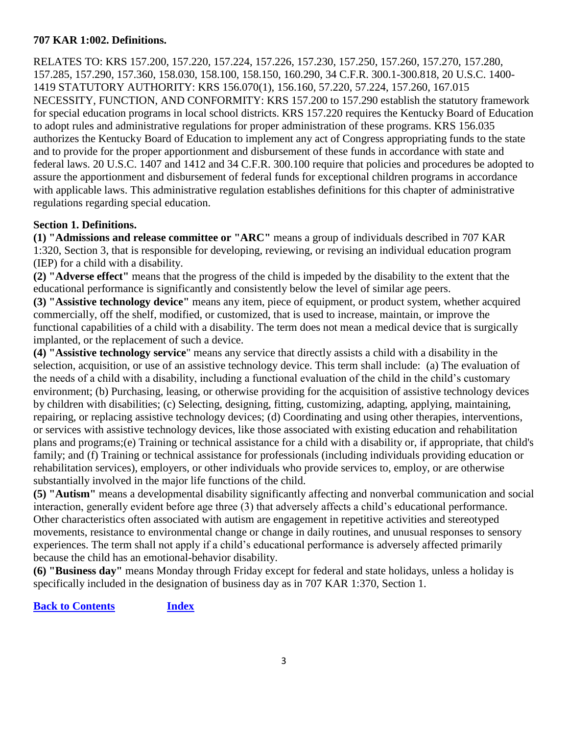**707 KAR 1:002. Definitions.**

RELATES TO: KRS 157.200, 157.220, 157.224, 157.226, 157.230, 157.250, 157.260, 157.270, 157.280, 157.285, 157.290, 157.360, 158.030, 158.100, 158.150, 160.290, 34 C.F.R. 300.1-300.818, 20 U.S.C. 1400-1419 STATUTORY AUTHORITY: KRS 156.070(1), 156.160, 57.220, 57.224, 157.260, 167.015 NECESSITY, FUNCTION, AND CONFORMITY: KRS 157.200 to 157.290 establish the statutory framework for special education programs in local school districts. KRS 157.220 requires the Kentucky Board of Education to adopt rules and administrative regulations for proper administration of these programs. KRS 156.035 authorizes the Kentucky Board of Education to implement any act of Congress appropriating funds to the state and to provide for the proper apportionment and disbursement of these funds in accordance with state and federal laws. 20 U.S.C. 1407 and 1412 and 34 C.F.R. 300.100 require that policies and procedures be adopted to assure the apportionment and disbursement of federal funds for exceptional children programs in accordance with applicable laws. This administrative regulation establishes definitions for this chapter of administrative regulations regarding special education.

**Section 1. Definitions.**

**(1) "Admissions and release committee or "ARC"** means a group of individuals described in 707 KAR 1:320, Section 3, that is responsible for developing, reviewing, or revising an individual education program (IEP) for a child with a disability.

**(2) "Adverse effect"** means that the progress of the child is impeded by the disability to the extent that the educational performance is significantly and consistently below the level of similar age peers.

**(3) "Assistive technology device"** means any item, piece of equipment, or product system, whether acquired commercially, off the shelf, modified, or customized, that is used to increase, maintain, or improve the functional capabilities of a child with a disability. The term does not mean a medical device that is surgically implanted, or the replacement of such a device.

**(4) "Assistive technology service**" means any service that directly assists a child with a disability in the selection, acquisition, or use of an assistive technology device. This term shall include: (a) The evaluation of the needs of a child with a disability, including a functional evaluation of the child in the child's customary environment; (b) Purchasing, leasing, or otherwise providing for the acquisition of assistive technology devices by children with disabilities; (c) Selecting, designing, fitting, customizing, adapting, applying, maintaining, repairing, or replacing assistive technology devices; (d) Coordinating and using other therapies, interventions, or services with assistive technology devices, like those associated with existing education and rehabilitation plans and programs;(e) Training or technical assistance for a child with a disability or, if appropriate, that child's family; and (f) Training or technical assistance for professionals (including individuals providing education or rehabilitation services), employers, or other individuals who provide services to, employ, or are otherwise substantially involved in the major life functions of the child.

**(5) "Autism"** means a developmental disability significantly affecting and nonverbal communication and social interaction, generally evident before age three (3) that adversely affects a child's educational performance. Other characteristics often associated with autism are engagement in repetitive activities and stereotyped movements, resistance to environmental change or change in daily routines, and unusual responses to sensory experiences. The term shall not apply if a child's educational performance is adversely affected primarily because the child has an emotional-behavior disability.

**(6) "Business day"** means Monday through Friday except for federal and state holidays, unless a holiday is specifically included in the designation of business day as in 707 KAR 1:370, Section 1.

**Back to Contents** **Index**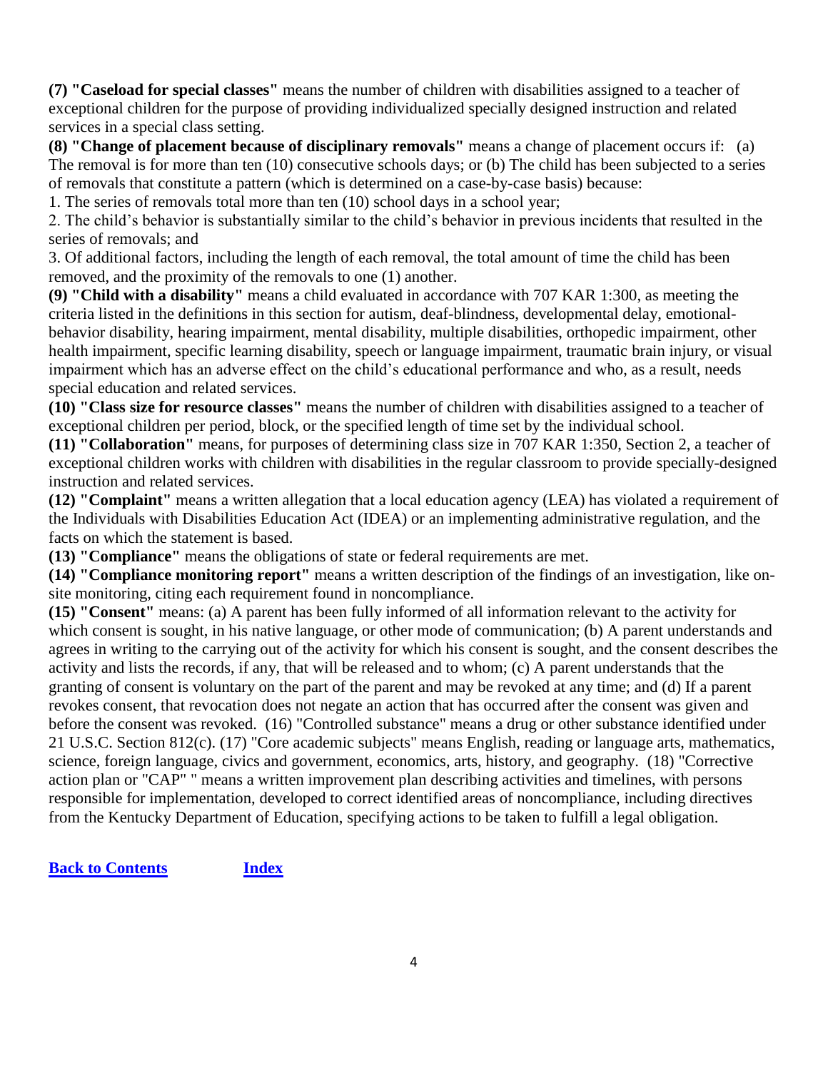**(7) "Caseload for special classes"** means the number of children with disabilities assigned to a teacher of exceptional children for the purpose of providing individualized specially designed instruction and related services in a special class setting.

**(8) "Change of placement because of disciplinary removals"** means a change of placement occurs if: (a) The removal is for more than ten (10) consecutive schools days; or (b) The child has been subjected to a series of removals that constitute a pattern (which is determined on a case-by-case basis) because:

1. The series of removals total more than ten (10) school days in a school year;
2. The child's behavior is substantially similar to the child's behavior in previous incidents that resulted in the series of removals; and
3. Of additional factors, including the length of each removal, the total amount of time the child has been removed, and the proximity of the removals to one (1) another.

**(9) "Child with a disability"** means a child evaluated in accordance with 707 KAR 1:300, as meeting the criteria listed in the definitions in this section for autism, deaf-blindness, developmental delay, emotional-behavior disability, hearing impairment, mental disability, multiple disabilities, orthopedic impairment, other health impairment, specific learning disability, speech or language impairment, traumatic brain injury, or visual impairment which has an adverse effect on the child's educational performance and who, as a result, needs special education and related services.

**(10) "Class size for resource classes"** means the number of children with disabilities assigned to a teacher of exceptional children per period, block, or the specified length of time set by the individual school.

**(11) "Collaboration"** means, for purposes of determining class size in 707 KAR 1:350, Section 2, a teacher of exceptional children works with children with disabilities in the regular classroom to provide specially-designed instruction and related services.

**(12) "Complaint"** means a written allegation that a local education agency (LEA) has violated a requirement of the Individuals with Disabilities Education Act (IDEA) or an implementing administrative regulation, and the facts on which the statement is based.

**(13) "Compliance"** means the obligations of state or federal requirements are met.

**(14) "Compliance monitoring report"** means a written description of the findings of an investigation, like on-site monitoring, citing each requirement found in noncompliance.

**(15) "Consent"** means: (a) A parent has been fully informed of all information relevant to the activity for which consent is sought, in his native language, or other mode of communication; (b) A parent understands and agrees in writing to the carrying out of the activity for which his consent is sought, and the consent describes the activity and lists the records, if any, that will be released and to whom; (c) A parent understands that the granting of consent is voluntary on the part of the parent and may be revoked at any time; and (d) If a parent revokes consent, that revocation does not negate an action that has occurred after the consent was given and before the consent was revoked. (16) "Controlled substance" means a drug or other substance identified under 21 U.S.C. Section 812(c). (17) "Core academic subjects" means English, reading or language arts, mathematics, science, foreign language, civics and government, economics, arts, history, and geography. (18) "Corrective action plan or "CAP" " means a written improvement plan describing activities and timelines, with persons responsible for implementation, developed to correct identified areas of noncompliance, including directives from the Kentucky Department of Education, specifying actions to be taken to fulfill a legal obligation.

**Back to Contents** **Index**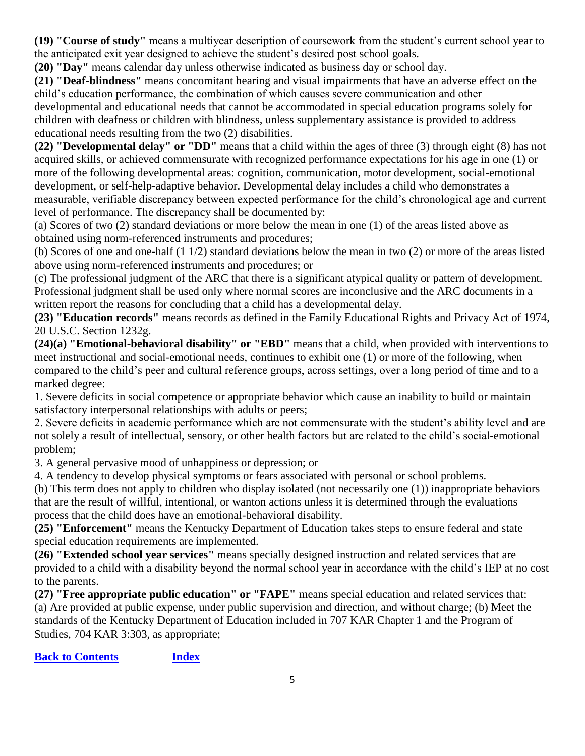**(19) "Course of study"** means a multiyear description of coursework from the student's current school year to the anticipated exit year designed to achieve the student's desired post school goals.

**(20) "Day"** means calendar day unless otherwise indicated as business day or school day.

**(21) "Deaf-blindness"** means concomitant hearing and visual impairments that have an adverse effect on the child's education performance, the combination of which causes severe communication and other developmental and educational needs that cannot be accommodated in special education programs solely for children with deafness or children with blindness, unless supplementary assistance is provided to address educational needs resulting from the two (2) disabilities.

**(22) "Developmental delay" or "DD"** means that a child within the ages of three (3) through eight (8) has not acquired skills, or achieved commensurate with recognized performance expectations for his age in one (1) or more of the following developmental areas: cognition, communication, motor development, social-emotional development, or self-help-adaptive behavior. Developmental delay includes a child who demonstrates a measurable, verifiable discrepancy between expected performance for the child's chronological age and current level of performance. The discrepancy shall be documented by:

(a) Scores of two (2) standard deviations or more below the mean in one (1) of the areas listed above as obtained using norm-referenced instruments and procedures;

(b) Scores of one and one-half (1 1/2) standard deviations below the mean in two (2) or more of the areas listed above using norm-referenced instruments and procedures; or

(c) The professional judgment of the ARC that there is a significant atypical quality or pattern of development. Professional judgment shall be used only where normal scores are inconclusive and the ARC documents in a written report the reasons for concluding that a child has a developmental delay.

**(23) "Education records"** means records as defined in the Family Educational Rights and Privacy Act of 1974, 20 U.S.C. Section 1232g.

**(24)(a) "Emotional-behavioral disability" or "EBD"** means that a child, when provided with interventions to meet instructional and social-emotional needs, continues to exhibit one (1) or more of the following, when compared to the child's peer and cultural reference groups, across settings, over a long period of time and to a marked degree:

1. Severe deficits in social competence or appropriate behavior which cause an inability to build or maintain satisfactory interpersonal relationships with adults or peers;
2. Severe deficits in academic performance which are not commensurate with the student's ability level and are not solely a result of intellectual, sensory, or other health factors but are related to the child's social-emotional problem;
3. A general pervasive mood of unhappiness or depression; or
4. A tendency to develop physical symptoms or fears associated with personal or school problems.

(b) This term does not apply to children who display isolated (not necessarily one (1)) inappropriate behaviors that are the result of willful, intentional, or wanton actions unless it is determined through the evaluations process that the child does have an emotional-behavioral disability.

**(25) "Enforcement"** means the Kentucky Department of Education takes steps to ensure federal and state special education requirements are implemented.

**(26) "Extended school year services"** means specially designed instruction and related services that are provided to a child with a disability beyond the normal school year in accordance with the child's IEP at no cost to the parents.

**(27) "Free appropriate public education" or "FAPE"** means special education and related services that: (a) Are provided at public expense, under public supervision and direction, and without charge; (b) Meet the standards of the Kentucky Department of Education included in 707 KAR Chapter 1 and the Program of Studies, 704 KAR 3:303, as appropriate;

**Back to Contents** **Index**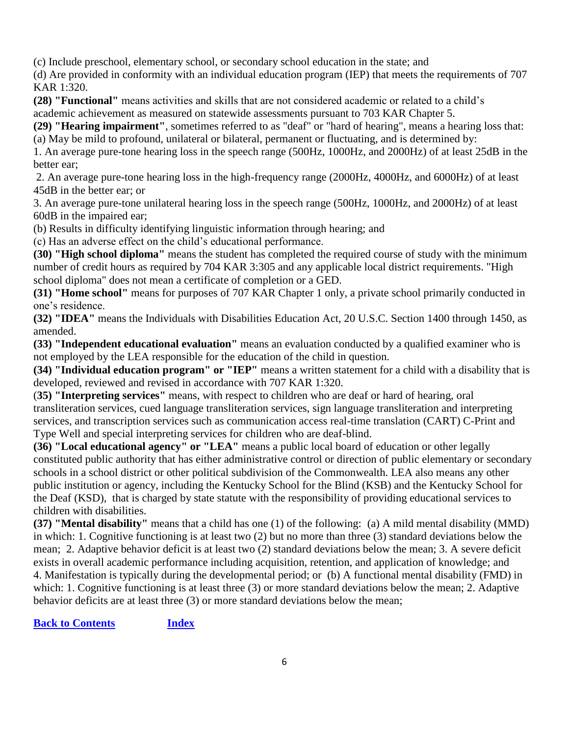(c) Include preschool, elementary school, or secondary school education in the state; and

(d) Are provided in conformity with an individual education program (IEP) that meets the requirements of 707 KAR 1:320.

**(28) "Functional"** means activities and skills that are not considered academic or related to a child's academic achievement as measured on statewide assessments pursuant to 703 KAR Chapter 5.

**(29) "Hearing impairment"**, sometimes referred to as "deaf" or "hard of hearing", means a hearing loss that:

(a) May be mild to profound, unilateral or bilateral, permanent or fluctuating, and is determined by:

1. An average pure-tone hearing loss in the speech range (500Hz, 1000Hz, and 2000Hz) of at least 25dB in the better ear;

2. An average pure-tone hearing loss in the high-frequency range (2000Hz, 4000Hz, and 6000Hz) of at least 45dB in the better ear; or

3. An average pure-tone unilateral hearing loss in the speech range (500Hz, 1000Hz, and 2000Hz) of at least 60dB in the impaired ear;

(b) Results in difficulty identifying linguistic information through hearing; and

(c) Has an adverse effect on the child's educational performance.

**(30) "High school diploma"** means the student has completed the required course of study with the minimum number of credit hours as required by 704 KAR 3:305 and any applicable local district requirements. "High school diploma" does not mean a certificate of completion or a GED.

**(31) "Home school"** means for purposes of 707 KAR Chapter 1 only, a private school primarily conducted in one's residence.

**(32) "IDEA"** means the Individuals with Disabilities Education Act, 20 U.S.C. Section 1400 through 1450, as amended.

**(33) "Independent educational evaluation"** means an evaluation conducted by a qualified examiner who is not employed by the LEA responsible for the education of the child in question.

**(34) "Individual education program" or "IEP"** means a written statement for a child with a disability that is developed, reviewed and revised in accordance with 707 KAR 1:320.

**(35) "Interpreting services"** means, with respect to children who are deaf or hard of hearing, oral transliteration services, cued language transliteration services, sign language transliteration and interpreting services, and transcription services such as communication access real-time translation (CART) C-Print and Type Well and special interpreting services for children who are deaf-blind.

**(36) "Local educational agency" or "LEA"** means a public local board of education or other legally constituted public authority that has either administrative control or direction of public elementary or secondary schools in a school district or other political subdivision of the Commonwealth. LEA also means any other public institution or agency, including the Kentucky School for the Blind (KSB) and the Kentucky School for the Deaf (KSD), that is charged by state statute with the responsibility of providing educational services to children with disabilities.

**(37) "Mental disability"** means that a child has one (1) of the following: (a) A mild mental disability (MMD) in which: 1. Cognitive functioning is at least two (2) but no more than three (3) standard deviations below the mean; 2. Adaptive behavior deficit is at least two (2) standard deviations below the mean; 3. A severe deficit exists in overall academic performance including acquisition, retention, and application of knowledge; and 4. Manifestation is typically during the developmental period; or (b) A functional mental disability (FMD) in which: 1. Cognitive functioning is at least three (3) or more standard deviations below the mean; 2. Adaptive behavior deficits are at least three (3) or more standard deviations below the mean;

[Back to Contents](#) [Index](#)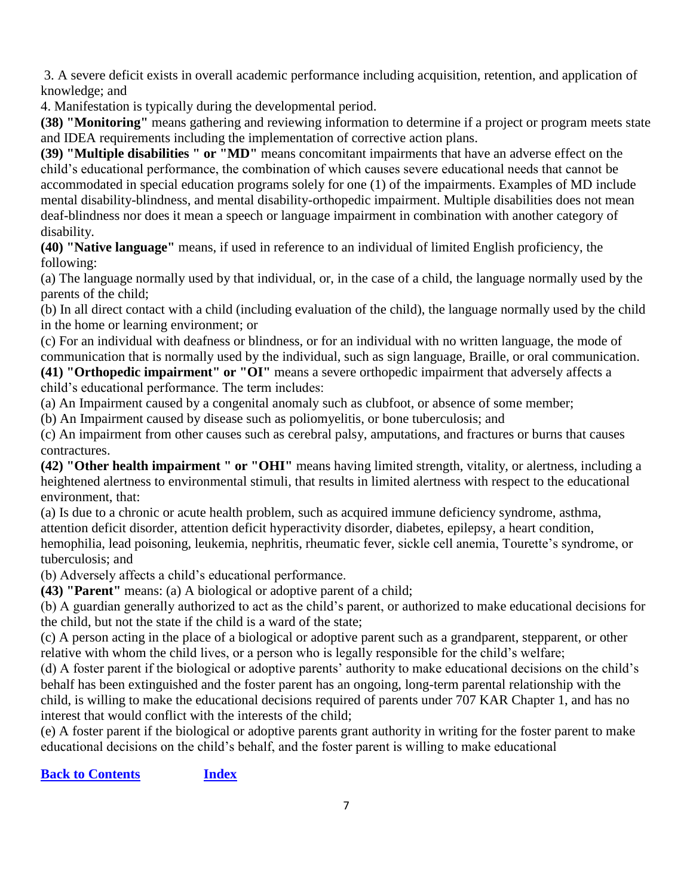3. A severe deficit exists in overall academic performance including acquisition, retention, and application of knowledge; and

4. Manifestation is typically during the developmental period.

**(38) "Monitoring"** means gathering and reviewing information to determine if a project or program meets state and IDEA requirements including the implementation of corrective action plans.

**(39) "Multiple disabilities " or "MD"** means concomitant impairments that have an adverse effect on the child's educational performance, the combination of which causes severe educational needs that cannot be accommodated in special education programs solely for one (1) of the impairments. Examples of MD include mental disability-blindness, and mental disability-orthopedic impairment. Multiple disabilities does not mean deaf-blindness nor does it mean a speech or language impairment in combination with another category of disability.

**(40) "Native language"** means, if used in reference to an individual of limited English proficiency, the following:

(a) The language normally used by that individual, or, in the case of a child, the language normally used by the parents of the child;

(b) In all direct contact with a child (including evaluation of the child), the language normally used by the child in the home or learning environment; or

(c) For an individual with deafness or blindness, or for an individual with no written language, the mode of communication that is normally used by the individual, such as sign language, Braille, or oral communication.

**(41) "Orthopedic impairment" or "OI"** means a severe orthopedic impairment that adversely affects a child's educational performance. The term includes:

(a) An Impairment caused by a congenital anomaly such as clubfoot, or absence of some member;

(b) An Impairment caused by disease such as poliomyelitis, or bone tuberculosis; and

(c) An impairment from other causes such as cerebral palsy, amputations, and fractures or burns that causes contractures.

**(42) "Other health impairment " or "OHI"** means having limited strength, vitality, or alertness, including a heightened alertness to environmental stimuli, that results in limited alertness with respect to the educational environment, that:

(a) Is due to a chronic or acute health problem, such as acquired immune deficiency syndrome, asthma, attention deficit disorder, attention deficit hyperactivity disorder, diabetes, epilepsy, a heart condition, hemophilia, lead poisoning, leukemia, nephritis, rheumatic fever, sickle cell anemia, Tourette's syndrome, or tuberculosis; and

(b) Adversely affects a child's educational performance.

**(43) "Parent"** means: (a) A biological or adoptive parent of a child;

(b) A guardian generally authorized to act as the child's parent, or authorized to make educational decisions for the child, but not the state if the child is a ward of the state;

(c) A person acting in the place of a biological or adoptive parent such as a grandparent, stepparent, or other relative with whom the child lives, or a person who is legally responsible for the child's welfare;

(d) A foster parent if the biological or adoptive parents' authority to make educational decisions on the child's behalf has been extinguished and the foster parent has an ongoing, long-term parental relationship with the child, is willing to make the educational decisions required of parents under 707 KAR Chapter 1, and has no interest that would conflict with the interests of the child;

(e) A foster parent if the biological or adoptive parents grant authority in writing for the foster parent to make educational decisions on the child's behalf, and the foster parent is willing to make educational

**Back to Contents** **Index**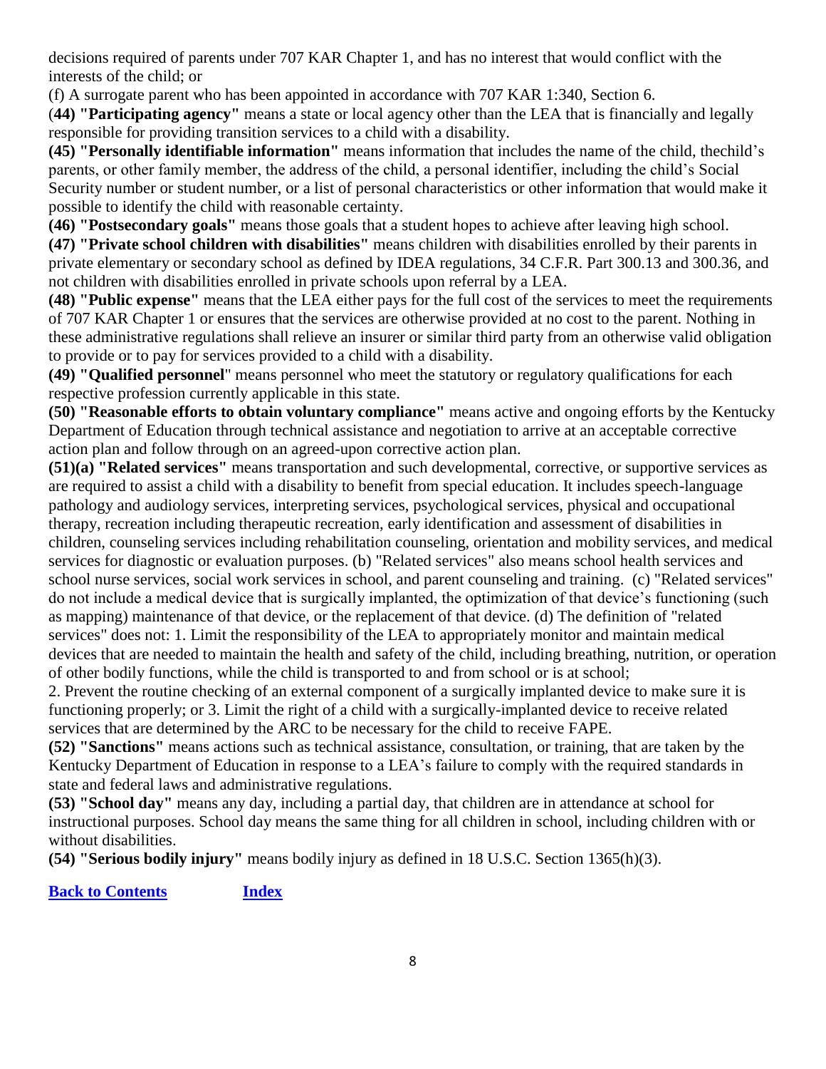decisions required of parents under 707 KAR Chapter 1, and has no interest that would conflict with the interests of the child; or

(f) A surrogate parent who has been appointed in accordance with 707 KAR 1:340, Section 6.

**(44) "Participating agency"** means a state or local agency other than the LEA that is financially and legally responsible for providing transition services to a child with a disability.

**(45) "Personally identifiable information"** means information that includes the name of the child, thechild's parents, or other family member, the address of the child, a personal identifier, including the child's Social Security number or student number, or a list of personal characteristics or other information that would make it possible to identify the child with reasonable certainty.

**(46) "Postsecondary goals"** means those goals that a student hopes to achieve after leaving high school.

**(47) "Private school children with disabilities"** means children with disabilities enrolled by their parents in private elementary or secondary school as defined by IDEA regulations, 34 C.F.R. Part 300.13 and 300.36, and not children with disabilities enrolled in private schools upon referral by a LEA.

**(48) "Public expense"** means that the LEA either pays for the full cost of the services to meet the requirements of 707 KAR Chapter 1 or ensures that the services are otherwise provided at no cost to the parent. Nothing in these administrative regulations shall relieve an insurer or similar third party from an otherwise valid obligation to provide or to pay for services provided to a child with a disability.

**(49) "Qualified personnel"** means personnel who meet the statutory or regulatory qualifications for each respective profession currently applicable in this state.

**(50) "Reasonable efforts to obtain voluntary compliance"** means active and ongoing efforts by the Kentucky Department of Education through technical assistance and negotiation to arrive at an acceptable corrective action plan and follow through on an agreed-upon corrective action plan.

**(51)(a) "Related services"** means transportation and such developmental, corrective, or supportive services as are required to assist a child with a disability to benefit from special education. It includes speech-language pathology and audiology services, interpreting services, psychological services, physical and occupational therapy, recreation including therapeutic recreation, early identification and assessment of disabilities in children, counseling services including rehabilitation counseling, orientation and mobility services, and medical services for diagnostic or evaluation purposes. (b) "Related services" also means school health services and school nurse services, social work services in school, and parent counseling and training. (c) "Related services" do not include a medical device that is surgically implanted, the optimization of that device's functioning (such as mapping) maintenance of that device, or the replacement of that device. (d) The definition of "related services" does not: 1. Limit the responsibility of the LEA to appropriately monitor and maintain medical devices that are needed to maintain the health and safety of the child, including breathing, nutrition, or operation of other bodily functions, while the child is transported to and from school or is at school;

2. Prevent the routine checking of an external component of a surgically implanted device to make sure it is functioning properly; or 3. Limit the right of a child with a surgically-implanted device to receive related services that are determined by the ARC to be necessary for the child to receive FAPE.

**(52) "Sanctions"** means actions such as technical assistance, consultation, or training, that are taken by the Kentucky Department of Education in response to a LEA's failure to comply with the required standards in state and federal laws and administrative regulations.

**(53) "School day"** means any day, including a partial day, that children are in attendance at school for instructional purposes. School day means the same thing for all children in school, including children with or without disabilities.

**(54) "Serious bodily injury"** means bodily injury as defined in 18 U.S.C. Section 1365(h)(3).

**Back to Contents** **Index**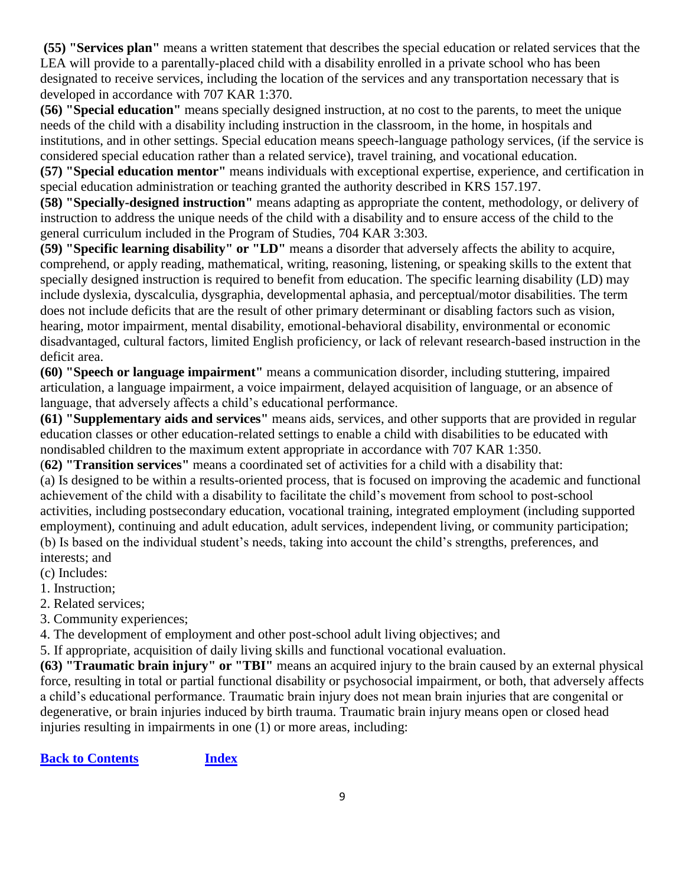**(55) "Services plan"** means a written statement that describes the special education or related services that the LEA will provide to a parentally-placed child with a disability enrolled in a private school who has been designated to receive services, including the location of the services and any transportation necessary that is developed in accordance with 707 KAR 1:370.

**(56) "Special education"** means specially designed instruction, at no cost to the parents, to meet the unique needs of the child with a disability including instruction in the classroom, in the home, in hospitals and institutions, and in other settings. Special education means speech-language pathology services, (if the service is considered special education rather than a related service), travel training, and vocational education.

**(57) "Special education mentor"** means individuals with exceptional expertise, experience, and certification in special education administration or teaching granted the authority described in KRS 157.197.

**(58) "Specially-designed instruction"** means adapting as appropriate the content, methodology, or delivery of instruction to address the unique needs of the child with a disability and to ensure access of the child to the general curriculum included in the Program of Studies, 704 KAR 3:303.

**(59) "Specific learning disability" or "LD"** means a disorder that adversely affects the ability to acquire, comprehend, or apply reading, mathematical, writing, reasoning, listening, or speaking skills to the extent that specially designed instruction is required to benefit from education. The specific learning disability (LD) may include dyslexia, dyscalculia, dysgraphia, developmental aphasia, and perceptual/motor disabilities. The term does not include deficits that are the result of other primary determinant or disabling factors such as vision, hearing, motor impairment, mental disability, emotional-behavioral disability, environmental or economic disadvantaged, cultural factors, limited English proficiency, or lack of relevant research-based instruction in the deficit area.

**(60) "Speech or language impairment"** means a communication disorder, including stuttering, impaired articulation, a language impairment, a voice impairment, delayed acquisition of language, or an absence of language, that adversely affects a child's educational performance.

**(61) "Supplementary aids and services"** means aids, services, and other supports that are provided in regular education classes or other education-related settings to enable a child with disabilities to be educated with nondisabled children to the maximum extent appropriate in accordance with 707 KAR 1:350.

(**62) "Transition services"** means a coordinated set of activities for a child with a disability that:

(a) Is designed to be within a results-oriented process, that is focused on improving the academic and functional achievement of the child with a disability to facilitate the child's movement from school to post-school activities, including postsecondary education, vocational training, integrated employment (including supported employment), continuing and adult education, adult services, independent living, or community participation;

(b) Is based on the individual student's needs, taking into account the child's strengths, preferences, and interests; and

(c) Includes:

1. Instruction;
2. Related services;
3. Community experiences;
4. The development of employment and other post-school adult living objectives; and
5. If appropriate, acquisition of daily living skills and functional vocational evaluation.

**(63) "Traumatic brain injury" or "TBI"** means an acquired injury to the brain caused by an external physical force, resulting in total or partial functional disability or psychosocial impairment, or both, that adversely affects a child's educational performance. Traumatic brain injury does not mean brain injuries that are congenital or degenerative, or brain injuries induced by birth trauma. Traumatic brain injury means open or closed head injuries resulting in impairments in one (1) or more areas, including:

**Back to Contents** **Index**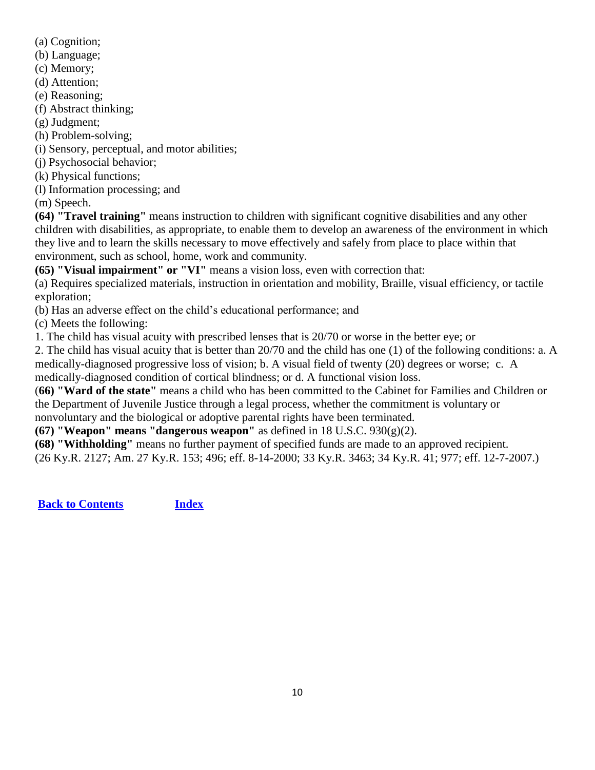(a) Cognition;
(b) Language;
(c) Memory;
(d) Attention;
(e) Reasoning;
(f) Abstract thinking;
(g) Judgment;
(h) Problem-solving;
(i) Sensory, perceptual, and motor abilities;
(j) Psychosocial behavior;
(k) Physical functions;
(l) Information processing; and
(m) Speech.

**(64) "Travel training"** means instruction to children with significant cognitive disabilities and any other children with disabilities, as appropriate, to enable them to develop an awareness of the environment in which they live and to learn the skills necessary to move effectively and safely from place to place within that environment, such as school, home, work and community.

**(65) "Visual impairment" or "VI"** means a vision loss, even with correction that:

(a) Requires specialized materials, instruction in orientation and mobility, Braille, visual efficiency, or tactile exploration;

(b) Has an adverse effect on the child's educational performance; and

(c) Meets the following:

1. The child has visual acuity with prescribed lenses that is 20/70 or worse in the better eye; or

2. The child has visual acuity that is better than 20/70 and the child has one (1) of the following conditions: a. A medically-diagnosed progressive loss of vision; b. A visual field of twenty (20) degrees or worse; c. A medically-diagnosed condition of cortical blindness; or d. A functional vision loss.

(**66) "Ward of the state"** means a child who has been committed to the Cabinet for Families and Children or the Department of Juvenile Justice through a legal process, whether the commitment is voluntary or nonvoluntary and the biological or adoptive parental rights have been terminated.

**(67) "Weapon" means "dangerous weapon"** as defined in 18 U.S.C. 930(g)(2).

**(68) "Withholding"** means no further payment of specified funds are made to an approved recipient.

(26 Ky.R. 2127; Am. 27 Ky.R. 153; 496; eff. 8-14-2000; 33 Ky.R. 3463; 34 Ky.R. 41; 977; eff. 12-7-2007.)

**Back to Contents** **Index**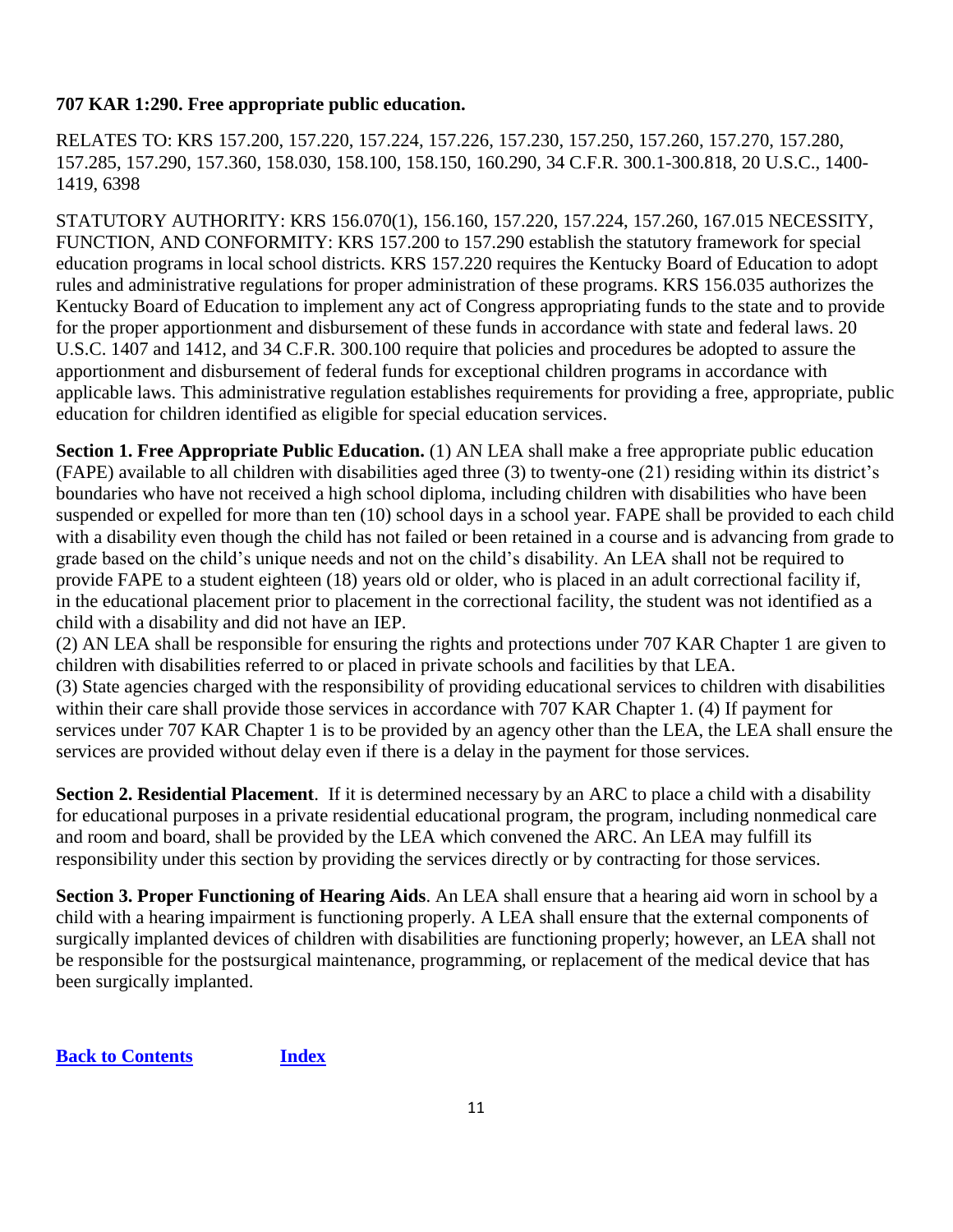**707 KAR 1:290. Free appropriate public education.**

RELATES TO: KRS 157.200, 157.220, 157.224, 157.226, 157.230, 157.250, 157.260, 157.270, 157.280, 157.285, 157.290, 157.360, 158.030, 158.100, 158.150, 160.290, 34 C.F.R. 300.1-300.818, 20 U.S.C., 1400-1419, 6398

STATUTORY AUTHORITY: KRS 156.070(1), 156.160, 157.220, 157.224, 157.260, 167.015 NECESSITY, FUNCTION, AND CONFORMITY: KRS 157.200 to 157.290 establish the statutory framework for special education programs in local school districts. KRS 157.220 requires the Kentucky Board of Education to adopt rules and administrative regulations for proper administration of these programs. KRS 156.035 authorizes the Kentucky Board of Education to implement any act of Congress appropriating funds to the state and to provide for the proper apportionment and disbursement of these funds in accordance with state and federal laws. 20 U.S.C. 1407 and 1412, and 34 C.F.R. 300.100 require that policies and procedures be adopted to assure the apportionment and disbursement of federal funds for exceptional children programs in accordance with applicable laws. This administrative regulation establishes requirements for providing a free, appropriate, public education for children identified as eligible for special education services.

**Section 1. Free Appropriate Public Education.** (1) AN LEA shall make a free appropriate public education (FAPE) available to all children with disabilities aged three (3) to twenty-one (21) residing within its district's boundaries who have not received a high school diploma, including children with disabilities who have been suspended or expelled for more than ten (10) school days in a school year. FAPE shall be provided to each child with a disability even though the child has not failed or been retained in a course and is advancing from grade to grade based on the child's unique needs and not on the child's disability. An LEA shall not be required to provide FAPE to a student eighteen (18) years old or older, who is placed in an adult correctional facility if, in the educational placement prior to placement in the correctional facility, the student was not identified as a child with a disability and did not have an IEP.
(2) AN LEA shall be responsible for ensuring the rights and protections under 707 KAR Chapter 1 are given to children with disabilities referred to or placed in private schools and facilities by that LEA.
(3) State agencies charged with the responsibility of providing educational services to children with disabilities within their care shall provide those services in accordance with 707 KAR Chapter 1. (4) If payment for services under 707 KAR Chapter 1 is to be provided by an agency other than the LEA, the LEA shall ensure the services are provided without delay even if there is a delay in the payment for those services.

**Section 2. Residential Placement**. If it is determined necessary by an ARC to place a child with a disability for educational purposes in a private residential educational program, the program, including nonmedical care and room and board, shall be provided by the LEA which convened the ARC. An LEA may fulfill its responsibility under this section by providing the services directly or by contracting for those services.

**Section 3. Proper Functioning of Hearing Aids**. An LEA shall ensure that a hearing aid worn in school by a child with a hearing impairment is functioning properly. A LEA shall ensure that the external components of surgically implanted devices of children with disabilities are functioning properly; however, an LEA shall not be responsible for the postsurgical maintenance, programming, or replacement of the medical device that has been surgically implanted.

**Back to Contents** **Index**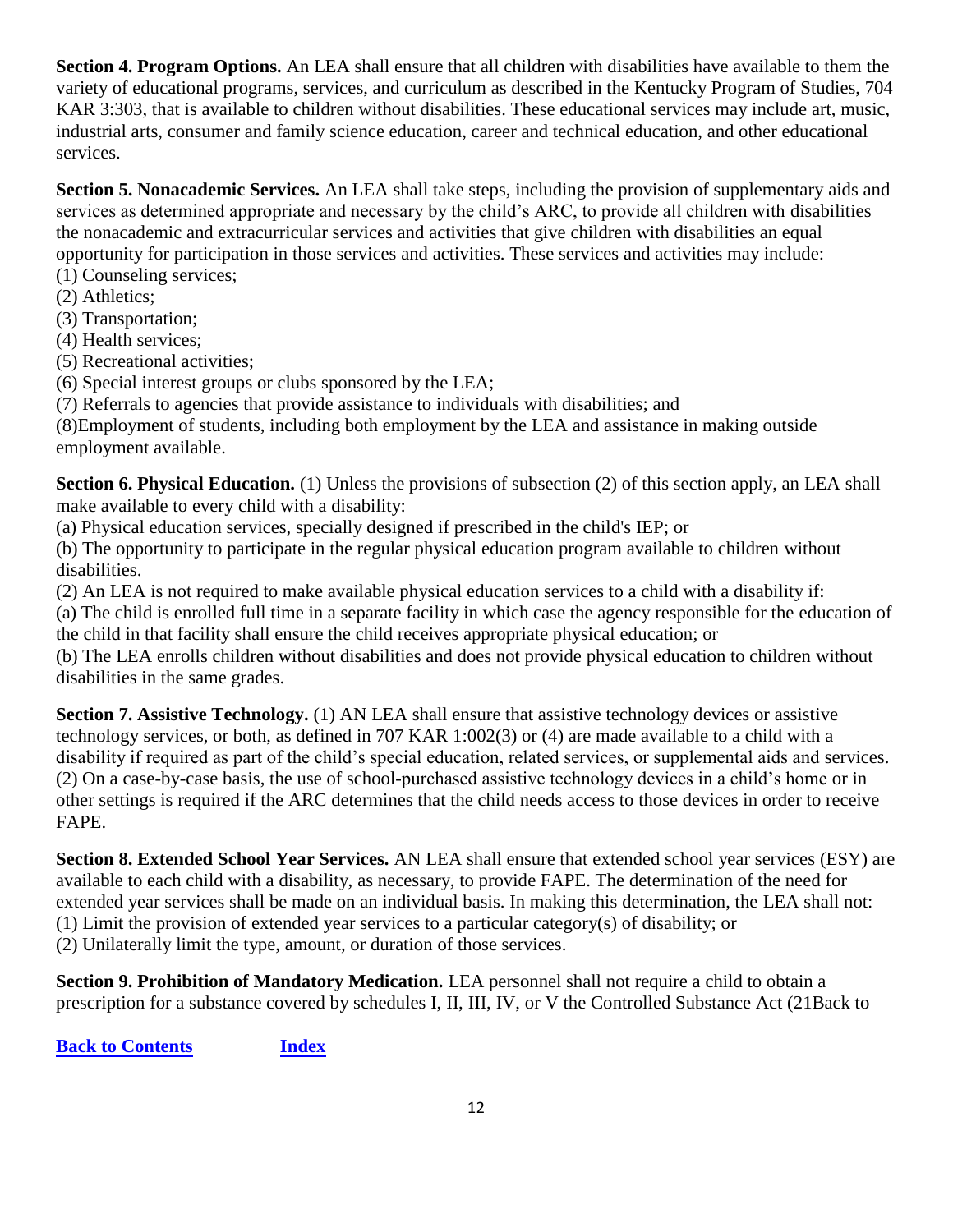**Section 4. Program Options.** An LEA shall ensure that all children with disabilities have available to them the variety of educational programs, services, and curriculum as described in the Kentucky Program of Studies, 704 KAR 3:303, that is available to children without disabilities. These educational services may include art, music, industrial arts, consumer and family science education, career and technical education, and other educational services.

**Section 5. Nonacademic Services.** An LEA shall take steps, including the provision of supplementary aids and services as determined appropriate and necessary by the child's ARC, to provide all children with disabilities the nonacademic and extracurricular services and activities that give children with disabilities an equal opportunity for participation in those services and activities. These services and activities may include:

(1) Counseling services;

(2) Athletics;

(3) Transportation;

(4) Health services;

(5) Recreational activities;

(6) Special interest groups or clubs sponsored by the LEA;

(7) Referrals to agencies that provide assistance to individuals with disabilities; and

(8)Employment of students, including both employment by the LEA and assistance in making outside employment available.

**Section 6. Physical Education.** (1) Unless the provisions of subsection (2) of this section apply, an LEA shall make available to every child with a disability:

(a) Physical education services, specially designed if prescribed in the child's IEP; or

(b) The opportunity to participate in the regular physical education program available to children without disabilities.

(2) An LEA is not required to make available physical education services to a child with a disability if:

(a) The child is enrolled full time in a separate facility in which case the agency responsible for the education of the child in that facility shall ensure the child receives appropriate physical education; or

(b) The LEA enrolls children without disabilities and does not provide physical education to children without disabilities in the same grades.

**Section 7. Assistive Technology.** (1) AN LEA shall ensure that assistive technology devices or assistive technology services, or both, as defined in 707 KAR 1:002(3) or (4) are made available to a child with a disability if required as part of the child's special education, related services, or supplemental aids and services.

(2) On a case-by-case basis, the use of school-purchased assistive technology devices in a child's home or in other settings is required if the ARC determines that the child needs access to those devices in order to receive FAPE.

**Section 8. Extended School Year Services.** AN LEA shall ensure that extended school year services (ESY) are available to each child with a disability, as necessary, to provide FAPE. The determination of the need for extended year services shall be made on an individual basis. In making this determination, the LEA shall not:

(1) Limit the provision of extended year services to a particular category(s) of disability; or

(2) Unilaterally limit the type, amount, or duration of those services.

**Section 9. Prohibition of Mandatory Medication.** LEA personnel shall not require a child to obtain a prescription for a substance covered by schedules I, II, III, IV, or V the Controlled Substance Act (21Back to

[Back to Contents](#) [Index](#)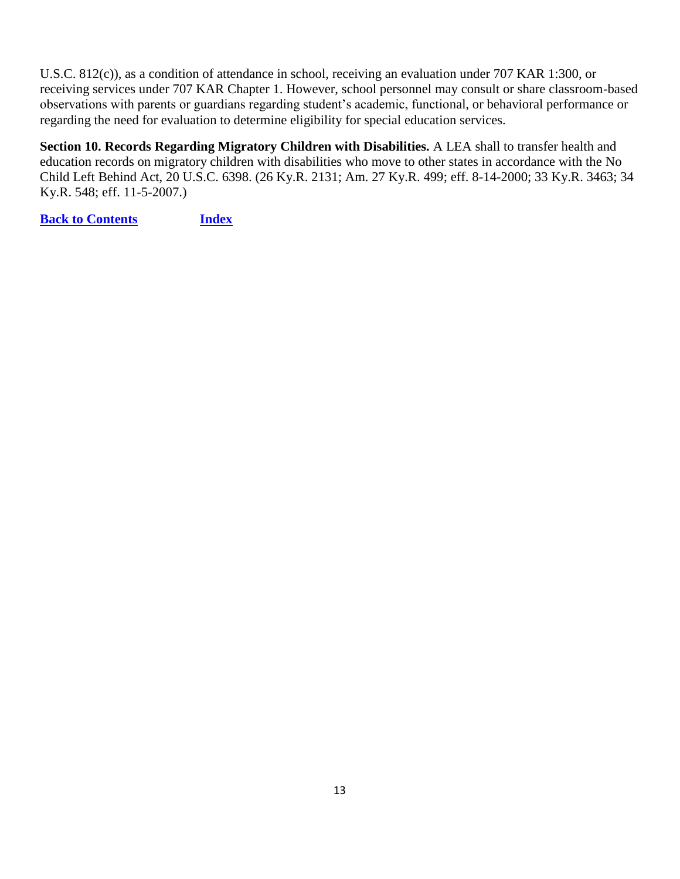U.S.C. 812(c)), as a condition of attendance in school, receiving an evaluation under 707 KAR 1:300, or receiving services under 707 KAR Chapter 1. However, school personnel may consult or share classroom-based observations with parents or guardians regarding student's academic, functional, or behavioral performance or regarding the need for evaluation to determine eligibility for special education services.

**Section 10. Records Regarding Migratory Children with Disabilities.** A LEA shall to transfer health and education records on migratory children with disabilities who move to other states in accordance with the No Child Left Behind Act, 20 U.S.C. 6398. (26 Ky.R. 2131; Am. 27 Ky.R. 499; eff. 8-14-2000; 33 Ky.R. 3463; 34 Ky.R. 548; eff. 11-5-2007.)

**Back to Contents** **Index**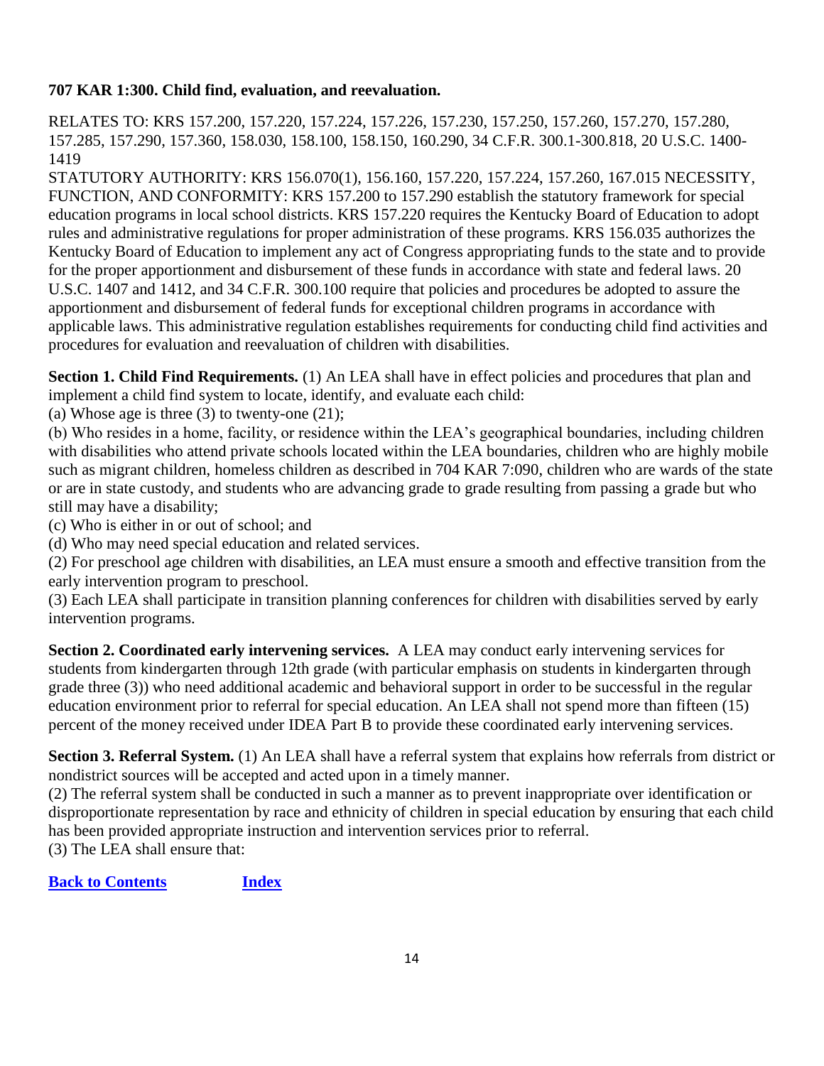**707 KAR 1:300. Child find, evaluation, and reevaluation.**

RELATES TO: KRS 157.200, 157.220, 157.224, 157.226, 157.230, 157.250, 157.260, 157.270, 157.280, 157.285, 157.290, 157.360, 158.030, 158.100, 158.150, 160.290, 34 C.F.R. 300.1-300.818, 20 U.S.C. 1400-1419

STATUTORY AUTHORITY: KRS 156.070(1), 156.160, 157.220, 157.224, 157.260, 167.015 NECESSITY, FUNCTION, AND CONFORMITY: KRS 157.200 to 157.290 establish the statutory framework for special education programs in local school districts. KRS 157.220 requires the Kentucky Board of Education to adopt rules and administrative regulations for proper administration of these programs. KRS 156.035 authorizes the Kentucky Board of Education to implement any act of Congress appropriating funds to the state and to provide for the proper apportionment and disbursement of these funds in accordance with state and federal laws. 20 U.S.C. 1407 and 1412, and 34 C.F.R. 300.100 require that policies and procedures be adopted to assure the apportionment and disbursement of federal funds for exceptional children programs in accordance with applicable laws. This administrative regulation establishes requirements for conducting child find activities and procedures for evaluation and reevaluation of children with disabilities.

**Section 1. Child Find Requirements.** (1) An LEA shall have in effect policies and procedures that plan and implement a child find system to locate, identify, and evaluate each child:

(a) Whose age is three (3) to twenty-one (21);

(b) Who resides in a home, facility, or residence within the LEA's geographical boundaries, including children with disabilities who attend private schools located within the LEA boundaries, children who are highly mobile such as migrant children, homeless children as described in 704 KAR 7:090, children who are wards of the state or are in state custody, and students who are advancing grade to grade resulting from passing a grade but who still may have a disability;

(c) Who is either in or out of school; and

(d) Who may need special education and related services.

(2) For preschool age children with disabilities, an LEA must ensure a smooth and effective transition from the early intervention program to preschool.

(3) Each LEA shall participate in transition planning conferences for children with disabilities served by early intervention programs.

**Section 2. Coordinated early intervening services.** A LEA may conduct early intervening services for students from kindergarten through 12th grade (with particular emphasis on students in kindergarten through grade three (3)) who need additional academic and behavioral support in order to be successful in the regular education environment prior to referral for special education. An LEA shall not spend more than fifteen (15) percent of the money received under IDEA Part B to provide these coordinated early intervening services.

**Section 3. Referral System.** (1) An LEA shall have a referral system that explains how referrals from district or nondistrict sources will be accepted and acted upon in a timely manner.

(2) The referral system shall be conducted in such a manner as to prevent inappropriate over identification or disproportionate representation by race and ethnicity of children in special education by ensuring that each child has been provided appropriate instruction and intervention services prior to referral.

(3) The LEA shall ensure that:

**Back to Contents** **Index**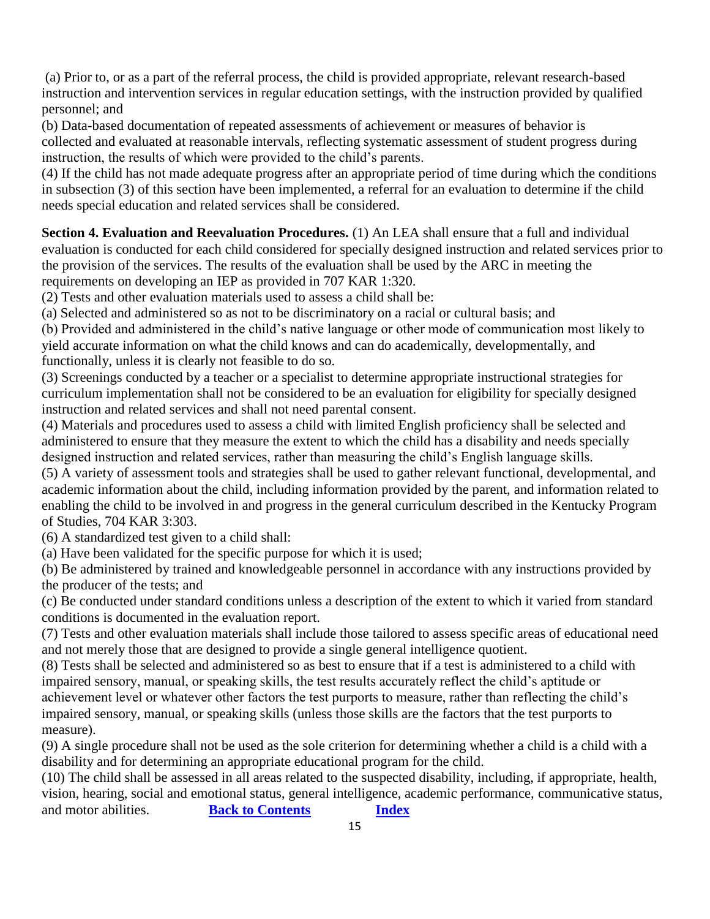(a) Prior to, or as a part of the referral process, the child is provided appropriate, relevant research-based instruction and intervention services in regular education settings, with the instruction provided by qualified personnel; and

(b) Data-based documentation of repeated assessments of achievement or measures of behavior is collected and evaluated at reasonable intervals, reflecting systematic assessment of student progress during instruction, the results of which were provided to the child's parents.

(4) If the child has not made adequate progress after an appropriate period of time during which the conditions in subsection (3) of this section have been implemented, a referral for an evaluation to determine if the child needs special education and related services shall be considered.

**Section 4. Evaluation and Reevaluation Procedures.** (1) An LEA shall ensure that a full and individual evaluation is conducted for each child considered for specially designed instruction and related services prior to the provision of the services. The results of the evaluation shall be used by the ARC in meeting the requirements on developing an IEP as provided in 707 KAR 1:320.

(2) Tests and other evaluation materials used to assess a child shall be:

(a) Selected and administered so as not to be discriminatory on a racial or cultural basis; and

(b) Provided and administered in the child's native language or other mode of communication most likely to yield accurate information on what the child knows and can do academically, developmentally, and functionally, unless it is clearly not feasible to do so.

(3) Screenings conducted by a teacher or a specialist to determine appropriate instructional strategies for curriculum implementation shall not be considered to be an evaluation for eligibility for specially designed instruction and related services and shall not need parental consent.

(4) Materials and procedures used to assess a child with limited English proficiency shall be selected and administered to ensure that they measure the extent to which the child has a disability and needs specially designed instruction and related services, rather than measuring the child's English language skills.

(5) A variety of assessment tools and strategies shall be used to gather relevant functional, developmental, and academic information about the child, including information provided by the parent, and information related to enabling the child to be involved in and progress in the general curriculum described in the Kentucky Program of Studies, 704 KAR 3:303.

(6) A standardized test given to a child shall:

(a) Have been validated for the specific purpose for which it is used;

(b) Be administered by trained and knowledgeable personnel in accordance with any instructions provided by the producer of the tests; and

(c) Be conducted under standard conditions unless a description of the extent to which it varied from standard conditions is documented in the evaluation report.

(7) Tests and other evaluation materials shall include those tailored to assess specific areas of educational need and not merely those that are designed to provide a single general intelligence quotient.

(8) Tests shall be selected and administered so as best to ensure that if a test is administered to a child with impaired sensory, manual, or speaking skills, the test results accurately reflect the child's aptitude or achievement level or whatever other factors the test purports to measure, rather than reflecting the child's impaired sensory, manual, or speaking skills (unless those skills are the factors that the test purports to measure).

(9) A single procedure shall not be used as the sole criterion for determining whether a child is a child with a disability and for determining an appropriate educational program for the child.

(10) The child shall be assessed in all areas related to the suspected disability, including, if appropriate, health, vision, hearing, social and emotional status, general intelligence, academic performance, communicative status, and motor abilities. **Back to Contents** **Index**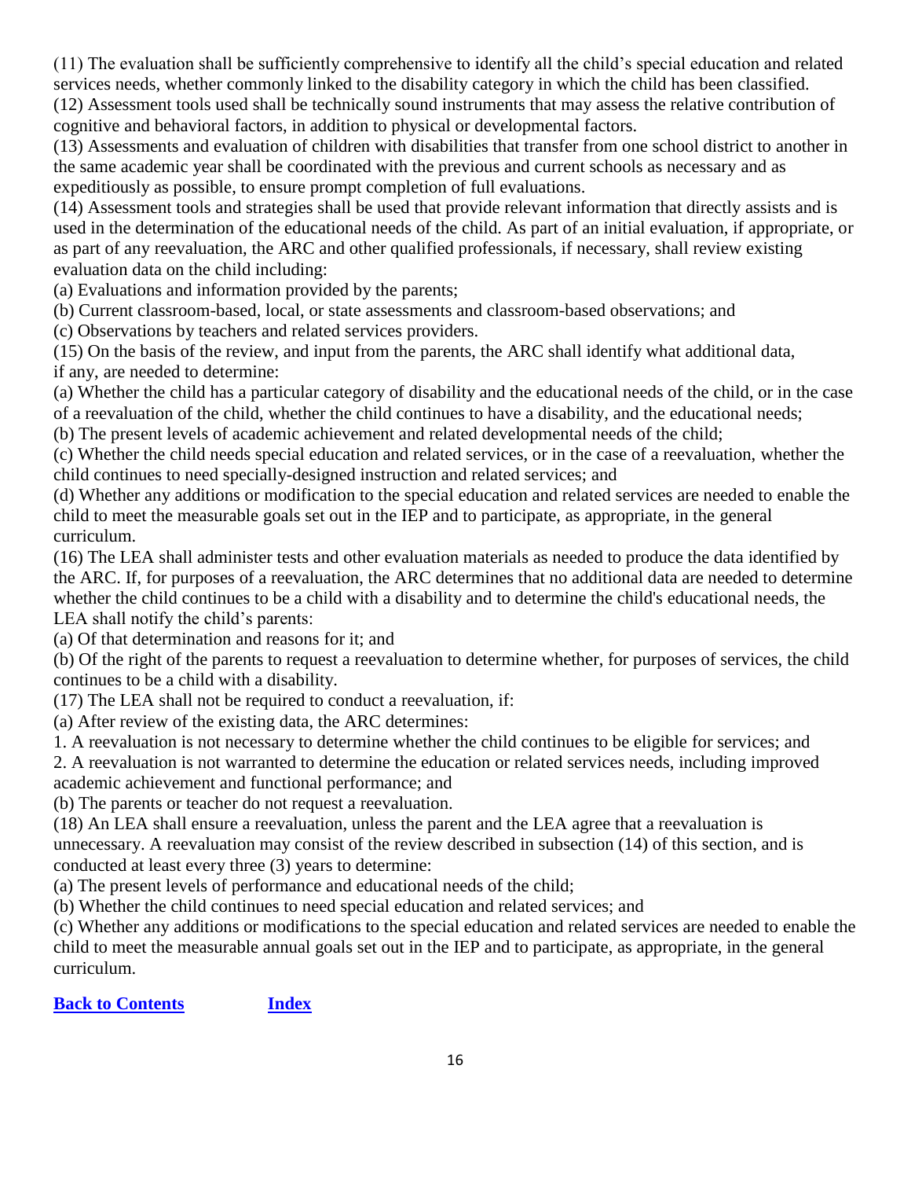(11) The evaluation shall be sufficiently comprehensive to identify all the child's special education and related services needs, whether commonly linked to the disability category in which the child has been classified.
(12) Assessment tools used shall be technically sound instruments that may assess the relative contribution of cognitive and behavioral factors, in addition to physical or developmental factors.
(13) Assessments and evaluation of children with disabilities that transfer from one school district to another in the same academic year shall be coordinated with the previous and current schools as necessary and as expeditiously as possible, to ensure prompt completion of full evaluations.
(14) Assessment tools and strategies shall be used that provide relevant information that directly assists and is used in the determination of the educational needs of the child. As part of an initial evaluation, if appropriate, or as part of any reevaluation, the ARC and other qualified professionals, if necessary, shall review existing evaluation data on the child including:
(a) Evaluations and information provided by the parents;
(b) Current classroom-based, local, or state assessments and classroom-based observations; and
(c) Observations by teachers and related services providers.
(15) On the basis of the review, and input from the parents, the ARC shall identify what additional data, if any, are needed to determine:
(a) Whether the child has a particular category of disability and the educational needs of the child, or in the case of a reevaluation of the child, whether the child continues to have a disability, and the educational needs;
(b) The present levels of academic achievement and related developmental needs of the child;
(c) Whether the child needs special education and related services, or in the case of a reevaluation, whether the child continues to need specially-designed instruction and related services; and
(d) Whether any additions or modification to the special education and related services are needed to enable the child to meet the measurable goals set out in the IEP and to participate, as appropriate, in the general curriculum.
(16) The LEA shall administer tests and other evaluation materials as needed to produce the data identified by the ARC. If, for purposes of a reevaluation, the ARC determines that no additional data are needed to determine whether the child continues to be a child with a disability and to determine the child's educational needs, the LEA shall notify the child's parents:
(a) Of that determination and reasons for it; and
(b) Of the right of the parents to request a reevaluation to determine whether, for purposes of services, the child continues to be a child with a disability.
(17) The LEA shall not be required to conduct a reevaluation, if:
(a) After review of the existing data, the ARC determines:
1. A reevaluation is not necessary to determine whether the child continues to be eligible for services; and
2. A reevaluation is not warranted to determine the education or related services needs, including improved academic achievement and functional performance; and
(b) The parents or teacher do not request a reevaluation.
(18) An LEA shall ensure a reevaluation, unless the parent and the LEA agree that a reevaluation is unnecessary. A reevaluation may consist of the review described in subsection (14) of this section, and is conducted at least every three (3) years to determine:
(a) The present levels of performance and educational needs of the child;
(b) Whether the child continues to need special education and related services; and
(c) Whether any additions or modifications to the special education and related services are needed to enable the child to meet the measurable annual goals set out in the IEP and to participate, as appropriate, in the general curriculum.

**Back to Contents** **Index**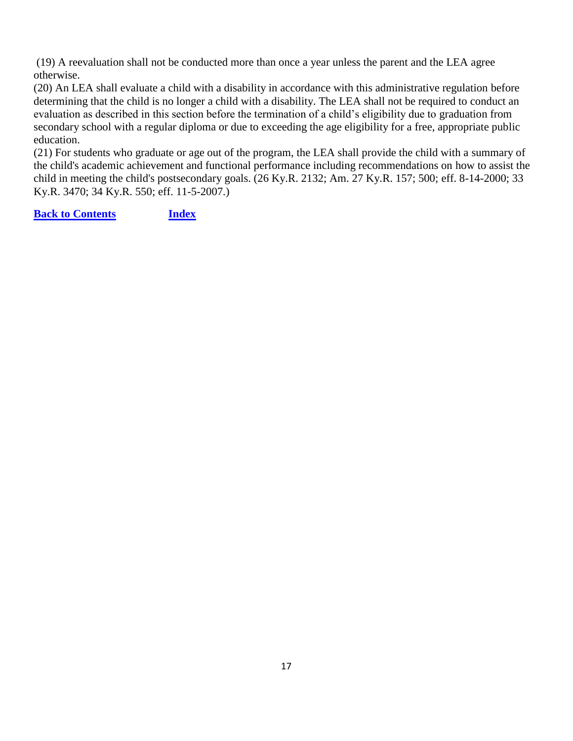(19) A reevaluation shall not be conducted more than once a year unless the parent and the LEA agree otherwise.

(20) An LEA shall evaluate a child with a disability in accordance with this administrative regulation before determining that the child is no longer a child with a disability. The LEA shall not be required to conduct an evaluation as described in this section before the termination of a child's eligibility due to graduation from secondary school with a regular diploma or due to exceeding the age eligibility for a free, appropriate public education.

(21) For students who graduate or age out of the program, the LEA shall provide the child with a summary of the child's academic achievement and functional performance including recommendations on how to assist the child in meeting the child's postsecondary goals. (26 Ky.R. 2132; Am. 27 Ky.R. 157; 500; eff. 8-14-2000; 33 Ky.R. 3470; 34 Ky.R. 550; eff. 11-5-2007.)

**Back to Contents** **Index**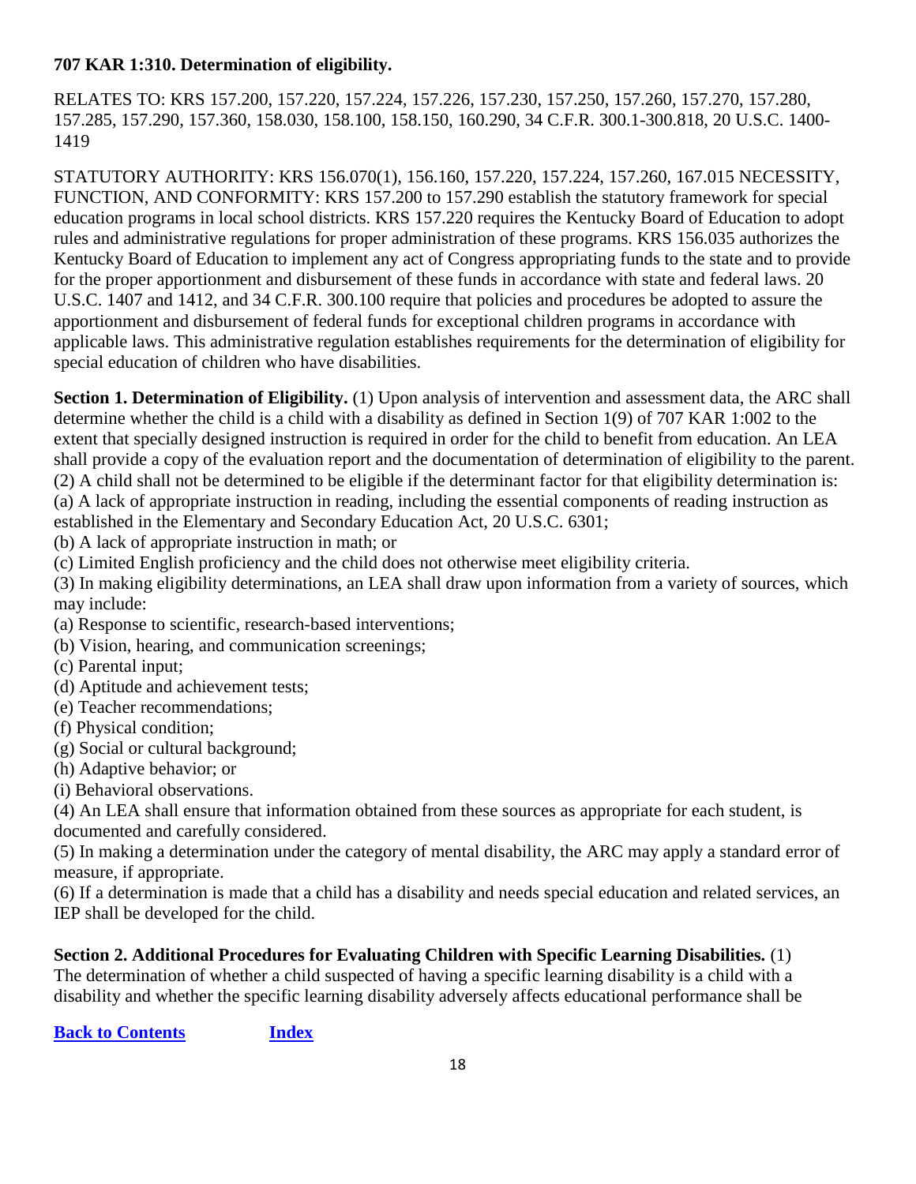**707 KAR 1:310. Determination of eligibility.**

RELATES TO: KRS 157.200, 157.220, 157.224, 157.226, 157.230, 157.250, 157.260, 157.270, 157.280, 157.285, 157.290, 157.360, 158.030, 158.100, 158.150, 160.290, 34 C.F.R. 300.1-300.818, 20 U.S.C. 1400-1419

STATUTORY AUTHORITY: KRS 156.070(1), 156.160, 157.220, 157.224, 157.260, 167.015 NECESSITY, FUNCTION, AND CONFORMITY: KRS 157.200 to 157.290 establish the statutory framework for special education programs in local school districts. KRS 157.220 requires the Kentucky Board of Education to adopt rules and administrative regulations for proper administration of these programs. KRS 156.035 authorizes the Kentucky Board of Education to implement any act of Congress appropriating funds to the state and to provide for the proper apportionment and disbursement of these funds in accordance with state and federal laws. 20 U.S.C. 1407 and 1412, and 34 C.F.R. 300.100 require that policies and procedures be adopted to assure the apportionment and disbursement of federal funds for exceptional children programs in accordance with applicable laws. This administrative regulation establishes requirements for the determination of eligibility for special education of children who have disabilities.

**Section 1. Determination of Eligibility.** (1) Upon analysis of intervention and assessment data, the ARC shall determine whether the child is a child with a disability as defined in Section 1(9) of 707 KAR 1:002 to the extent that specially designed instruction is required in order for the child to benefit from education. An LEA shall provide a copy of the evaluation report and the documentation of determination of eligibility to the parent.
(2) A child shall not be determined to be eligible if the determinant factor for that eligibility determination is:
(a) A lack of appropriate instruction in reading, including the essential components of reading instruction as established in the Elementary and Secondary Education Act, 20 U.S.C. 6301;
(b) A lack of appropriate instruction in math; or
(c) Limited English proficiency and the child does not otherwise meet eligibility criteria.
(3) In making eligibility determinations, an LEA shall draw upon information from a variety of sources, which may include:
(a) Response to scientific, research-based interventions;
(b) Vision, hearing, and communication screenings;
(c) Parental input;
(d) Aptitude and achievement tests;
(e) Teacher recommendations;
(f) Physical condition;
(g) Social or cultural background;
(h) Adaptive behavior; or
(i) Behavioral observations.
(4) An LEA shall ensure that information obtained from these sources as appropriate for each student, is documented and carefully considered.
(5) In making a determination under the category of mental disability, the ARC may apply a standard error of measure, if appropriate.
(6) If a determination is made that a child has a disability and needs special education and related services, an IEP shall be developed for the child.

**Section 2. Additional Procedures for Evaluating Children with Specific Learning Disabilities.** (1) The determination of whether a child suspected of having a specific learning disability is a child with a disability and whether the specific learning disability adversely affects educational performance shall be

**Back to Contents** **Index**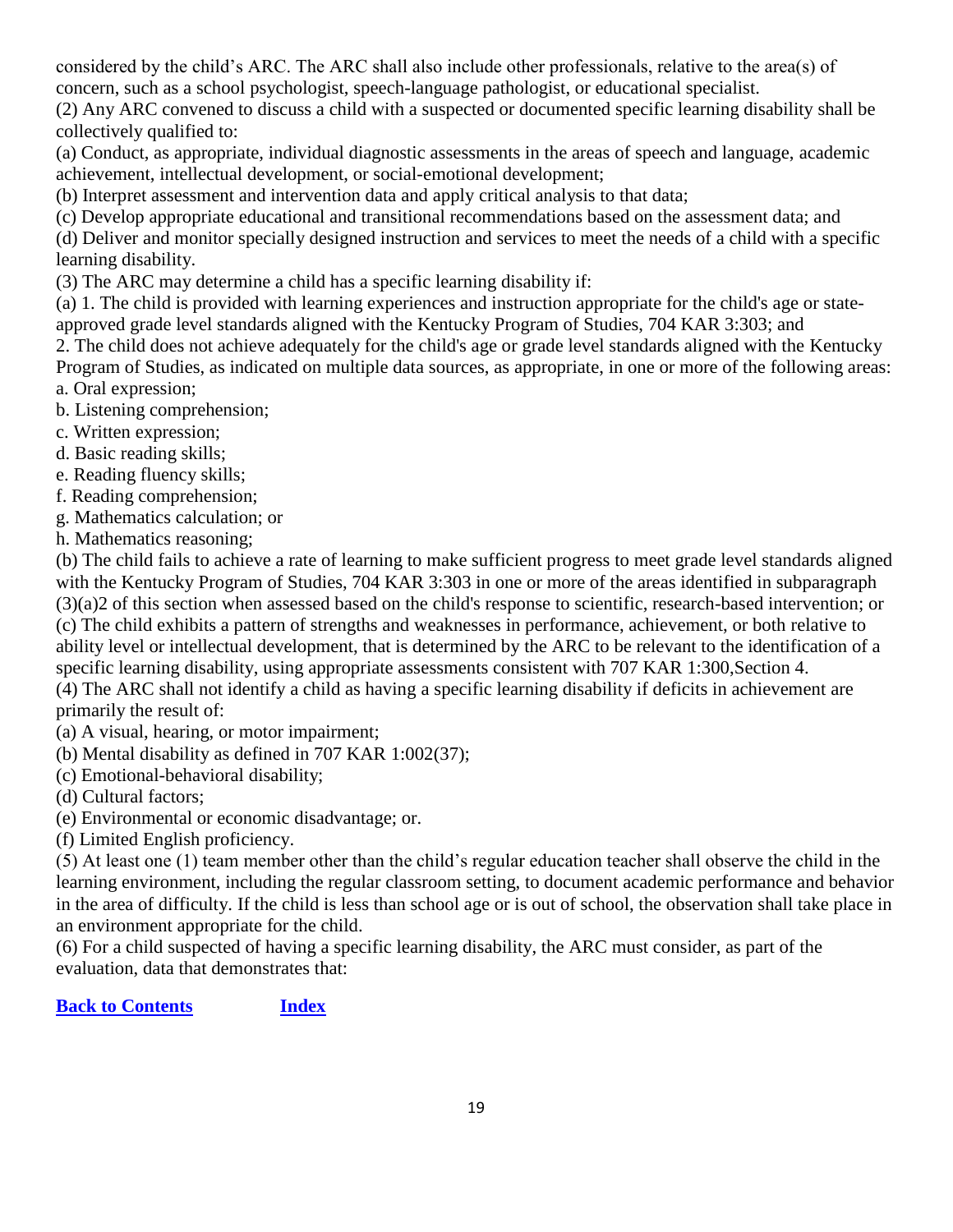considered by the child's ARC. The ARC shall also include other professionals, relative to the area(s) of concern, such as a school psychologist, speech-language pathologist, or educational specialist.

(2) Any ARC convened to discuss a child with a suspected or documented specific learning disability shall be collectively qualified to:

(a) Conduct, as appropriate, individual diagnostic assessments in the areas of speech and language, academic achievement, intellectual development, or social-emotional development;

(b) Interpret assessment and intervention data and apply critical analysis to that data;

(c) Develop appropriate educational and transitional recommendations based on the assessment data; and

(d) Deliver and monitor specially designed instruction and services to meet the needs of a child with a specific learning disability.

(3) The ARC may determine a child has a specific learning disability if:

(a) 1. The child is provided with learning experiences and instruction appropriate for the child's age or state-approved grade level standards aligned with the Kentucky Program of Studies, 704 KAR 3:303; and

2. The child does not achieve adequately for the child's age or grade level standards aligned with the Kentucky Program of Studies, as indicated on multiple data sources, as appropriate, in one or more of the following areas:

a. Oral expression;

b. Listening comprehension;

c. Written expression;

d. Basic reading skills;

e. Reading fluency skills;

f. Reading comprehension;

g. Mathematics calculation; or

h. Mathematics reasoning;

(b) The child fails to achieve a rate of learning to make sufficient progress to meet grade level standards aligned with the Kentucky Program of Studies, 704 KAR 3:303 in one or more of the areas identified in subparagraph (3)(a)2 of this section when assessed based on the child's response to scientific, research-based intervention; or

(c) The child exhibits a pattern of strengths and weaknesses in performance, achievement, or both relative to ability level or intellectual development, that is determined by the ARC to be relevant to the identification of a specific learning disability, using appropriate assessments consistent with 707 KAR 1:300,Section 4.

(4) The ARC shall not identify a child as having a specific learning disability if deficits in achievement are primarily the result of:

(a) A visual, hearing, or motor impairment;

(b) Mental disability as defined in 707 KAR 1:002(37);

(c) Emotional-behavioral disability;

(d) Cultural factors;

(e) Environmental or economic disadvantage; or.

(f) Limited English proficiency.

(5) At least one (1) team member other than the child's regular education teacher shall observe the child in the learning environment, including the regular classroom setting, to document academic performance and behavior in the area of difficulty. If the child is less than school age or is out of school, the observation shall take place in an environment appropriate for the child.

(6) For a child suspected of having a specific learning disability, the ARC must consider, as part of the evaluation, data that demonstrates that:

**Back to Contents** **Index**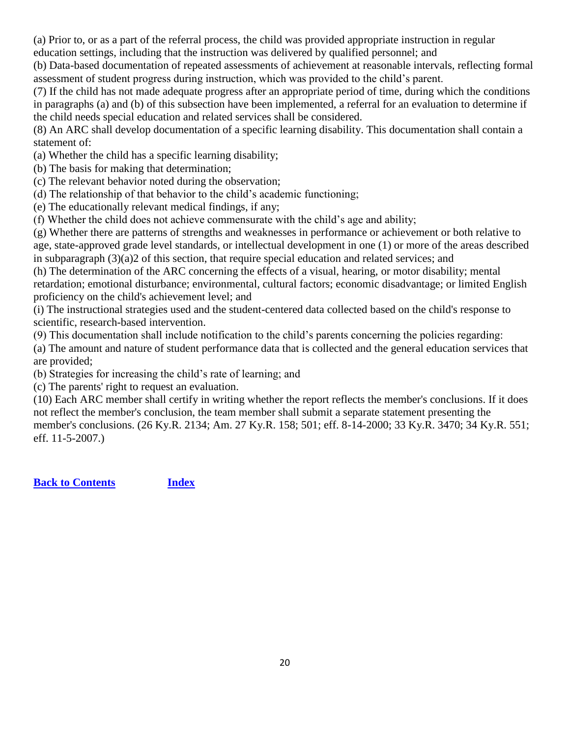(a) Prior to, or as a part of the referral process, the child was provided appropriate instruction in regular education settings, including that the instruction was delivered by qualified personnel; and

(b) Data-based documentation of repeated assessments of achievement at reasonable intervals, reflecting formal assessment of student progress during instruction, which was provided to the child's parent.

(7) If the child has not made adequate progress after an appropriate period of time, during which the conditions in paragraphs (a) and (b) of this subsection have been implemented, a referral for an evaluation to determine if the child needs special education and related services shall be considered.

(8) An ARC shall develop documentation of a specific learning disability. This documentation shall contain a statement of:

(a) Whether the child has a specific learning disability;

(b) The basis for making that determination;

(c) The relevant behavior noted during the observation;

(d) The relationship of that behavior to the child's academic functioning;

(e) The educationally relevant medical findings, if any;

(f) Whether the child does not achieve commensurate with the child's age and ability;

(g) Whether there are patterns of strengths and weaknesses in performance or achievement or both relative to age, state-approved grade level standards, or intellectual development in one (1) or more of the areas described in subparagraph (3)(a)2 of this section, that require special education and related services; and

(h) The determination of the ARC concerning the effects of a visual, hearing, or motor disability; mental retardation; emotional disturbance; environmental, cultural factors; economic disadvantage; or limited English proficiency on the child's achievement level; and

(i) The instructional strategies used and the student-centered data collected based on the child's response to scientific, research-based intervention.

(9) This documentation shall include notification to the child's parents concerning the policies regarding:

(a) The amount and nature of student performance data that is collected and the general education services that are provided;

(b) Strategies for increasing the child's rate of learning; and

(c) The parents' right to request an evaluation.

(10) Each ARC member shall certify in writing whether the report reflects the member's conclusions. If it does not reflect the member's conclusion, the team member shall submit a separate statement presenting the member's conclusions. (26 Ky.R. 2134; Am. 27 Ky.R. 158; 501; eff. 8-14-2000; 33 Ky.R. 3470; 34 Ky.R. 551; eff. 11-5-2007.)

**Back to Contents** **Index**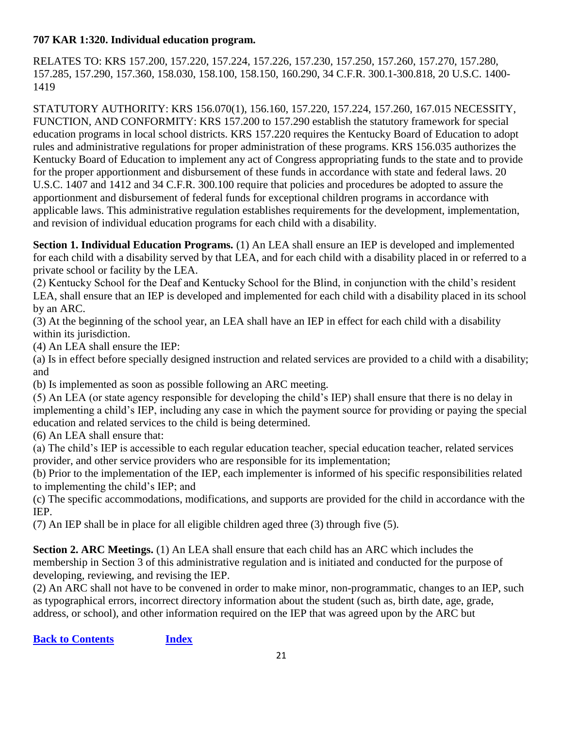**707 KAR 1:320. Individual education program.**

RELATES TO: KRS 157.200, 157.220, 157.224, 157.226, 157.230, 157.250, 157.260, 157.270, 157.280, 157.285, 157.290, 157.360, 158.030, 158.100, 158.150, 160.290, 34 C.F.R. 300.1-300.818, 20 U.S.C. 1400-1419

STATUTORY AUTHORITY: KRS 156.070(1), 156.160, 157.220, 157.224, 157.260, 167.015 NECESSITY, FUNCTION, AND CONFORMITY: KRS 157.200 to 157.290 establish the statutory framework for special education programs in local school districts. KRS 157.220 requires the Kentucky Board of Education to adopt rules and administrative regulations for proper administration of these programs. KRS 156.035 authorizes the Kentucky Board of Education to implement any act of Congress appropriating funds to the state and to provide for the proper apportionment and disbursement of these funds in accordance with state and federal laws. 20 U.S.C. 1407 and 1412 and 34 C.F.R. 300.100 require that policies and procedures be adopted to assure the apportionment and disbursement of federal funds for exceptional children programs in accordance with applicable laws. This administrative regulation establishes requirements for the development, implementation, and revision of individual education programs for each child with a disability.

**Section 1. Individual Education Programs.** (1) An LEA shall ensure an IEP is developed and implemented for each child with a disability served by that LEA, and for each child with a disability placed in or referred to a private school or facility by the LEA.
(2) Kentucky School for the Deaf and Kentucky School for the Blind, in conjunction with the child's resident LEA, shall ensure that an IEP is developed and implemented for each child with a disability placed in its school by an ARC.
(3) At the beginning of the school year, an LEA shall have an IEP in effect for each child with a disability within its jurisdiction.
(4) An LEA shall ensure the IEP:
(a) Is in effect before specially designed instruction and related services are provided to a child with a disability; and
(b) Is implemented as soon as possible following an ARC meeting.
(5) An LEA (or state agency responsible for developing the child's IEP) shall ensure that there is no delay in implementing a child's IEP, including any case in which the payment source for providing or paying the special education and related services to the child is being determined.
(6) An LEA shall ensure that:
(a) The child's IEP is accessible to each regular education teacher, special education teacher, related services provider, and other service providers who are responsible for its implementation;
(b) Prior to the implementation of the IEP, each implementer is informed of his specific responsibilities related to implementing the child's IEP; and
(c) The specific accommodations, modifications, and supports are provided for the child in accordance with the IEP.
(7) An IEP shall be in place for all eligible children aged three (3) through five (5).

**Section 2. ARC Meetings.** (1) An LEA shall ensure that each child has an ARC which includes the membership in Section 3 of this administrative regulation and is initiated and conducted for the purpose of developing, reviewing, and revising the IEP.
(2) An ARC shall not have to be convened in order to make minor, non-programmatic, changes to an IEP, such as typographical errors, incorrect directory information about the student (such as, birth date, age, grade, address, or school), and other information required on the IEP that was agreed upon by the ARC but

**Back to Contents** **Index**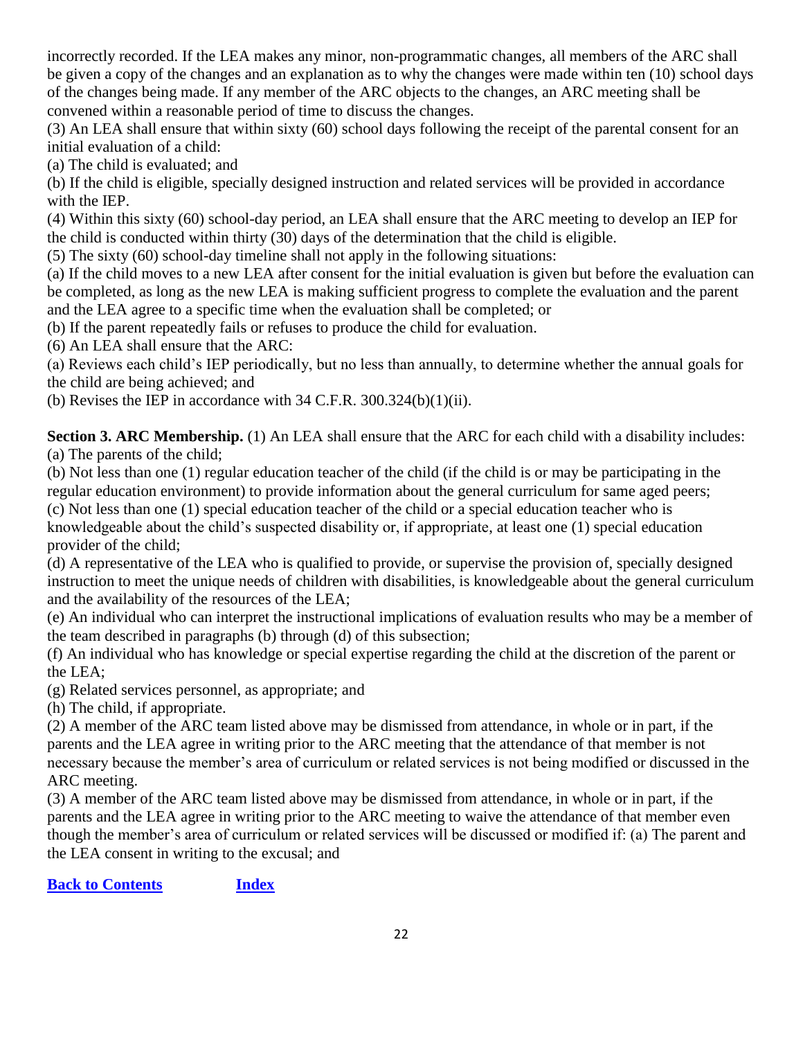incorrectly recorded. If the LEA makes any minor, non-programmatic changes, all members of the ARC shall be given a copy of the changes and an explanation as to why the changes were made within ten (10) school days of the changes being made. If any member of the ARC objects to the changes, an ARC meeting shall be convened within a reasonable period of time to discuss the changes.

(3) An LEA shall ensure that within sixty (60) school days following the receipt of the parental consent for an initial evaluation of a child:

(a) The child is evaluated; and

(b) If the child is eligible, specially designed instruction and related services will be provided in accordance with the IEP.

(4) Within this sixty (60) school-day period, an LEA shall ensure that the ARC meeting to develop an IEP for the child is conducted within thirty (30) days of the determination that the child is eligible.

(5) The sixty (60) school-day timeline shall not apply in the following situations:

(a) If the child moves to a new LEA after consent for the initial evaluation is given but before the evaluation can be completed, as long as the new LEA is making sufficient progress to complete the evaluation and the parent and the LEA agree to a specific time when the evaluation shall be completed; or

(b) If the parent repeatedly fails or refuses to produce the child for evaluation.

(6) An LEA shall ensure that the ARC:

(a) Reviews each child's IEP periodically, but no less than annually, to determine whether the annual goals for the child are being achieved; and

(b) Revises the IEP in accordance with 34 C.F.R. 300.324(b)(1)(ii).

**Section 3. ARC Membership.** (1) An LEA shall ensure that the ARC for each child with a disability includes:

(a) The parents of the child;

(b) Not less than one (1) regular education teacher of the child (if the child is or may be participating in the regular education environment) to provide information about the general curriculum for same aged peers;

(c) Not less than one (1) special education teacher of the child or a special education teacher who is knowledgeable about the child's suspected disability or, if appropriate, at least one (1) special education provider of the child;

(d) A representative of the LEA who is qualified to provide, or supervise the provision of, specially designed instruction to meet the unique needs of children with disabilities, is knowledgeable about the general curriculum and the availability of the resources of the LEA;

(e) An individual who can interpret the instructional implications of evaluation results who may be a member of the team described in paragraphs (b) through (d) of this subsection;

(f) An individual who has knowledge or special expertise regarding the child at the discretion of the parent or the LEA;

(g) Related services personnel, as appropriate; and

(h) The child, if appropriate.

(2) A member of the ARC team listed above may be dismissed from attendance, in whole or in part, if the parents and the LEA agree in writing prior to the ARC meeting that the attendance of that member is not necessary because the member's area of curriculum or related services is not being modified or discussed in the ARC meeting.

(3) A member of the ARC team listed above may be dismissed from attendance, in whole or in part, if the parents and the LEA agree in writing prior to the ARC meeting to waive the attendance of that member even though the member's area of curriculum or related services will be discussed or modified if: (a) The parent and the LEA consent in writing to the excusal; and

**Back to Contents** **Index**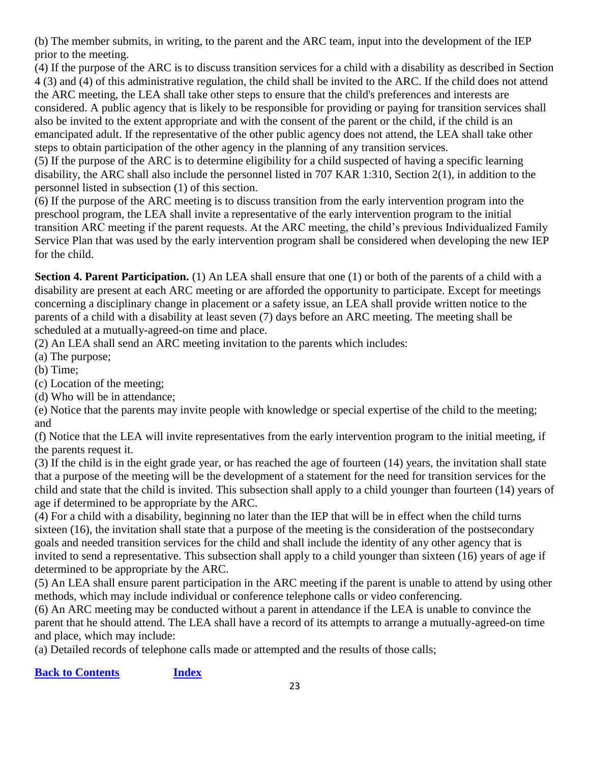(b) The member submits, in writing, to the parent and the ARC team, input into the development of the IEP prior to the meeting.

(4) If the purpose of the ARC is to discuss transition services for a child with a disability as described in Section 4 (3) and (4) of this administrative regulation, the child shall be invited to the ARC. If the child does not attend the ARC meeting, the LEA shall take other steps to ensure that the child's preferences and interests are considered. A public agency that is likely to be responsible for providing or paying for transition services shall also be invited to the extent appropriate and with the consent of the parent or the child, if the child is an emancipated adult. If the representative of the other public agency does not attend, the LEA shall take other steps to obtain participation of the other agency in the planning of any transition services.

(5) If the purpose of the ARC is to determine eligibility for a child suspected of having a specific learning disability, the ARC shall also include the personnel listed in 707 KAR 1:310, Section 2(1), in addition to the personnel listed in subsection (1) of this section.

(6) If the purpose of the ARC meeting is to discuss transition from the early intervention program into the preschool program, the LEA shall invite a representative of the early intervention program to the initial transition ARC meeting if the parent requests. At the ARC meeting, the child's previous Individualized Family Service Plan that was used by the early intervention program shall be considered when developing the new IEP for the child.

**Section 4. Parent Participation.** (1) An LEA shall ensure that one (1) or both of the parents of a child with a disability are present at each ARC meeting or are afforded the opportunity to participate. Except for meetings concerning a disciplinary change in placement or a safety issue, an LEA shall provide written notice to the parents of a child with a disability at least seven (7) days before an ARC meeting. The meeting shall be scheduled at a mutually-agreed-on time and place.

(2) An LEA shall send an ARC meeting invitation to the parents which includes:

(a) The purpose;

(b) Time;

(c) Location of the meeting;

(d) Who will be in attendance;

(e) Notice that the parents may invite people with knowledge or special expertise of the child to the meeting; and

(f) Notice that the LEA will invite representatives from the early intervention program to the initial meeting, if the parents request it.

(3) If the child is in the eight grade year, or has reached the age of fourteen (14) years, the invitation shall state that a purpose of the meeting will be the development of a statement for the need for transition services for the child and state that the child is invited. This subsection shall apply to a child younger than fourteen (14) years of age if determined to be appropriate by the ARC.

(4) For a child with a disability, beginning no later than the IEP that will be in effect when the child turns sixteen (16), the invitation shall state that a purpose of the meeting is the consideration of the postsecondary goals and needed transition services for the child and shall include the identity of any other agency that is invited to send a representative. This subsection shall apply to a child younger than sixteen (16) years of age if determined to be appropriate by the ARC.

(5) An LEA shall ensure parent participation in the ARC meeting if the parent is unable to attend by using other methods, which may include individual or conference telephone calls or video conferencing.

(6) An ARC meeting may be conducted without a parent in attendance if the LEA is unable to convince the parent that he should attend. The LEA shall have a record of its attempts to arrange a mutually-agreed-on time and place, which may include:

(a) Detailed records of telephone calls made or attempted and the results of those calls;

**Back to Contents** **Index**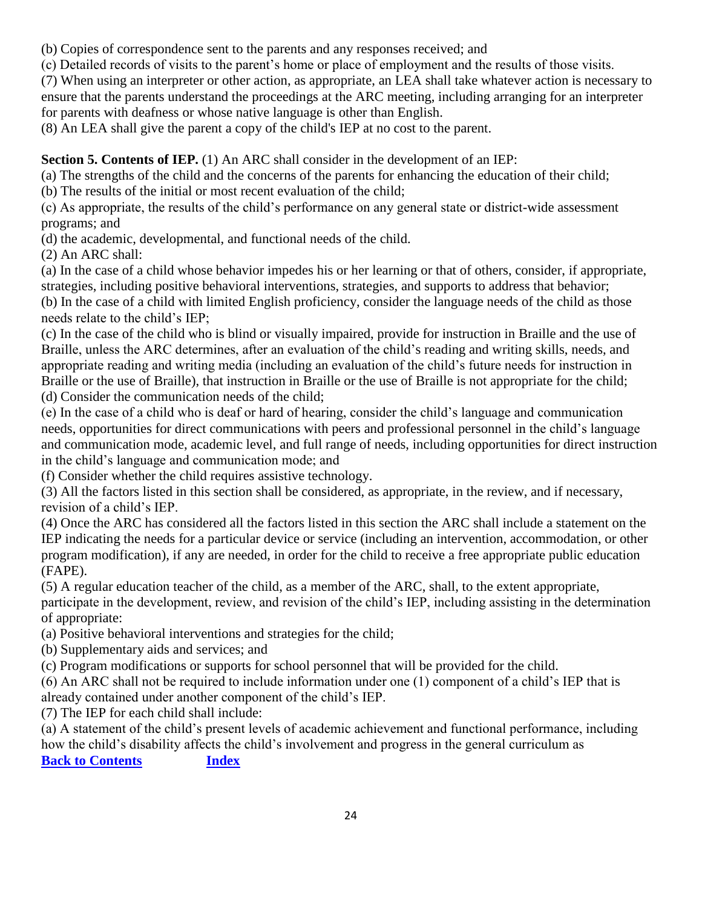(b) Copies of correspondence sent to the parents and any responses received; and

(c) Detailed records of visits to the parent's home or place of employment and the results of those visits.

(7) When using an interpreter or other action, as appropriate, an LEA shall take whatever action is necessary to ensure that the parents understand the proceedings at the ARC meeting, including arranging for an interpreter for parents with deafness or whose native language is other than English.

(8) An LEA shall give the parent a copy of the child's IEP at no cost to the parent.

**Section 5. Contents of IEP.** (1) An ARC shall consider in the development of an IEP:

(a) The strengths of the child and the concerns of the parents for enhancing the education of their child;

(b) The results of the initial or most recent evaluation of the child;

(c) As appropriate, the results of the child's performance on any general state or district-wide assessment programs; and

(d) the academic, developmental, and functional needs of the child.

(2) An ARC shall:

(a) In the case of a child whose behavior impedes his or her learning or that of others, consider, if appropriate, strategies, including positive behavioral interventions, strategies, and supports to address that behavior;

(b) In the case of a child with limited English proficiency, consider the language needs of the child as those needs relate to the child's IEP;

(c) In the case of the child who is blind or visually impaired, provide for instruction in Braille and the use of Braille, unless the ARC determines, after an evaluation of the child's reading and writing skills, needs, and appropriate reading and writing media (including an evaluation of the child's future needs for instruction in Braille or the use of Braille), that instruction in Braille or the use of Braille is not appropriate for the child;

(d) Consider the communication needs of the child;

(e) In the case of a child who is deaf or hard of hearing, consider the child's language and communication needs, opportunities for direct communications with peers and professional personnel in the child's language and communication mode, academic level, and full range of needs, including opportunities for direct instruction in the child's language and communication mode; and

(f) Consider whether the child requires assistive technology.

(3) All the factors listed in this section shall be considered, as appropriate, in the review, and if necessary, revision of a child's IEP.

(4) Once the ARC has considered all the factors listed in this section the ARC shall include a statement on the IEP indicating the needs for a particular device or service (including an intervention, accommodation, or other program modification), if any are needed, in order for the child to receive a free appropriate public education (FAPE).

(5) A regular education teacher of the child, as a member of the ARC, shall, to the extent appropriate, participate in the development, review, and revision of the child's IEP, including assisting in the determination of appropriate:

(a) Positive behavioral interventions and strategies for the child;

(b) Supplementary aids and services; and

(c) Program modifications or supports for school personnel that will be provided for the child.

(6) An ARC shall not be required to include information under one (1) component of a child's IEP that is already contained under another component of the child's IEP.

(7) The IEP for each child shall include:

(a) A statement of the child's present levels of academic achievement and functional performance, including how the child's disability affects the child's involvement and progress in the general curriculum as

**Back to Contents** **Index**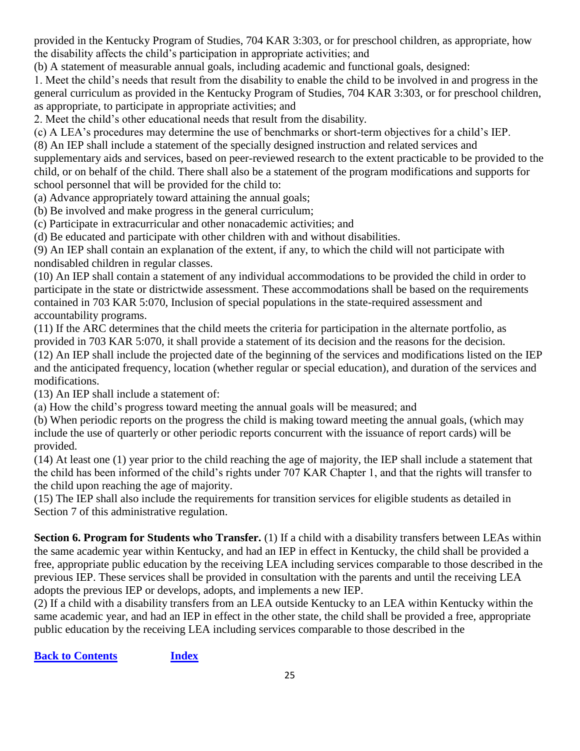provided in the Kentucky Program of Studies, 704 KAR 3:303, or for preschool children, as appropriate, how the disability affects the child's participation in appropriate activities; and

(b) A statement of measurable annual goals, including academic and functional goals, designed:

1. Meet the child's needs that result from the disability to enable the child to be involved in and progress in the general curriculum as provided in the Kentucky Program of Studies, 704 KAR 3:303, or for preschool children, as appropriate, to participate in appropriate activities; and

2. Meet the child's other educational needs that result from the disability.

(c) A LEA's procedures may determine the use of benchmarks or short-term objectives for a child's IEP.

(8) An IEP shall include a statement of the specially designed instruction and related services and supplementary aids and services, based on peer-reviewed research to the extent practicable to be provided to the child, or on behalf of the child. There shall also be a statement of the program modifications and supports for school personnel that will be provided for the child to:

(a) Advance appropriately toward attaining the annual goals;

(b) Be involved and make progress in the general curriculum;

(c) Participate in extracurricular and other nonacademic activities; and

(d) Be educated and participate with other children with and without disabilities.

(9) An IEP shall contain an explanation of the extent, if any, to which the child will not participate with nondisabled children in regular classes.

(10) An IEP shall contain a statement of any individual accommodations to be provided the child in order to participate in the state or districtwide assessment. These accommodations shall be based on the requirements contained in 703 KAR 5:070, Inclusion of special populations in the state-required assessment and accountability programs.

(11) If the ARC determines that the child meets the criteria for participation in the alternate portfolio, as provided in 703 KAR 5:070, it shall provide a statement of its decision and the reasons for the decision.

(12) An IEP shall include the projected date of the beginning of the services and modifications listed on the IEP and the anticipated frequency, location (whether regular or special education), and duration of the services and modifications.

(13) An IEP shall include a statement of:

(a) How the child's progress toward meeting the annual goals will be measured; and

(b) When periodic reports on the progress the child is making toward meeting the annual goals, (which may include the use of quarterly or other periodic reports concurrent with the issuance of report cards) will be provided.

(14) At least one (1) year prior to the child reaching the age of majority, the IEP shall include a statement that the child has been informed of the child's rights under 707 KAR Chapter 1, and that the rights will transfer to the child upon reaching the age of majority.

(15) The IEP shall also include the requirements for transition services for eligible students as detailed in Section 7 of this administrative regulation.

**Section 6. Program for Students who Transfer.** (1) If a child with a disability transfers between LEAs within the same academic year within Kentucky, and had an IEP in effect in Kentucky, the child shall be provided a free, appropriate public education by the receiving LEA including services comparable to those described in the previous IEP. These services shall be provided in consultation with the parents and until the receiving LEA adopts the previous IEP or develops, adopts, and implements a new IEP.

(2) If a child with a disability transfers from an LEA outside Kentucky to an LEA within Kentucky within the same academic year, and had an IEP in effect in the other state, the child shall be provided a free, appropriate public education by the receiving LEA including services comparable to those described in the

[Back to Contents](#) [Index](#)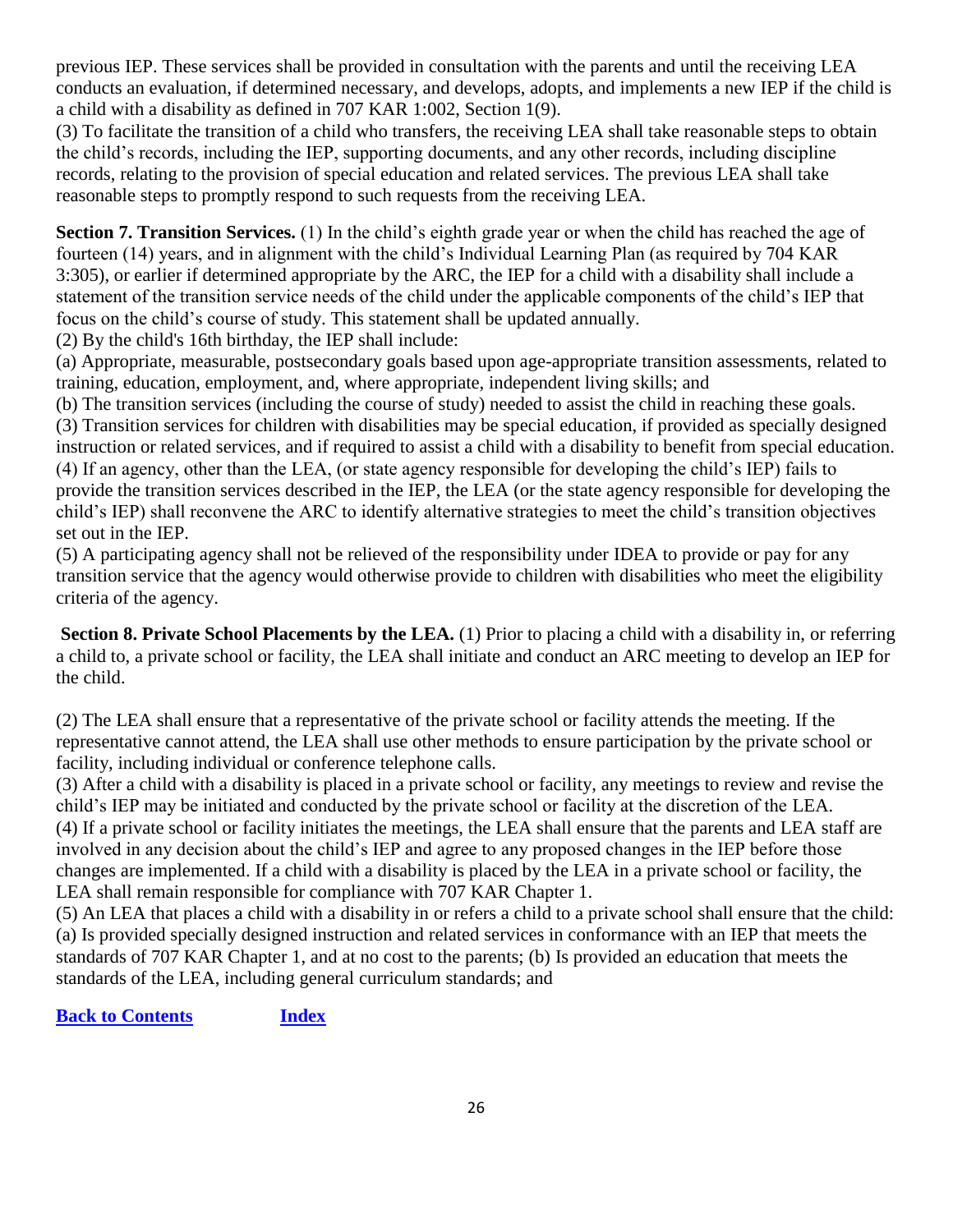previous IEP. These services shall be provided in consultation with the parents and until the receiving LEA conducts an evaluation, if determined necessary, and develops, adopts, and implements a new IEP if the child is a child with a disability as defined in 707 KAR 1:002, Section 1(9).
(3) To facilitate the transition of a child who transfers, the receiving LEA shall take reasonable steps to obtain the child's records, including the IEP, supporting documents, and any other records, including discipline records, relating to the provision of special education and related services. The previous LEA shall take reasonable steps to promptly respond to such requests from the receiving LEA.

**Section 7. Transition Services.** (1) In the child's eighth grade year or when the child has reached the age of fourteen (14) years, and in alignment with the child's Individual Learning Plan (as required by 704 KAR 3:305), or earlier if determined appropriate by the ARC, the IEP for a child with a disability shall include a statement of the transition service needs of the child under the applicable components of the child's IEP that focus on the child's course of study. This statement shall be updated annually.
(2) By the child's 16th birthday, the IEP shall include:
(a) Appropriate, measurable, postsecondary goals based upon age-appropriate transition assessments, related to training, education, employment, and, where appropriate, independent living skills; and
(b) The transition services (including the course of study) needed to assist the child in reaching these goals.
(3) Transition services for children with disabilities may be special education, if provided as specially designed instruction or related services, and if required to assist a child with a disability to benefit from special education.
(4) If an agency, other than the LEA, (or state agency responsible for developing the child's IEP) fails to provide the transition services described in the IEP, the LEA (or the state agency responsible for developing the child's IEP) shall reconvene the ARC to identify alternative strategies to meet the child's transition objectives set out in the IEP.
(5) A participating agency shall not be relieved of the responsibility under IDEA to provide or pay for any transition service that the agency would otherwise provide to children with disabilities who meet the eligibility criteria of the agency.

**Section 8. Private School Placements by the LEA.** (1) Prior to placing a child with a disability in, or referring a child to, a private school or facility, the LEA shall initiate and conduct an ARC meeting to develop an IEP for the child.

(2) The LEA shall ensure that a representative of the private school or facility attends the meeting. If the representative cannot attend, the LEA shall use other methods to ensure participation by the private school or facility, including individual or conference telephone calls.
(3) After a child with a disability is placed in a private school or facility, any meetings to review and revise the child's IEP may be initiated and conducted by the private school or facility at the discretion of the LEA.
(4) If a private school or facility initiates the meetings, the LEA shall ensure that the parents and LEA staff are involved in any decision about the child's IEP and agree to any proposed changes in the IEP before those changes are implemented. If a child with a disability is placed by the LEA in a private school or facility, the LEA shall remain responsible for compliance with 707 KAR Chapter 1.
(5) An LEA that places a child with a disability in or refers a child to a private school shall ensure that the child:
(a) Is provided specially designed instruction and related services in conformance with an IEP that meets the standards of 707 KAR Chapter 1, and at no cost to the parents; (b) Is provided an education that meets the standards of the LEA, including general curriculum standards; and

**Back to Contents** **Index**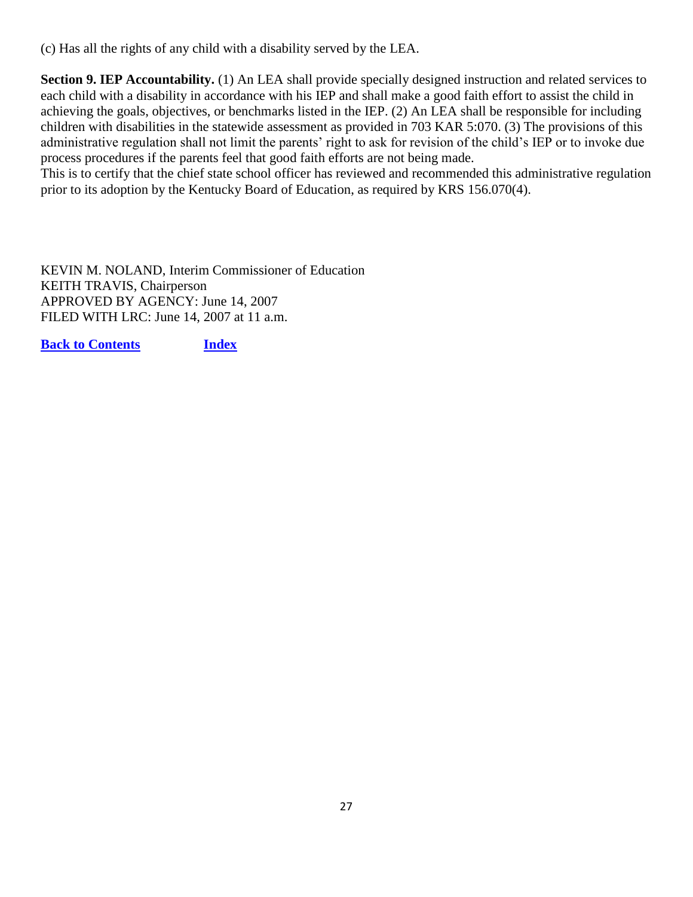(c) Has all the rights of any child with a disability served by the LEA.

**Section 9. IEP Accountability.** (1) An LEA shall provide specially designed instruction and related services to each child with a disability in accordance with his IEP and shall make a good faith effort to assist the child in achieving the goals, objectives, or benchmarks listed in the IEP. (2) An LEA shall be responsible for including children with disabilities in the statewide assessment as provided in 703 KAR 5:070. (3) The provisions of this administrative regulation shall not limit the parents' right to ask for revision of the child's IEP or to invoke due process procedures if the parents feel that good faith efforts are not being made.
This is to certify that the chief state school officer has reviewed and recommended this administrative regulation prior to its adoption by the Kentucky Board of Education, as required by KRS 156.070(4).

KEVIN M. NOLAND, Interim Commissioner of Education
KEITH TRAVIS, Chairperson
APPROVED BY AGENCY: June 14, 2007
FILED WITH LRC: June 14, 2007 at 11 a.m.

**Back to Contents** **Index**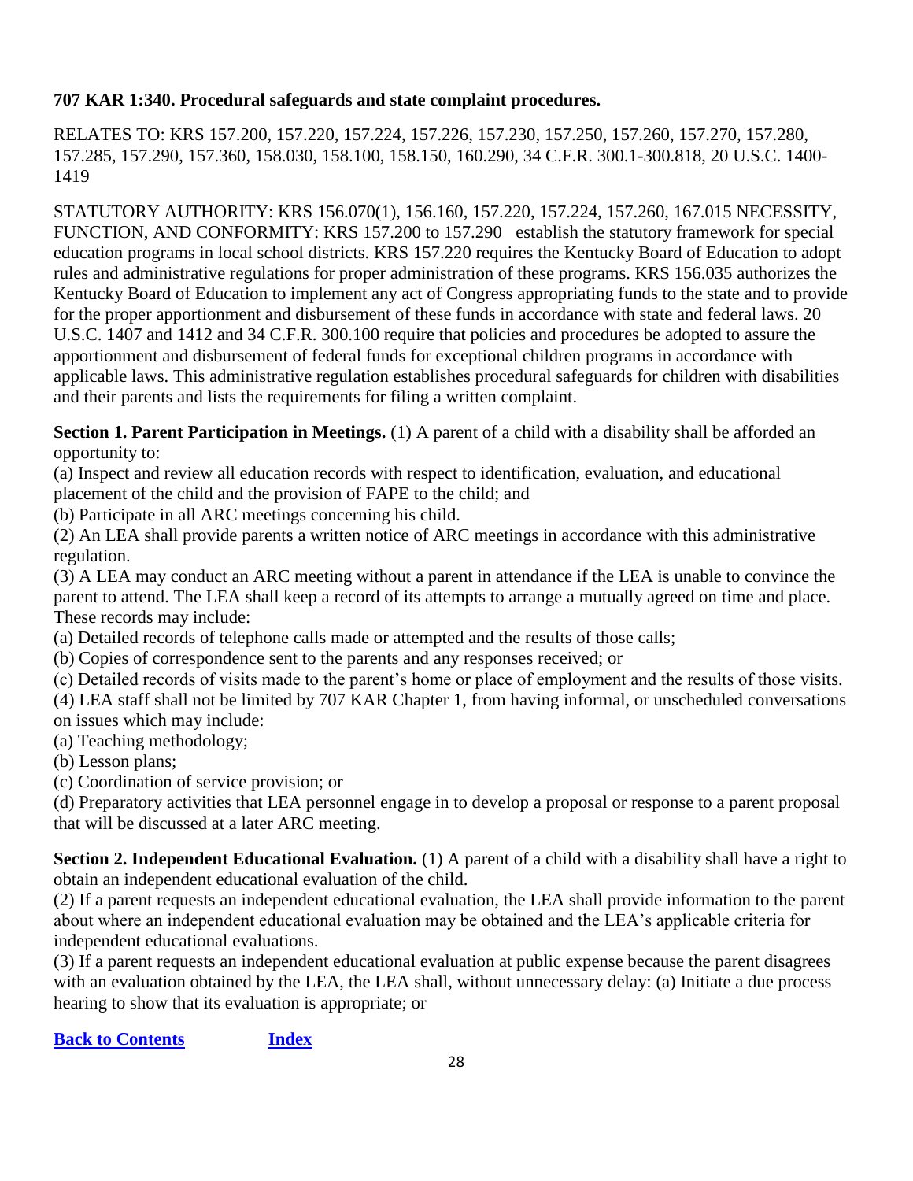**707 KAR 1:340. Procedural safeguards and state complaint procedures.**

RELATES TO: KRS 157.200, 157.220, 157.224, 157.226, 157.230, 157.250, 157.260, 157.270, 157.280, 157.285, 157.290, 157.360, 158.030, 158.100, 158.150, 160.290, 34 C.F.R. 300.1-300.818, 20 U.S.C. 1400-1419

STATUTORY AUTHORITY: KRS 156.070(1), 156.160, 157.220, 157.224, 157.260, 167.015 NECESSITY, FUNCTION, AND CONFORMITY: KRS 157.200 to 157.290 establish the statutory framework for special education programs in local school districts. KRS 157.220 requires the Kentucky Board of Education to adopt rules and administrative regulations for proper administration of these programs. KRS 156.035 authorizes the Kentucky Board of Education to implement any act of Congress appropriating funds to the state and to provide for the proper apportionment and disbursement of these funds in accordance with state and federal laws. 20 U.S.C. 1407 and 1412 and 34 C.F.R. 300.100 require that policies and procedures be adopted to assure the apportionment and disbursement of federal funds for exceptional children programs in accordance with applicable laws. This administrative regulation establishes procedural safeguards for children with disabilities and their parents and lists the requirements for filing a written complaint.

**Section 1. Parent Participation in Meetings.** (1) A parent of a child with a disability shall be afforded an opportunity to:

(a) Inspect and review all education records with respect to identification, evaluation, and educational placement of the child and the provision of FAPE to the child; and

(b) Participate in all ARC meetings concerning his child.

(2) An LEA shall provide parents a written notice of ARC meetings in accordance with this administrative regulation.

(3) A LEA may conduct an ARC meeting without a parent in attendance if the LEA is unable to convince the parent to attend. The LEA shall keep a record of its attempts to arrange a mutually agreed on time and place. These records may include:

(a) Detailed records of telephone calls made or attempted and the results of those calls;

(b) Copies of correspondence sent to the parents and any responses received; or

(c) Detailed records of visits made to the parent's home or place of employment and the results of those visits.

(4) LEA staff shall not be limited by 707 KAR Chapter 1, from having informal, or unscheduled conversations on issues which may include:

(a) Teaching methodology;

(b) Lesson plans;

(c) Coordination of service provision; or

(d) Preparatory activities that LEA personnel engage in to develop a proposal or response to a parent proposal that will be discussed at a later ARC meeting.

**Section 2. Independent Educational Evaluation.** (1) A parent of a child with a disability shall have a right to obtain an independent educational evaluation of the child.

(2) If a parent requests an independent educational evaluation, the LEA shall provide information to the parent about where an independent educational evaluation may be obtained and the LEA's applicable criteria for independent educational evaluations.

(3) If a parent requests an independent educational evaluation at public expense because the parent disagrees with an evaluation obtained by the LEA, the LEA shall, without unnecessary delay: (a) Initiate a due process hearing to show that its evaluation is appropriate; or

[Back to Contents](#) [Index](#)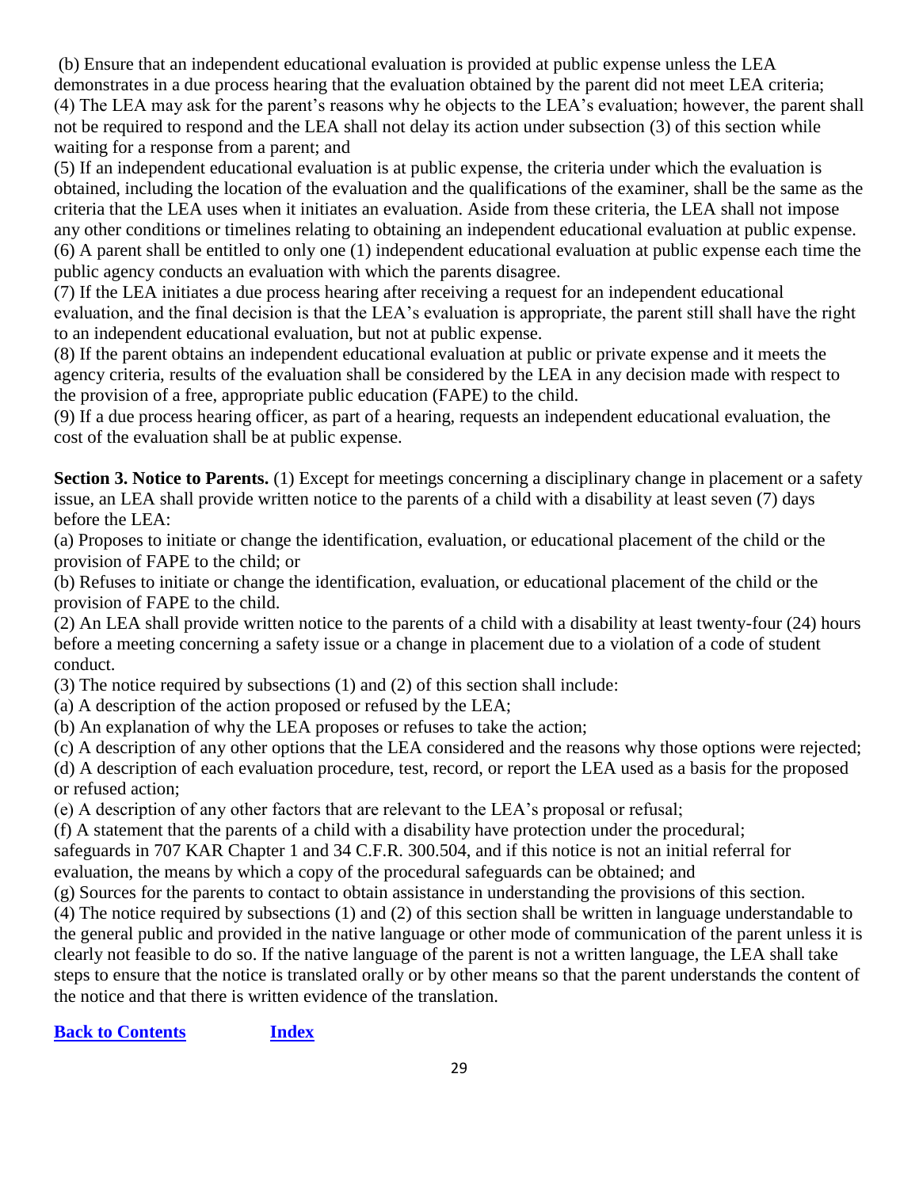(b) Ensure that an independent educational evaluation is provided at public expense unless the LEA demonstrates in a due process hearing that the evaluation obtained by the parent did not meet LEA criteria;

(4) The LEA may ask for the parent's reasons why he objects to the LEA's evaluation; however, the parent shall not be required to respond and the LEA shall not delay its action under subsection (3) of this section while waiting for a response from a parent; and

(5) If an independent educational evaluation is at public expense, the criteria under which the evaluation is obtained, including the location of the evaluation and the qualifications of the examiner, shall be the same as the criteria that the LEA uses when it initiates an evaluation. Aside from these criteria, the LEA shall not impose any other conditions or timelines relating to obtaining an independent educational evaluation at public expense.

(6) A parent shall be entitled to only one (1) independent educational evaluation at public expense each time the public agency conducts an evaluation with which the parents disagree.

(7) If the LEA initiates a due process hearing after receiving a request for an independent educational evaluation, and the final decision is that the LEA's evaluation is appropriate, the parent still shall have the right to an independent educational evaluation, but not at public expense.

(8) If the parent obtains an independent educational evaluation at public or private expense and it meets the agency criteria, results of the evaluation shall be considered by the LEA in any decision made with respect to the provision of a free, appropriate public education (FAPE) to the child.

(9) If a due process hearing officer, as part of a hearing, requests an independent educational evaluation, the cost of the evaluation shall be at public expense.

**Section 3. Notice to Parents.** (1) Except for meetings concerning a disciplinary change in placement or a safety issue, an LEA shall provide written notice to the parents of a child with a disability at least seven (7) days before the LEA:

(a) Proposes to initiate or change the identification, evaluation, or educational placement of the child or the provision of FAPE to the child; or

(b) Refuses to initiate or change the identification, evaluation, or educational placement of the child or the provision of FAPE to the child.

(2) An LEA shall provide written notice to the parents of a child with a disability at least twenty-four (24) hours before a meeting concerning a safety issue or a change in placement due to a violation of a code of student conduct.

(3) The notice required by subsections (1) and (2) of this section shall include:

(a) A description of the action proposed or refused by the LEA;

(b) An explanation of why the LEA proposes or refuses to take the action;

(c) A description of any other options that the LEA considered and the reasons why those options were rejected;

(d) A description of each evaluation procedure, test, record, or report the LEA used as a basis for the proposed or refused action;

(e) A description of any other factors that are relevant to the LEA's proposal or refusal;

(f) A statement that the parents of a child with a disability have protection under the procedural; safeguards in 707 KAR Chapter 1 and 34 C.F.R. 300.504, and if this notice is not an initial referral for evaluation, the means by which a copy of the procedural safeguards can be obtained; and

(g) Sources for the parents to contact to obtain assistance in understanding the provisions of this section.

(4) The notice required by subsections (1) and (2) of this section shall be written in language understandable to the general public and provided in the native language or other mode of communication of the parent unless it is clearly not feasible to do so. If the native language of the parent is not a written language, the LEA shall take steps to ensure that the notice is translated orally or by other means so that the parent understands the content of the notice and that there is written evidence of the translation.

**Back to Contents** **Index**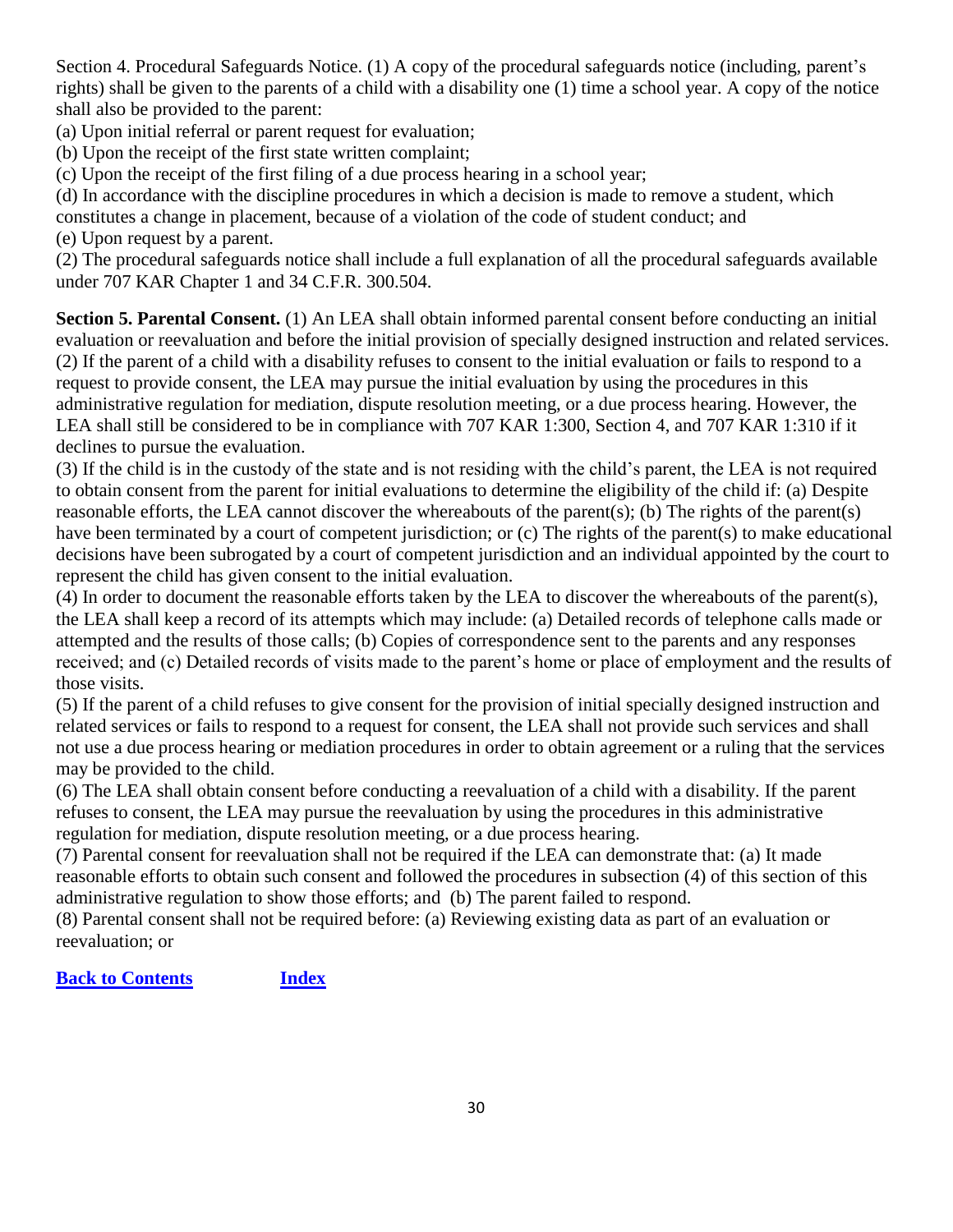Section 4. Procedural Safeguards Notice. (1) A copy of the procedural safeguards notice (including, parent's rights) shall be given to the parents of a child with a disability one (1) time a school year. A copy of the notice shall also be provided to the parent:

(a) Upon initial referral or parent request for evaluation;

(b) Upon the receipt of the first state written complaint;

(c) Upon the receipt of the first filing of a due process hearing in a school year;

(d) In accordance with the discipline procedures in which a decision is made to remove a student, which constitutes a change in placement, because of a violation of the code of student conduct; and

(e) Upon request by a parent.

(2) The procedural safeguards notice shall include a full explanation of all the procedural safeguards available under 707 KAR Chapter 1 and 34 C.F.R. 300.504.

**Section 5. Parental Consent.** (1) An LEA shall obtain informed parental consent before conducting an initial evaluation or reevaluation and before the initial provision of specially designed instruction and related services.

(2) If the parent of a child with a disability refuses to consent to the initial evaluation or fails to respond to a request to provide consent, the LEA may pursue the initial evaluation by using the procedures in this administrative regulation for mediation, dispute resolution meeting, or a due process hearing. However, the LEA shall still be considered to be in compliance with 707 KAR 1:300, Section 4, and 707 KAR 1:310 if it declines to pursue the evaluation.

(3) If the child is in the custody of the state and is not residing with the child's parent, the LEA is not required to obtain consent from the parent for initial evaluations to determine the eligibility of the child if: (a) Despite reasonable efforts, the LEA cannot discover the whereabouts of the parent(s); (b) The rights of the parent(s) have been terminated by a court of competent jurisdiction; or (c) The rights of the parent(s) to make educational decisions have been subrogated by a court of competent jurisdiction and an individual appointed by the court to represent the child has given consent to the initial evaluation.

(4) In order to document the reasonable efforts taken by the LEA to discover the whereabouts of the parent(s), the LEA shall keep a record of its attempts which may include: (a) Detailed records of telephone calls made or attempted and the results of those calls; (b) Copies of correspondence sent to the parents and any responses received; and (c) Detailed records of visits made to the parent's home or place of employment and the results of those visits.

(5) If the parent of a child refuses to give consent for the provision of initial specially designed instruction and related services or fails to respond to a request for consent, the LEA shall not provide such services and shall not use a due process hearing or mediation procedures in order to obtain agreement or a ruling that the services may be provided to the child.

(6) The LEA shall obtain consent before conducting a reevaluation of a child with a disability. If the parent refuses to consent, the LEA may pursue the reevaluation by using the procedures in this administrative regulation for mediation, dispute resolution meeting, or a due process hearing.

(7) Parental consent for reevaluation shall not be required if the LEA can demonstrate that: (a) It made reasonable efforts to obtain such consent and followed the procedures in subsection (4) of this section of this administrative regulation to show those efforts; and (b) The parent failed to respond.

(8) Parental consent shall not be required before: (a) Reviewing existing data as part of an evaluation or reevaluation; or

[Back to Contents] [Index]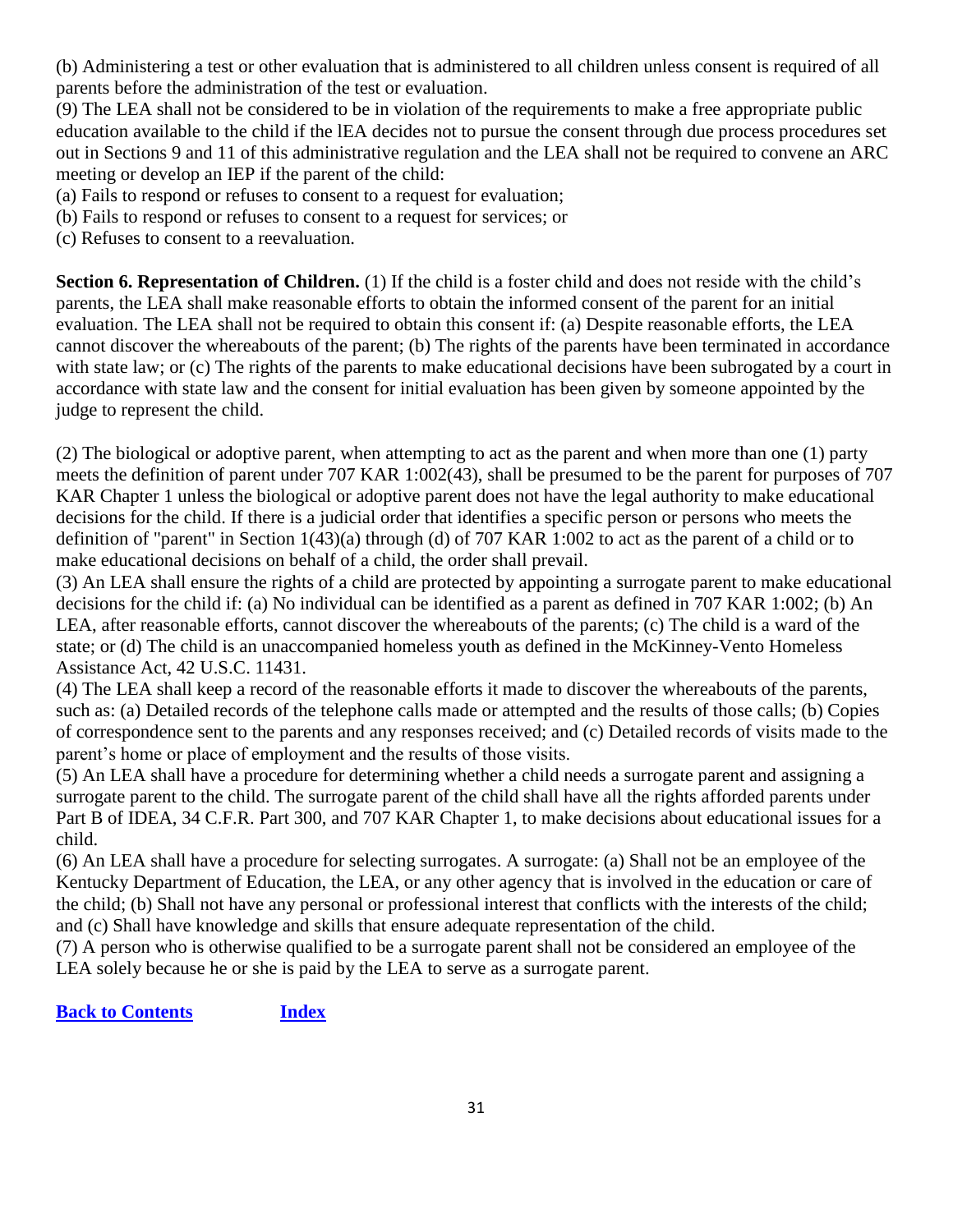(b) Administering a test or other evaluation that is administered to all children unless consent is required of all parents before the administration of the test or evaluation.

(9) The LEA shall not be considered to be in violation of the requirements to make a free appropriate public education available to the child if the lEA decides not to pursue the consent through due process procedures set out in Sections 9 and 11 of this administrative regulation and the LEA shall not be required to convene an ARC meeting or develop an IEP if the parent of the child:

(a) Fails to respond or refuses to consent to a request for evaluation;

(b) Fails to respond or refuses to consent to a request for services; or

(c) Refuses to consent to a reevaluation.

**Section 6. Representation of Children.** (1) If the child is a foster child and does not reside with the child's parents, the LEA shall make reasonable efforts to obtain the informed consent of the parent for an initial evaluation. The LEA shall not be required to obtain this consent if: (a) Despite reasonable efforts, the LEA cannot discover the whereabouts of the parent; (b) The rights of the parents have been terminated in accordance with state law; or (c) The rights of the parents to make educational decisions have been subrogated by a court in accordance with state law and the consent for initial evaluation has been given by someone appointed by the judge to represent the child.

(2) The biological or adoptive parent, when attempting to act as the parent and when more than one (1) party meets the definition of parent under 707 KAR 1:002(43), shall be presumed to be the parent for purposes of 707 KAR Chapter 1 unless the biological or adoptive parent does not have the legal authority to make educational decisions for the child. If there is a judicial order that identifies a specific person or persons who meets the definition of "parent" in Section 1(43)(a) through (d) of 707 KAR 1:002 to act as the parent of a child or to make educational decisions on behalf of a child, the order shall prevail.

(3) An LEA shall ensure the rights of a child are protected by appointing a surrogate parent to make educational decisions for the child if: (a) No individual can be identified as a parent as defined in 707 KAR 1:002; (b) An LEA, after reasonable efforts, cannot discover the whereabouts of the parents; (c) The child is a ward of the state; or (d) The child is an unaccompanied homeless youth as defined in the McKinney-Vento Homeless Assistance Act, 42 U.S.C. 11431.

(4) The LEA shall keep a record of the reasonable efforts it made to discover the whereabouts of the parents, such as: (a) Detailed records of the telephone calls made or attempted and the results of those calls; (b) Copies of correspondence sent to the parents and any responses received; and (c) Detailed records of visits made to the parent's home or place of employment and the results of those visits.

(5) An LEA shall have a procedure for determining whether a child needs a surrogate parent and assigning a surrogate parent to the child. The surrogate parent of the child shall have all the rights afforded parents under Part B of IDEA, 34 C.F.R. Part 300, and 707 KAR Chapter 1, to make decisions about educational issues for a child.

(6) An LEA shall have a procedure for selecting surrogates. A surrogate: (a) Shall not be an employee of the Kentucky Department of Education, the LEA, or any other agency that is involved in the education or care of the child; (b) Shall not have any personal or professional interest that conflicts with the interests of the child; and (c) Shall have knowledge and skills that ensure adequate representation of the child.

(7) A person who is otherwise qualified to be a surrogate parent shall not be considered an employee of the LEA solely because he or she is paid by the LEA to serve as a surrogate parent.

**Back to Contents** **Index**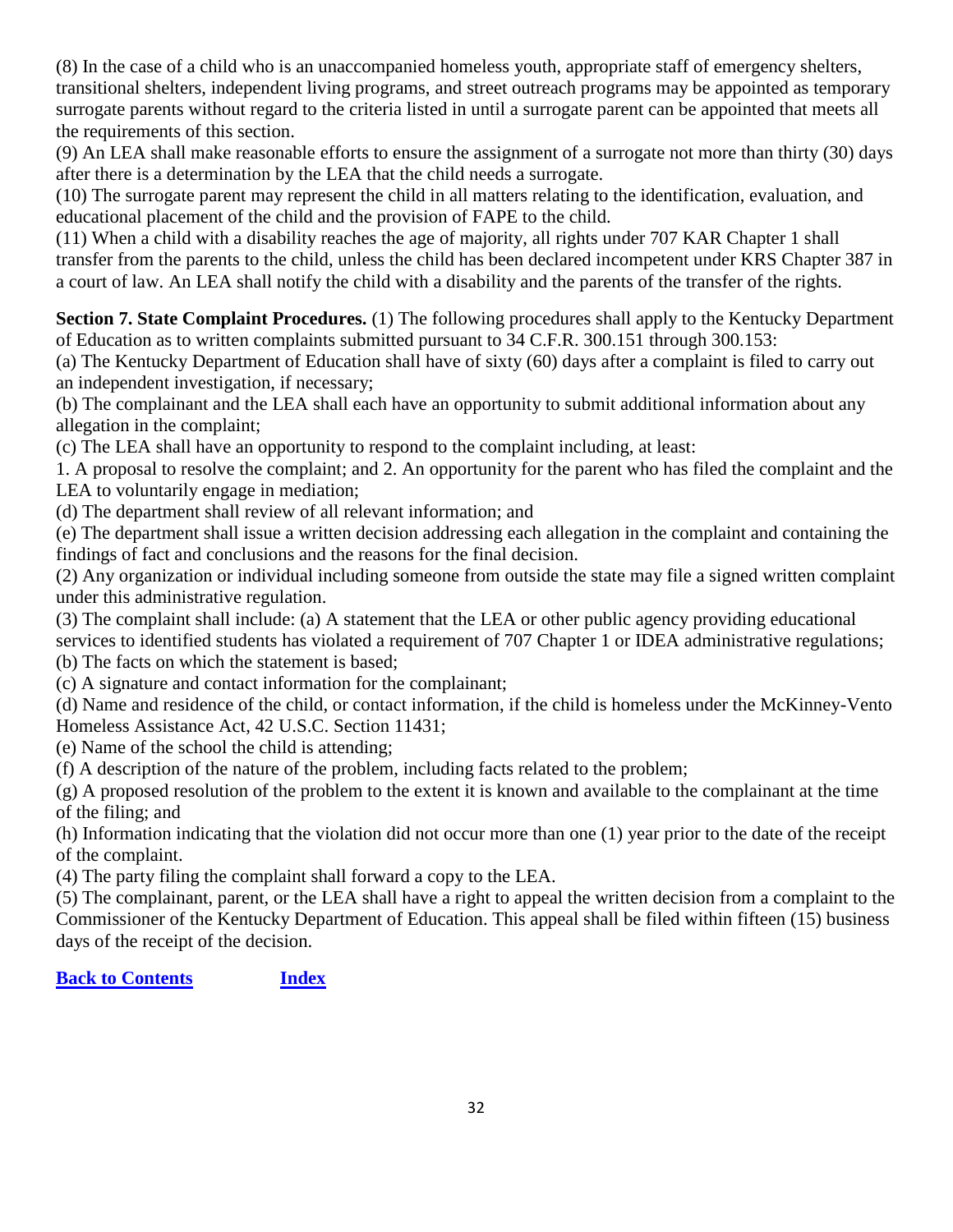(8) In the case of a child who is an unaccompanied homeless youth, appropriate staff of emergency shelters, transitional shelters, independent living programs, and street outreach programs may be appointed as temporary surrogate parents without regard to the criteria listed in until a surrogate parent can be appointed that meets all the requirements of this section.

(9) An LEA shall make reasonable efforts to ensure the assignment of a surrogate not more than thirty (30) days after there is a determination by the LEA that the child needs a surrogate.

(10) The surrogate parent may represent the child in all matters relating to the identification, evaluation, and educational placement of the child and the provision of FAPE to the child.

(11) When a child with a disability reaches the age of majority, all rights under 707 KAR Chapter 1 shall transfer from the parents to the child, unless the child has been declared incompetent under KRS Chapter 387 in a court of law. An LEA shall notify the child with a disability and the parents of the transfer of the rights.

**Section 7. State Complaint Procedures.** (1) The following procedures shall apply to the Kentucky Department of Education as to written complaints submitted pursuant to 34 C.F.R. 300.151 through 300.153:

(a) The Kentucky Department of Education shall have of sixty (60) days after a complaint is filed to carry out an independent investigation, if necessary;

(b) The complainant and the LEA shall each have an opportunity to submit additional information about any allegation in the complaint;

(c) The LEA shall have an opportunity to respond to the complaint including, at least:

1. A proposal to resolve the complaint; and 2. An opportunity for the parent who has filed the complaint and the LEA to voluntarily engage in mediation;

(d) The department shall review of all relevant information; and

(e) The department shall issue a written decision addressing each allegation in the complaint and containing the findings of fact and conclusions and the reasons for the final decision.

(2) Any organization or individual including someone from outside the state may file a signed written complaint under this administrative regulation.

(3) The complaint shall include: (a) A statement that the LEA or other public agency providing educational services to identified students has violated a requirement of 707 Chapter 1 or IDEA administrative regulations;

(b) The facts on which the statement is based;

(c) A signature and contact information for the complainant;

(d) Name and residence of the child, or contact information, if the child is homeless under the McKinney-Vento Homeless Assistance Act, 42 U.S.C. Section 11431;

(e) Name of the school the child is attending;

(f) A description of the nature of the problem, including facts related to the problem;

(g) A proposed resolution of the problem to the extent it is known and available to the complainant at the time of the filing; and

(h) Information indicating that the violation did not occur more than one (1) year prior to the date of the receipt of the complaint.

(4) The party filing the complaint shall forward a copy to the LEA.

(5) The complainant, parent, or the LEA shall have a right to appeal the written decision from a complaint to the Commissioner of the Kentucky Department of Education. This appeal shall be filed within fifteen (15) business days of the receipt of the decision.

**Back to Contents** **Index**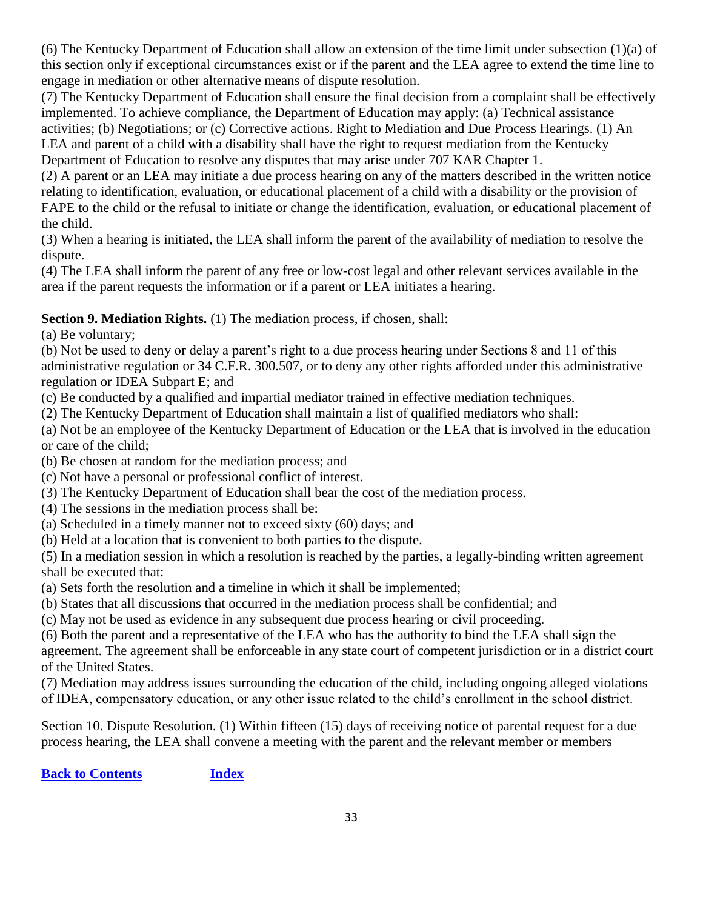(6) The Kentucky Department of Education shall allow an extension of the time limit under subsection (1)(a) of this section only if exceptional circumstances exist or if the parent and the LEA agree to extend the time line to engage in mediation or other alternative means of dispute resolution.

(7) The Kentucky Department of Education shall ensure the final decision from a complaint shall be effectively implemented. To achieve compliance, the Department of Education may apply: (a) Technical assistance activities; (b) Negotiations; or (c) Corrective actions. Right to Mediation and Due Process Hearings. (1) An LEA and parent of a child with a disability shall have the right to request mediation from the Kentucky Department of Education to resolve any disputes that may arise under 707 KAR Chapter 1.

(2) A parent or an LEA may initiate a due process hearing on any of the matters described in the written notice relating to identification, evaluation, or educational placement of a child with a disability or the provision of FAPE to the child or the refusal to initiate or change the identification, evaluation, or educational placement of the child.

(3) When a hearing is initiated, the LEA shall inform the parent of the availability of mediation to resolve the dispute.

(4) The LEA shall inform the parent of any free or low-cost legal and other relevant services available in the area if the parent requests the information or if a parent or LEA initiates a hearing.

**Section 9. Mediation Rights.** (1) The mediation process, if chosen, shall:

(a) Be voluntary;

(b) Not be used to deny or delay a parent's right to a due process hearing under Sections 8 and 11 of this administrative regulation or 34 C.F.R. 300.507, or to deny any other rights afforded under this administrative regulation or IDEA Subpart E; and

(c) Be conducted by a qualified and impartial mediator trained in effective mediation techniques.

(2) The Kentucky Department of Education shall maintain a list of qualified mediators who shall:

(a) Not be an employee of the Kentucky Department of Education or the LEA that is involved in the education or care of the child;

(b) Be chosen at random for the mediation process; and

(c) Not have a personal or professional conflict of interest.

(3) The Kentucky Department of Education shall bear the cost of the mediation process.

(4) The sessions in the mediation process shall be:

(a) Scheduled in a timely manner not to exceed sixty (60) days; and

(b) Held at a location that is convenient to both parties to the dispute.

(5) In a mediation session in which a resolution is reached by the parties, a legally-binding written agreement shall be executed that:

(a) Sets forth the resolution and a timeline in which it shall be implemented;

(b) States that all discussions that occurred in the mediation process shall be confidential; and

(c) May not be used as evidence in any subsequent due process hearing or civil proceeding.

(6) Both the parent and a representative of the LEA who has the authority to bind the LEA shall sign the agreement. The agreement shall be enforceable in any state court of competent jurisdiction or in a district court of the United States.

(7) Mediation may address issues surrounding the education of the child, including ongoing alleged violations of IDEA, compensatory education, or any other issue related to the child's enrollment in the school district.

Section 10. Dispute Resolution. (1) Within fifteen (15) days of receiving notice of parental request for a due process hearing, the LEA shall convene a meeting with the parent and the relevant member or members

**Back to Contents** **Index**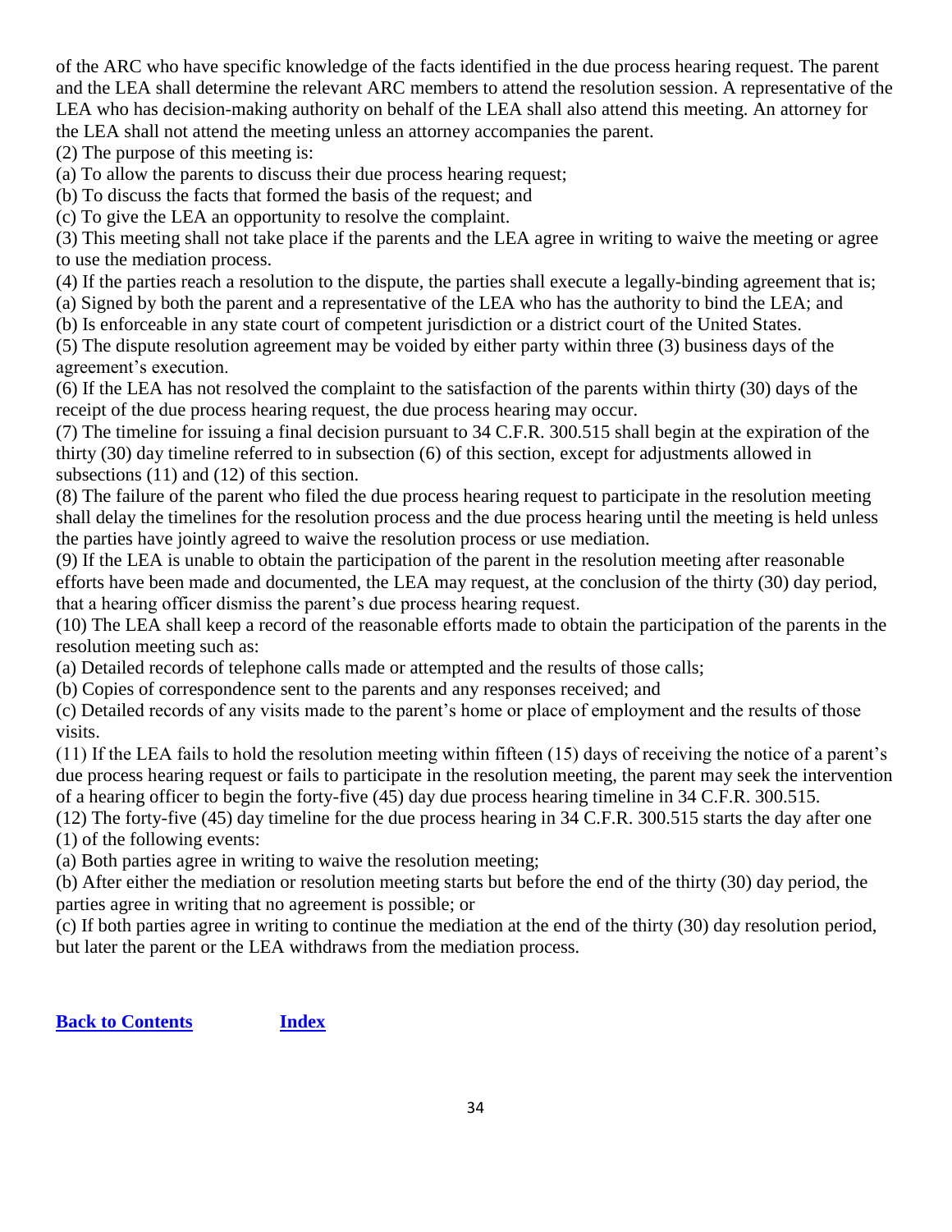of the ARC who have specific knowledge of the facts identified in the due process hearing request. The parent and the LEA shall determine the relevant ARC members to attend the resolution session. A representative of the LEA who has decision-making authority on behalf of the LEA shall also attend this meeting. An attorney for the LEA shall not attend the meeting unless an attorney accompanies the parent.

(2) The purpose of this meeting is:

(a) To allow the parents to discuss their due process hearing request;

(b) To discuss the facts that formed the basis of the request; and

(c) To give the LEA an opportunity to resolve the complaint.

(3) This meeting shall not take place if the parents and the LEA agree in writing to waive the meeting or agree to use the mediation process.

(4) If the parties reach a resolution to the dispute, the parties shall execute a legally-binding agreement that is;

(a) Signed by both the parent and a representative of the LEA who has the authority to bind the LEA; and

(b) Is enforceable in any state court of competent jurisdiction or a district court of the United States.

(5) The dispute resolution agreement may be voided by either party within three (3) business days of the agreement's execution.

(6) If the LEA has not resolved the complaint to the satisfaction of the parents within thirty (30) days of the receipt of the due process hearing request, the due process hearing may occur.

(7) The timeline for issuing a final decision pursuant to 34 C.F.R. 300.515 shall begin at the expiration of the thirty (30) day timeline referred to in subsection (6) of this section, except for adjustments allowed in subsections (11) and (12) of this section.

(8) The failure of the parent who filed the due process hearing request to participate in the resolution meeting shall delay the timelines for the resolution process and the due process hearing until the meeting is held unless the parties have jointly agreed to waive the resolution process or use mediation.

(9) If the LEA is unable to obtain the participation of the parent in the resolution meeting after reasonable efforts have been made and documented, the LEA may request, at the conclusion of the thirty (30) day period, that a hearing officer dismiss the parent's due process hearing request.

(10) The LEA shall keep a record of the reasonable efforts made to obtain the participation of the parents in the resolution meeting such as:

(a) Detailed records of telephone calls made or attempted and the results of those calls;

(b) Copies of correspondence sent to the parents and any responses received; and

(c) Detailed records of any visits made to the parent's home or place of employment and the results of those visits.

(11) If the LEA fails to hold the resolution meeting within fifteen (15) days of receiving the notice of a parent's due process hearing request or fails to participate in the resolution meeting, the parent may seek the intervention of a hearing officer to begin the forty-five (45) day due process hearing timeline in 34 C.F.R. 300.515.

(12) The forty-five (45) day timeline for the due process hearing in 34 C.F.R. 300.515 starts the day after one (1) of the following events:

(a) Both parties agree in writing to waive the resolution meeting;

(b) After either the mediation or resolution meeting starts but before the end of the thirty (30) day period, the parties agree in writing that no agreement is possible; or

(c) If both parties agree in writing to continue the mediation at the end of the thirty (30) day resolution period, but later the parent or the LEA withdraws from the mediation process.

**Back to Contents** **Index**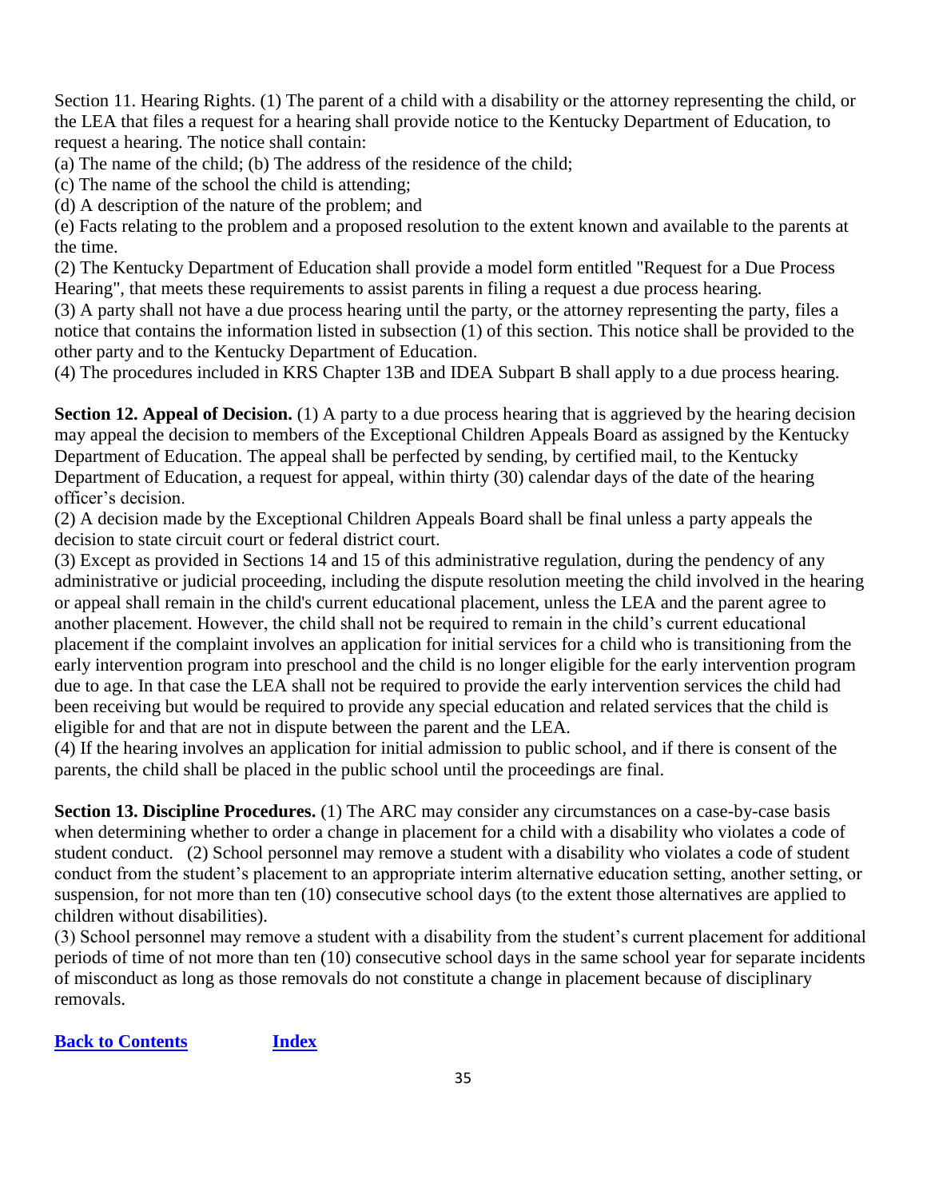Section 11. Hearing Rights. (1) The parent of a child with a disability or the attorney representing the child, or the LEA that files a request for a hearing shall provide notice to the Kentucky Department of Education, to request a hearing. The notice shall contain:

(a) The name of the child; (b) The address of the residence of the child;

(c) The name of the school the child is attending;

(d) A description of the nature of the problem; and

(e) Facts relating to the problem and a proposed resolution to the extent known and available to the parents at the time.

(2) The Kentucky Department of Education shall provide a model form entitled "Request for a Due Process Hearing", that meets these requirements to assist parents in filing a request a due process hearing.

(3) A party shall not have a due process hearing until the party, or the attorney representing the party, files a notice that contains the information listed in subsection (1) of this section. This notice shall be provided to the other party and to the Kentucky Department of Education.

(4) The procedures included in KRS Chapter 13B and IDEA Subpart B shall apply to a due process hearing.

**Section 12. Appeal of Decision.** (1) A party to a due process hearing that is aggrieved by the hearing decision may appeal the decision to members of the Exceptional Children Appeals Board as assigned by the Kentucky Department of Education. The appeal shall be perfected by sending, by certified mail, to the Kentucky Department of Education, a request for appeal, within thirty (30) calendar days of the date of the hearing officer's decision.

(2) A decision made by the Exceptional Children Appeals Board shall be final unless a party appeals the decision to state circuit court or federal district court.

(3) Except as provided in Sections 14 and 15 of this administrative regulation, during the pendency of any administrative or judicial proceeding, including the dispute resolution meeting the child involved in the hearing or appeal shall remain in the child's current educational placement, unless the LEA and the parent agree to another placement. However, the child shall not be required to remain in the child's current educational placement if the complaint involves an application for initial services for a child who is transitioning from the early intervention program into preschool and the child is no longer eligible for the early intervention program due to age. In that case the LEA shall not be required to provide the early intervention services the child had been receiving but would be required to provide any special education and related services that the child is eligible for and that are not in dispute between the parent and the LEA.

(4) If the hearing involves an application for initial admission to public school, and if there is consent of the parents, the child shall be placed in the public school until the proceedings are final.

**Section 13. Discipline Procedures.** (1) The ARC may consider any circumstances on a case-by-case basis when determining whether to order a change in placement for a child with a disability who violates a code of student conduct. (2) School personnel may remove a student with a disability who violates a code of student conduct from the student's placement to an appropriate interim alternative education setting, another setting, or suspension, for not more than ten (10) consecutive school days (to the extent those alternatives are applied to children without disabilities).

(3) School personnel may remove a student with a disability from the student's current placement for additional periods of time of not more than ten (10) consecutive school days in the same school year for separate incidents of misconduct as long as those removals do not constitute a change in placement because of disciplinary removals.

**Back to Contents** **Index**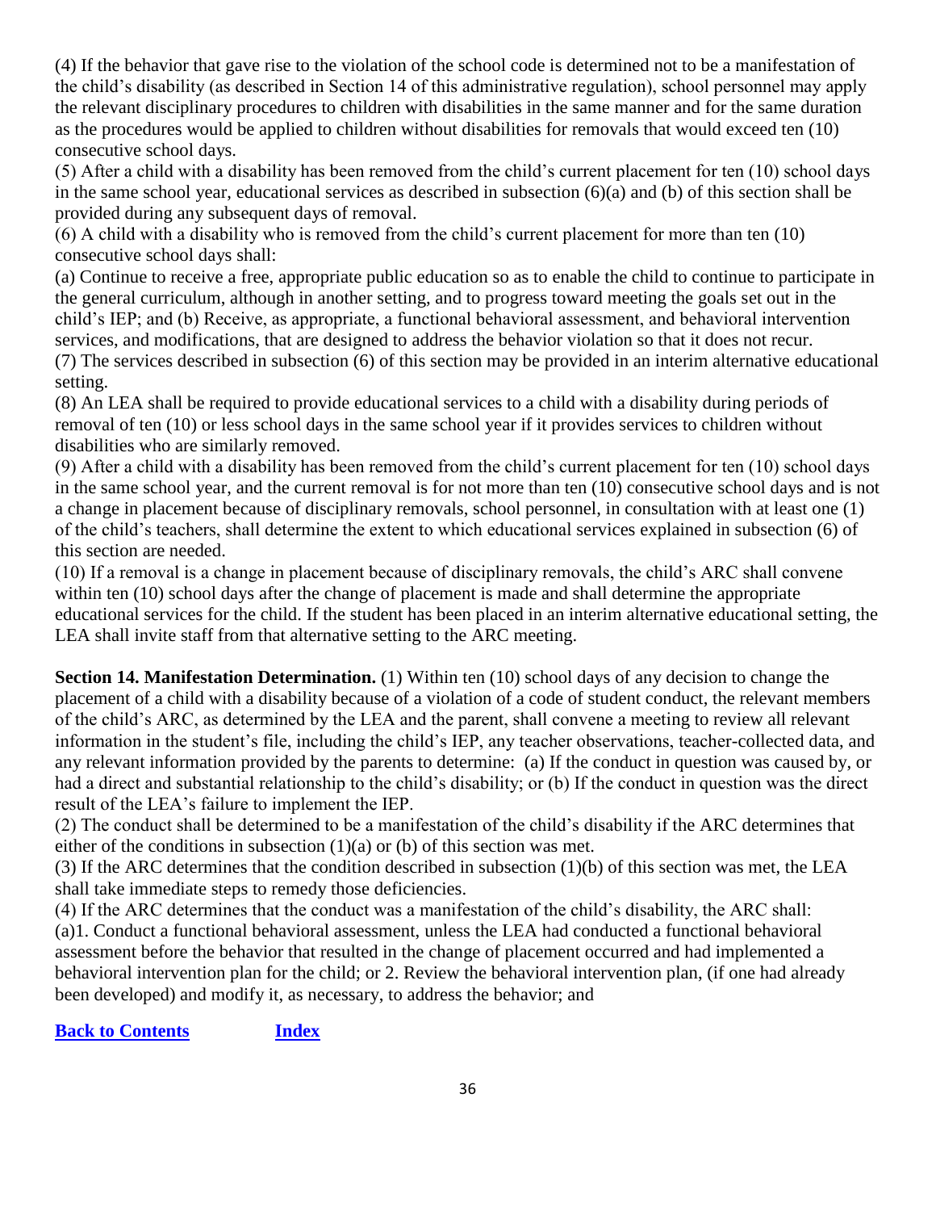(4) If the behavior that gave rise to the violation of the school code is determined not to be a manifestation of the child's disability (as described in Section 14 of this administrative regulation), school personnel may apply the relevant disciplinary procedures to children with disabilities in the same manner and for the same duration as the procedures would be applied to children without disabilities for removals that would exceed ten (10) consecutive school days.

(5) After a child with a disability has been removed from the child's current placement for ten (10) school days in the same school year, educational services as described in subsection (6)(a) and (b) of this section shall be provided during any subsequent days of removal.

(6) A child with a disability who is removed from the child's current placement for more than ten (10) consecutive school days shall:

(a) Continue to receive a free, appropriate public education so as to enable the child to continue to participate in the general curriculum, although in another setting, and to progress toward meeting the goals set out in the child's IEP; and (b) Receive, as appropriate, a functional behavioral assessment, and behavioral intervention services, and modifications, that are designed to address the behavior violation so that it does not recur.

(7) The services described in subsection (6) of this section may be provided in an interim alternative educational setting.

(8) An LEA shall be required to provide educational services to a child with a disability during periods of removal of ten (10) or less school days in the same school year if it provides services to children without disabilities who are similarly removed.

(9) After a child with a disability has been removed from the child's current placement for ten (10) school days in the same school year, and the current removal is for not more than ten (10) consecutive school days and is not a change in placement because of disciplinary removals, school personnel, in consultation with at least one (1) of the child's teachers, shall determine the extent to which educational services explained in subsection (6) of this section are needed.

(10) If a removal is a change in placement because of disciplinary removals, the child's ARC shall convene within ten (10) school days after the change of placement is made and shall determine the appropriate educational services for the child. If the student has been placed in an interim alternative educational setting, the LEA shall invite staff from that alternative setting to the ARC meeting.

**Section 14. Manifestation Determination.** (1) Within ten (10) school days of any decision to change the placement of a child with a disability because of a violation of a code of student conduct, the relevant members of the child's ARC, as determined by the LEA and the parent, shall convene a meeting to review all relevant information in the student's file, including the child's IEP, any teacher observations, teacher-collected data, and any relevant information provided by the parents to determine: (a) If the conduct in question was caused by, or had a direct and substantial relationship to the child's disability; or (b) If the conduct in question was the direct result of the LEA's failure to implement the IEP.

(2) The conduct shall be determined to be a manifestation of the child's disability if the ARC determines that either of the conditions in subsection (1)(a) or (b) of this section was met.

(3) If the ARC determines that the condition described in subsection (1)(b) of this section was met, the LEA shall take immediate steps to remedy those deficiencies.

(4) If the ARC determines that the conduct was a manifestation of the child's disability, the ARC shall:

(a)1. Conduct a functional behavioral assessment, unless the LEA had conducted a functional behavioral assessment before the behavior that resulted in the change of placement occurred and had implemented a behavioral intervention plan for the child; or 2. Review the behavioral intervention plan, (if one had already been developed) and modify it, as necessary, to address the behavior; and

**Back to Contents** **Index**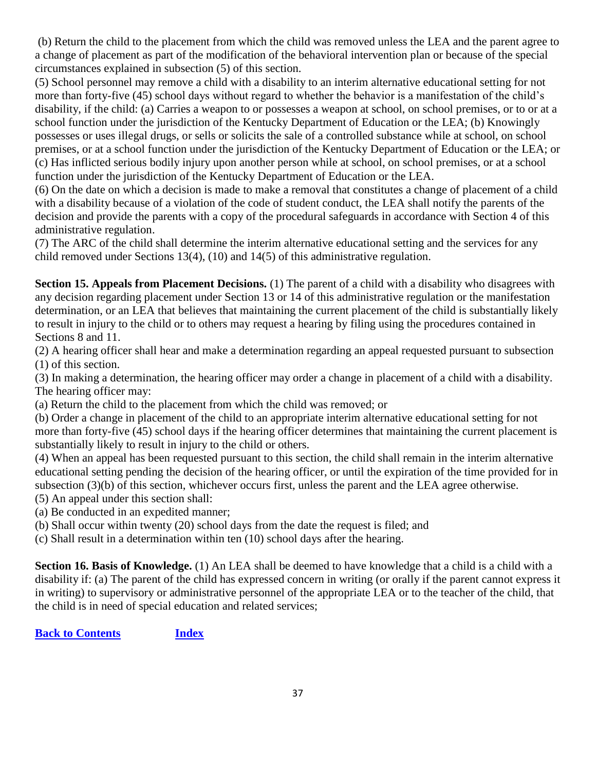(b) Return the child to the placement from which the child was removed unless the LEA and the parent agree to a change of placement as part of the modification of the behavioral intervention plan or because of the special circumstances explained in subsection (5) of this section.

(5) School personnel may remove a child with a disability to an interim alternative educational setting for not more than forty-five (45) school days without regard to whether the behavior is a manifestation of the child's disability, if the child: (a) Carries a weapon to or possesses a weapon at school, on school premises, or to or at a school function under the jurisdiction of the Kentucky Department of Education or the LEA; (b) Knowingly possesses or uses illegal drugs, or sells or solicits the sale of a controlled substance while at school, on school premises, or at a school function under the jurisdiction of the Kentucky Department of Education or the LEA; or (c) Has inflicted serious bodily injury upon another person while at school, on school premises, or at a school function under the jurisdiction of the Kentucky Department of Education or the LEA.

(6) On the date on which a decision is made to make a removal that constitutes a change of placement of a child with a disability because of a violation of the code of student conduct, the LEA shall notify the parents of the decision and provide the parents with a copy of the procedural safeguards in accordance with Section 4 of this administrative regulation.

(7) The ARC of the child shall determine the interim alternative educational setting and the services for any child removed under Sections 13(4), (10) and 14(5) of this administrative regulation.

**Section 15. Appeals from Placement Decisions.** (1) The parent of a child with a disability who disagrees with any decision regarding placement under Section 13 or 14 of this administrative regulation or the manifestation determination, or an LEA that believes that maintaining the current placement of the child is substantially likely to result in injury to the child or to others may request a hearing by filing using the procedures contained in Sections 8 and 11.

(2) A hearing officer shall hear and make a determination regarding an appeal requested pursuant to subsection (1) of this section.

(3) In making a determination, the hearing officer may order a change in placement of a child with a disability. The hearing officer may:

(a) Return the child to the placement from which the child was removed; or

(b) Order a change in placement of the child to an appropriate interim alternative educational setting for not more than forty-five (45) school days if the hearing officer determines that maintaining the current placement is substantially likely to result in injury to the child or others.

(4) When an appeal has been requested pursuant to this section, the child shall remain in the interim alternative educational setting pending the decision of the hearing officer, or until the expiration of the time provided for in subsection (3)(b) of this section, whichever occurs first, unless the parent and the LEA agree otherwise.

(5) An appeal under this section shall:

(a) Be conducted in an expedited manner;

(b) Shall occur within twenty (20) school days from the date the request is filed; and

(c) Shall result in a determination within ten (10) school days after the hearing.

**Section 16. Basis of Knowledge.** (1) An LEA shall be deemed to have knowledge that a child is a child with a disability if: (a) The parent of the child has expressed concern in writing (or orally if the parent cannot express it in writing) to supervisory or administrative personnel of the appropriate LEA or to the teacher of the child, that the child is in need of special education and related services;

**Back to Contents** **Index**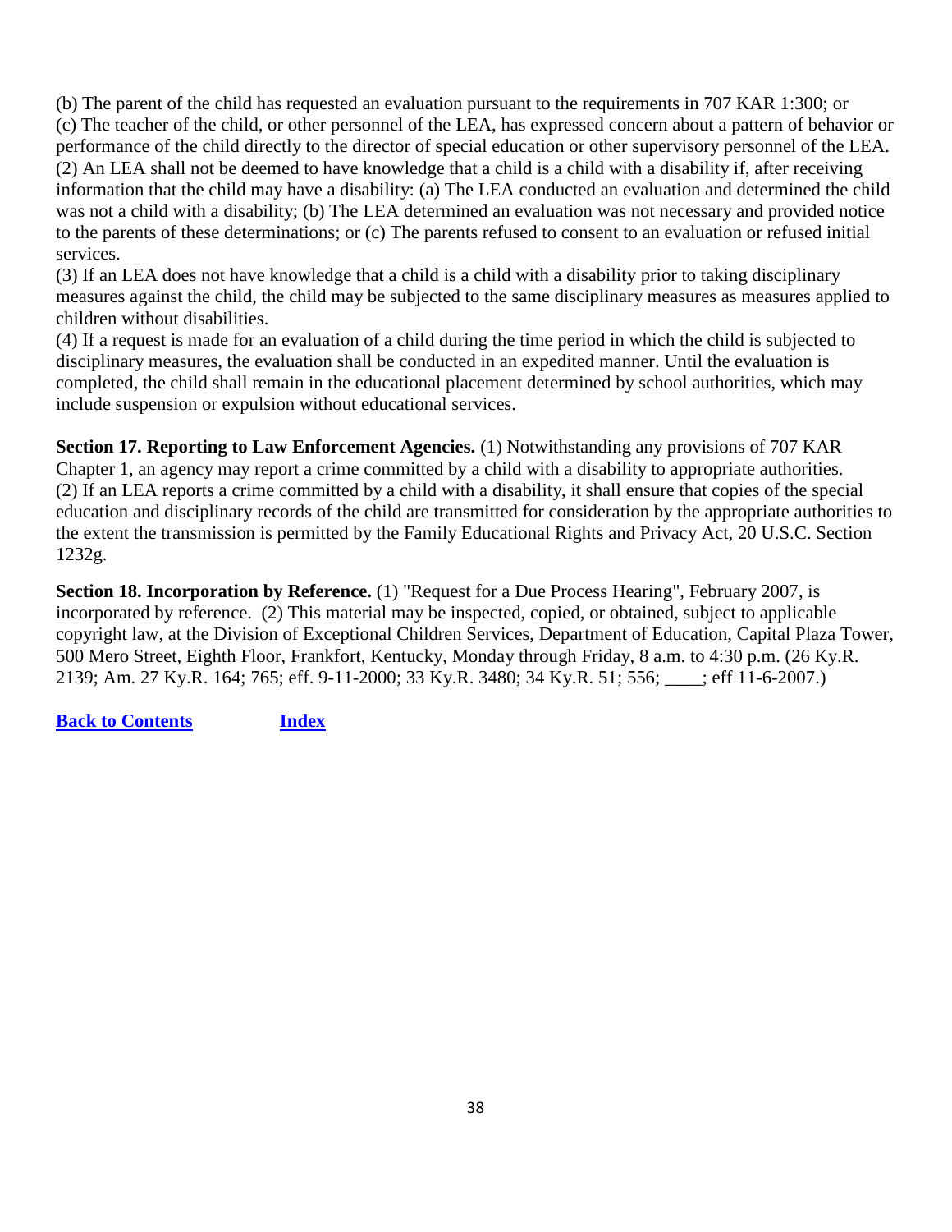(b) The parent of the child has requested an evaluation pursuant to the requirements in 707 KAR 1:300; or
(c) The teacher of the child, or other personnel of the LEA, has expressed concern about a pattern of behavior or performance of the child directly to the director of special education or other supervisory personnel of the LEA.
(2) An LEA shall not be deemed to have knowledge that a child is a child with a disability if, after receiving information that the child may have a disability: (a) The LEA conducted an evaluation and determined the child was not a child with a disability; (b) The LEA determined an evaluation was not necessary and provided notice to the parents of these determinations; or (c) The parents refused to consent to an evaluation or refused initial services.
(3) If an LEA does not have knowledge that a child is a child with a disability prior to taking disciplinary measures against the child, the child may be subjected to the same disciplinary measures as measures applied to children without disabilities.
(4) If a request is made for an evaluation of a child during the time period in which the child is subjected to disciplinary measures, the evaluation shall be conducted in an expedited manner. Until the evaluation is completed, the child shall remain in the educational placement determined by school authorities, which may include suspension or expulsion without educational services.

**Section 17. Reporting to Law Enforcement Agencies.** (1) Notwithstanding any provisions of 707 KAR Chapter 1, an agency may report a crime committed by a child with a disability to appropriate authorities.
(2) If an LEA reports a crime committed by a child with a disability, it shall ensure that copies of the special education and disciplinary records of the child are transmitted for consideration by the appropriate authorities to the extent the transmission is permitted by the Family Educational Rights and Privacy Act, 20 U.S.C. Section 1232g.

**Section 18. Incorporation by Reference.** (1) "Request for a Due Process Hearing", February 2007, is incorporated by reference. (2) This material may be inspected, copied, or obtained, subject to applicable copyright law, at the Division of Exceptional Children Services, Department of Education, Capital Plaza Tower, 500 Mero Street, Eighth Floor, Frankfort, Kentucky, Monday through Friday, 8 a.m. to 4:30 p.m. (26 Ky.R. 2139; Am. 27 Ky.R. 164; 765; eff. 9-11-2000; 33 Ky.R. 3480; 34 Ky.R. 51; 556; ____; eff 11-6-2007.)

**Back to Contents** **Index**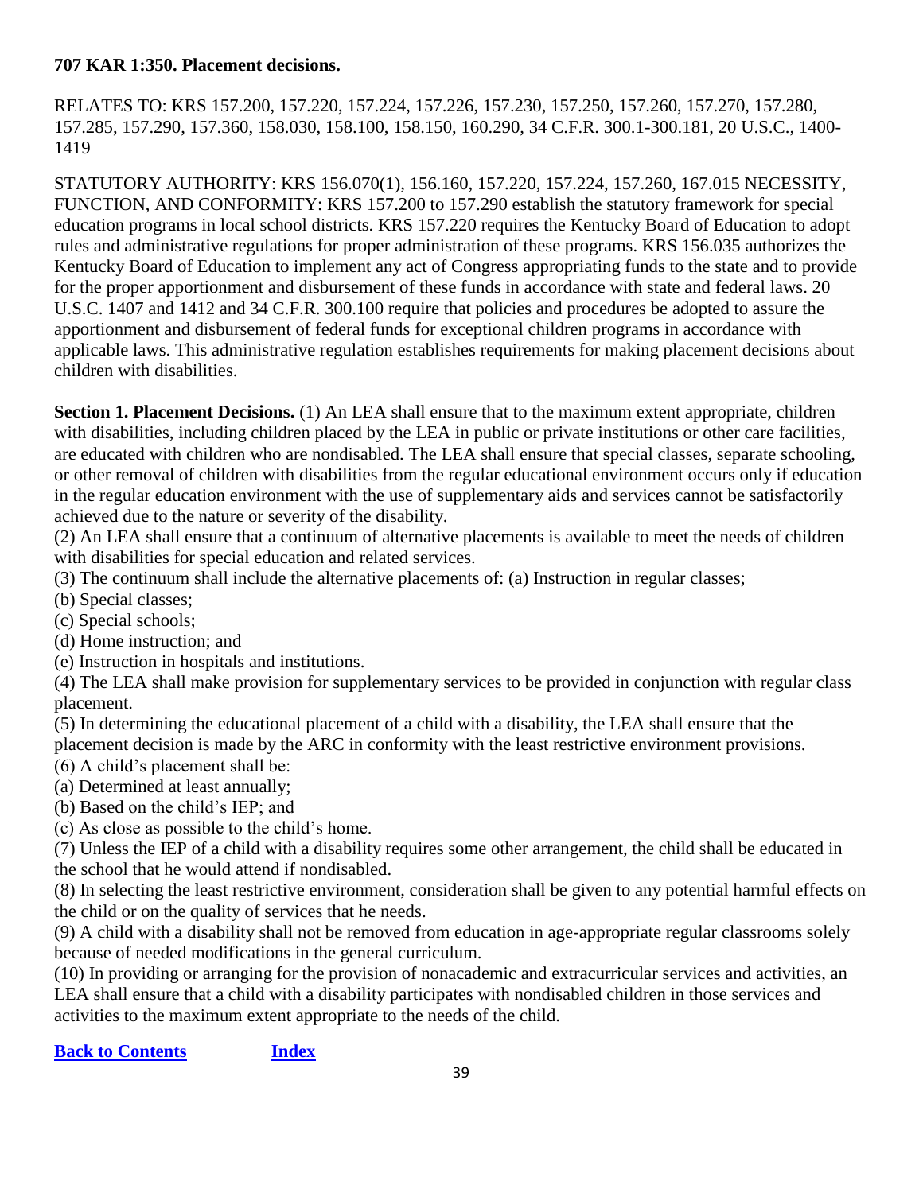**707 KAR 1:350. Placement decisions.**

RELATES TO: KRS 157.200, 157.220, 157.224, 157.226, 157.230, 157.250, 157.260, 157.270, 157.280, 157.285, 157.290, 157.360, 158.030, 158.100, 158.150, 160.290, 34 C.F.R. 300.1-300.181, 20 U.S.C., 1400-1419

STATUTORY AUTHORITY: KRS 156.070(1), 156.160, 157.220, 157.224, 157.260, 167.015 NECESSITY, FUNCTION, AND CONFORMITY: KRS 157.200 to 157.290 establish the statutory framework for special education programs in local school districts. KRS 157.220 requires the Kentucky Board of Education to adopt rules and administrative regulations for proper administration of these programs. KRS 156.035 authorizes the Kentucky Board of Education to implement any act of Congress appropriating funds to the state and to provide for the proper apportionment and disbursement of these funds in accordance with state and federal laws. 20 U.S.C. 1407 and 1412 and 34 C.F.R. 300.100 require that policies and procedures be adopted to assure the apportionment and disbursement of federal funds for exceptional children programs in accordance with applicable laws. This administrative regulation establishes requirements for making placement decisions about children with disabilities.

**Section 1. Placement Decisions.** (1) An LEA shall ensure that to the maximum extent appropriate, children with disabilities, including children placed by the LEA in public or private institutions or other care facilities, are educated with children who are nondisabled. The LEA shall ensure that special classes, separate schooling, or other removal of children with disabilities from the regular educational environment occurs only if education in the regular education environment with the use of supplementary aids and services cannot be satisfactorily achieved due to the nature or severity of the disability.

(2) An LEA shall ensure that a continuum of alternative placements is available to meet the needs of children with disabilities for special education and related services.

(3) The continuum shall include the alternative placements of: (a) Instruction in regular classes;

(b) Special classes;

(c) Special schools;

(d) Home instruction; and

(e) Instruction in hospitals and institutions.

(4) The LEA shall make provision for supplementary services to be provided in conjunction with regular class placement.

(5) In determining the educational placement of a child with a disability, the LEA shall ensure that the placement decision is made by the ARC in conformity with the least restrictive environment provisions.

(6) A child's placement shall be:

(a) Determined at least annually;

(b) Based on the child's IEP; and

(c) As close as possible to the child's home.

(7) Unless the IEP of a child with a disability requires some other arrangement, the child shall be educated in the school that he would attend if nondisabled.

(8) In selecting the least restrictive environment, consideration shall be given to any potential harmful effects on the child or on the quality of services that he needs.

(9) A child with a disability shall not be removed from education in age-appropriate regular classrooms solely because of needed modifications in the general curriculum.

(10) In providing or arranging for the provision of nonacademic and extracurricular services and activities, an LEA shall ensure that a child with a disability participates with nondisabled children in those services and activities to the maximum extent appropriate to the needs of the child.

**Back to Contents** **Index**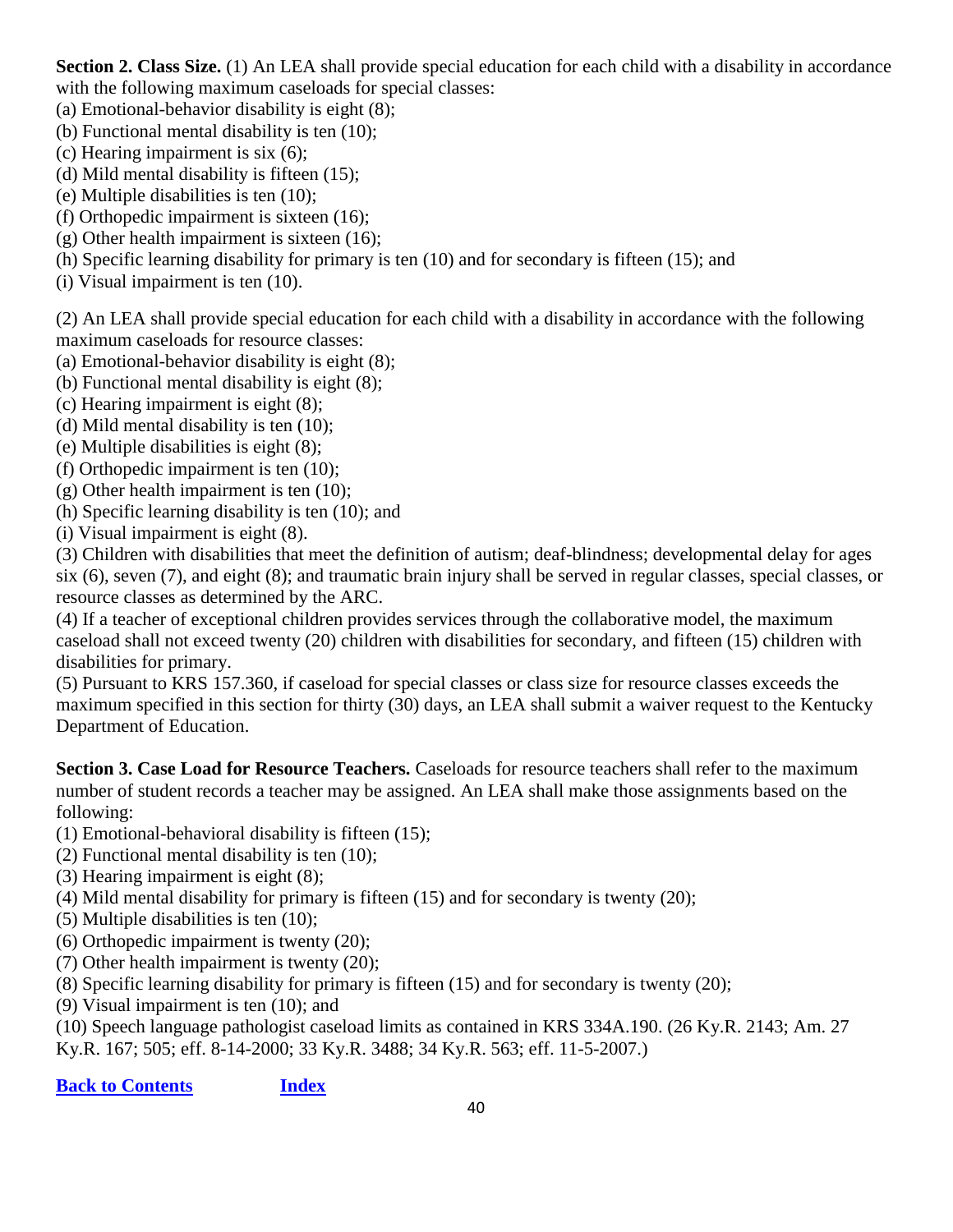**Section 2. Class Size.** (1) An LEA shall provide special education for each child with a disability in accordance with the following maximum caseloads for special classes:

(a) Emotional-behavior disability is eight (8);
(b) Functional mental disability is ten (10);
(c) Hearing impairment is six (6);
(d) Mild mental disability is fifteen (15);
(e) Multiple disabilities is ten (10);
(f) Orthopedic impairment is sixteen (16);
(g) Other health impairment is sixteen (16);
(h) Specific learning disability for primary is ten (10) and for secondary is fifteen (15); and
(i) Visual impairment is ten (10).

(2) An LEA shall provide special education for each child with a disability in accordance with the following maximum caseloads for resource classes:

(a) Emotional-behavior disability is eight (8);
(b) Functional mental disability is eight (8);
(c) Hearing impairment is eight (8);
(d) Mild mental disability is ten (10);
(e) Multiple disabilities is eight (8);
(f) Orthopedic impairment is ten (10);
(g) Other health impairment is ten (10);
(h) Specific learning disability is ten (10); and
(i) Visual impairment is eight (8).

(3) Children with disabilities that meet the definition of autism; deaf-blindness; developmental delay for ages six (6), seven (7), and eight (8); and traumatic brain injury shall be served in regular classes, special classes, or resource classes as determined by the ARC.

(4) If a teacher of exceptional children provides services through the collaborative model, the maximum caseload shall not exceed twenty (20) children with disabilities for secondary, and fifteen (15) children with disabilities for primary.

(5) Pursuant to KRS 157.360, if caseload for special classes or class size for resource classes exceeds the maximum specified in this section for thirty (30) days, an LEA shall submit a waiver request to the Kentucky Department of Education.

**Section 3. Case Load for Resource Teachers.** Caseloads for resource teachers shall refer to the maximum number of student records a teacher may be assigned. An LEA shall make those assignments based on the following:

(1) Emotional-behavioral disability is fifteen (15);
(2) Functional mental disability is ten (10);
(3) Hearing impairment is eight (8);
(4) Mild mental disability for primary is fifteen (15) and for secondary is twenty (20);
(5) Multiple disabilities is ten (10);
(6) Orthopedic impairment is twenty (20);
(7) Other health impairment is twenty (20);
(8) Specific learning disability for primary is fifteen (15) and for secondary is twenty (20);
(9) Visual impairment is ten (10); and
(10) Speech language pathologist caseload limits as contained in KRS 334A.190. (26 Ky.R. 2143; Am. 27 Ky.R. 167; 505; eff. 8-14-2000; 33 Ky.R. 3488; 34 Ky.R. 563; eff. 11-5-2007.)

**Back to Contents** **Index**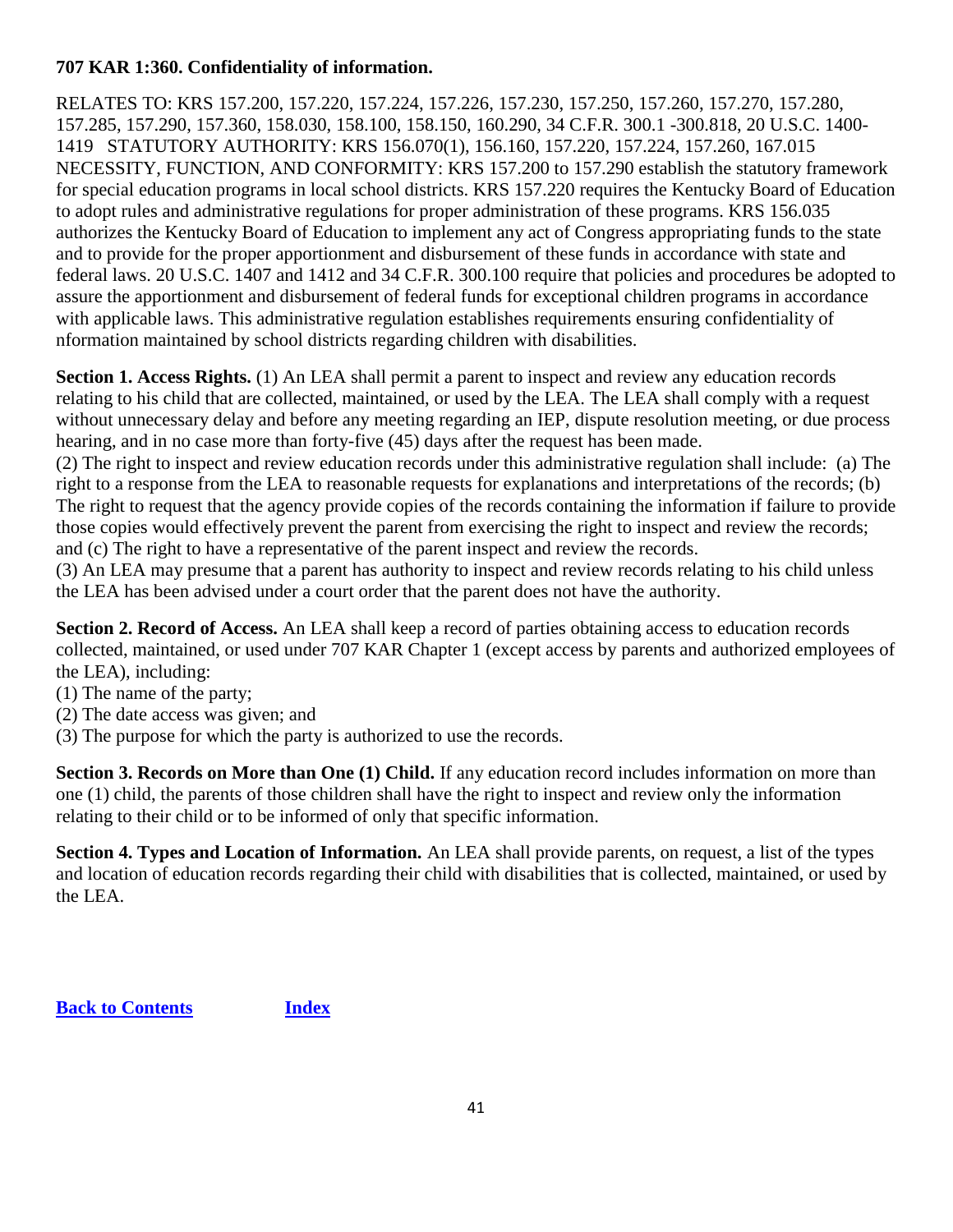**707 KAR 1:360. Confidentiality of information.**

RELATES TO: KRS 157.200, 157.220, 157.224, 157.226, 157.230, 157.250, 157.260, 157.270, 157.280, 157.285, 157.290, 157.360, 158.030, 158.100, 158.150, 160.290, 34 C.F.R. 300.1 -300.818, 20 U.S.C. 1400-1419 STATUTORY AUTHORITY: KRS 156.070(1), 156.160, 157.220, 157.224, 157.260, 167.015 NECESSITY, FUNCTION, AND CONFORMITY: KRS 157.200 to 157.290 establish the statutory framework for special education programs in local school districts. KRS 157.220 requires the Kentucky Board of Education to adopt rules and administrative regulations for proper administration of these programs. KRS 156.035 authorizes the Kentucky Board of Education to implement any act of Congress appropriating funds to the state and to provide for the proper apportionment and disbursement of these funds in accordance with state and federal laws. 20 U.S.C. 1407 and 1412 and 34 C.F.R. 300.100 require that policies and procedures be adopted to assure the apportionment and disbursement of federal funds for exceptional children programs in accordance with applicable laws. This administrative regulation establishes requirements ensuring confidentiality of nformation maintained by school districts regarding children with disabilities.

**Section 1. Access Rights.** (1) An LEA shall permit a parent to inspect and review any education records relating to his child that are collected, maintained, or used by the LEA. The LEA shall comply with a request without unnecessary delay and before any meeting regarding an IEP, dispute resolution meeting, or due process hearing, and in no case more than forty-five (45) days after the request has been made.
(2) The right to inspect and review education records under this administrative regulation shall include: (a) The right to a response from the LEA to reasonable requests for explanations and interpretations of the records; (b) The right to request that the agency provide copies of the records containing the information if failure to provide those copies would effectively prevent the parent from exercising the right to inspect and review the records; and (c) The right to have a representative of the parent inspect and review the records.
(3) An LEA may presume that a parent has authority to inspect and review records relating to his child unless the LEA has been advised under a court order that the parent does not have the authority.

**Section 2. Record of Access.** An LEA shall keep a record of parties obtaining access to education records collected, maintained, or used under 707 KAR Chapter 1 (except access by parents and authorized employees of the LEA), including:
(1) The name of the party;
(2) The date access was given; and
(3) The purpose for which the party is authorized to use the records.

**Section 3. Records on More than One (1) Child.** If any education record includes information on more than one (1) child, the parents of those children shall have the right to inspect and review only the information relating to their child or to be informed of only that specific information.

**Section 4. Types and Location of Information.** An LEA shall provide parents, on request, a list of the types and location of education records regarding their child with disabilities that is collected, maintained, or used by the LEA.

**Back to Contents** **Index**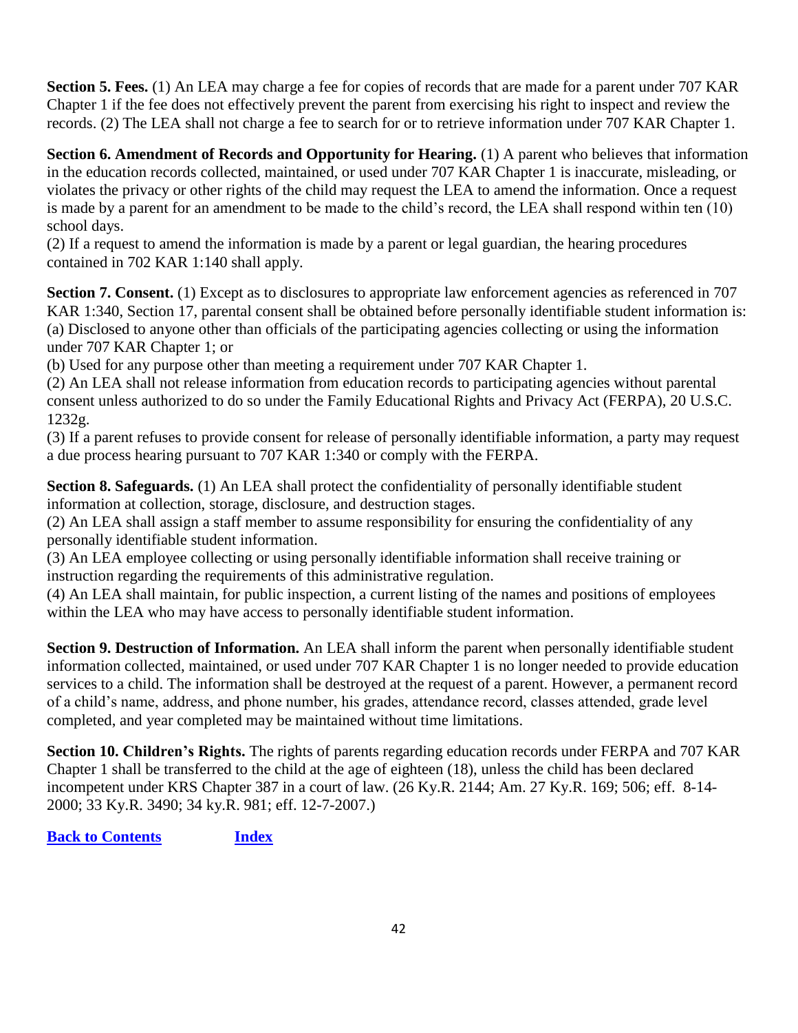**Section 5. Fees.** (1) An LEA may charge a fee for copies of records that are made for a parent under 707 KAR Chapter 1 if the fee does not effectively prevent the parent from exercising his right to inspect and review the records. (2) The LEA shall not charge a fee to search for or to retrieve information under 707 KAR Chapter 1.

**Section 6. Amendment of Records and Opportunity for Hearing.** (1) A parent who believes that information in the education records collected, maintained, or used under 707 KAR Chapter 1 is inaccurate, misleading, or violates the privacy or other rights of the child may request the LEA to amend the information. Once a request is made by a parent for an amendment to be made to the child's record, the LEA shall respond within ten (10) school days.
(2) If a request to amend the information is made by a parent or legal guardian, the hearing procedures contained in 702 KAR 1:140 shall apply.

**Section 7. Consent.** (1) Except as to disclosures to appropriate law enforcement agencies as referenced in 707 KAR 1:340, Section 17, parental consent shall be obtained before personally identifiable student information is:
(a) Disclosed to anyone other than officials of the participating agencies collecting or using the information under 707 KAR Chapter 1; or
(b) Used for any purpose other than meeting a requirement under 707 KAR Chapter 1.
(2) An LEA shall not release information from education records to participating agencies without parental consent unless authorized to do so under the Family Educational Rights and Privacy Act (FERPA), 20 U.S.C. 1232g.
(3) If a parent refuses to provide consent for release of personally identifiable information, a party may request a due process hearing pursuant to 707 KAR 1:340 or comply with the FERPA.

**Section 8. Safeguards.** (1) An LEA shall protect the confidentiality of personally identifiable student information at collection, storage, disclosure, and destruction stages.
(2) An LEA shall assign a staff member to assume responsibility for ensuring the confidentiality of any personally identifiable student information.
(3) An LEA employee collecting or using personally identifiable information shall receive training or instruction regarding the requirements of this administrative regulation.
(4) An LEA shall maintain, for public inspection, a current listing of the names and positions of employees within the LEA who may have access to personally identifiable student information.

**Section 9. Destruction of Information.** An LEA shall inform the parent when personally identifiable student information collected, maintained, or used under 707 KAR Chapter 1 is no longer needed to provide education services to a child. The information shall be destroyed at the request of a parent. However, a permanent record of a child's name, address, and phone number, his grades, attendance record, classes attended, grade level completed, and year completed may be maintained without time limitations.

**Section 10. Children's Rights.** The rights of parents regarding education records under FERPA and 707 KAR Chapter 1 shall be transferred to the child at the age of eighteen (18), unless the child has been declared incompetent under KRS Chapter 387 in a court of law. (26 Ky.R. 2144; Am. 27 Ky.R. 169; 506; eff. 8-14-2000; 33 Ky.R. 3490; 34 ky.R. 981; eff. 12-7-2007.)

**Back to Contents** **Index**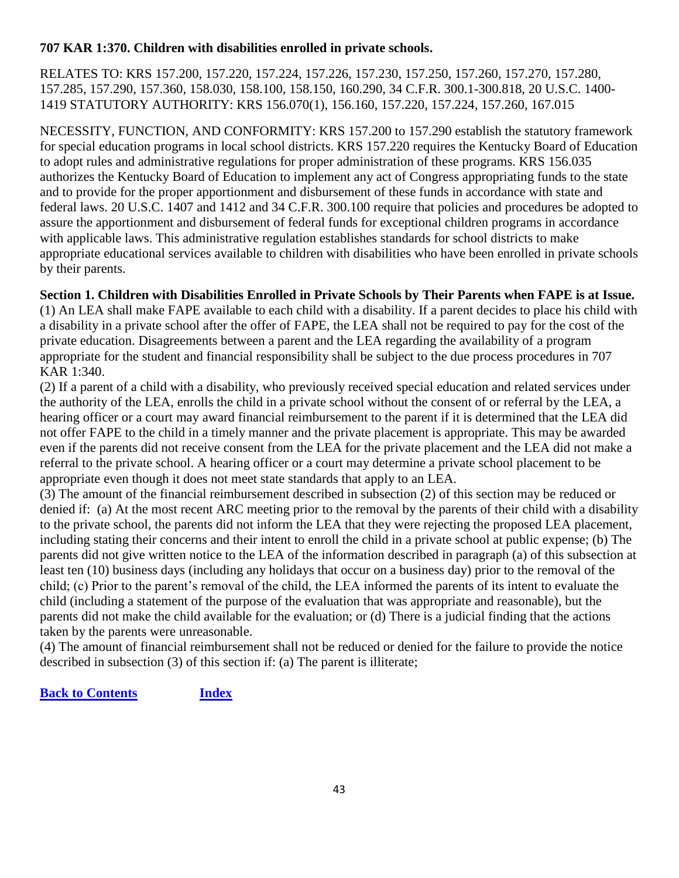**707 KAR 1:370. Children with disabilities enrolled in private schools.**

RELATES TO: KRS 157.200, 157.220, 157.224, 157.226, 157.230, 157.250, 157.260, 157.270, 157.280, 157.285, 157.290, 157.360, 158.030, 158.100, 158.150, 160.290, 34 C.F.R. 300.1-300.818, 20 U.S.C. 1400-1419 STATUTORY AUTHORITY: KRS 156.070(1), 156.160, 157.220, 157.224, 157.260, 167.015

NECESSITY, FUNCTION, AND CONFORMITY: KRS 157.200 to 157.290 establish the statutory framework for special education programs in local school districts. KRS 157.220 requires the Kentucky Board of Education to adopt rules and administrative regulations for proper administration of these programs. KRS 156.035 authorizes the Kentucky Board of Education to implement any act of Congress appropriating funds to the state and to provide for the proper apportionment and disbursement of these funds in accordance with state and federal laws. 20 U.S.C. 1407 and 1412 and 34 C.F.R. 300.100 require that policies and procedures be adopted to assure the apportionment and disbursement of federal funds for exceptional children programs in accordance with applicable laws. This administrative regulation establishes standards for school districts to make appropriate educational services available to children with disabilities who have been enrolled in private schools by their parents.

**Section 1. Children with Disabilities Enrolled in Private Schools by Their Parents when FAPE is at Issue.** (1) An LEA shall make FAPE available to each child with a disability. If a parent decides to place his child with a disability in a private school after the offer of FAPE, the LEA shall not be required to pay for the cost of the private education. Disagreements between a parent and the LEA regarding the availability of a program appropriate for the student and financial responsibility shall be subject to the due process procedures in 707 KAR 1:340.

(2) If a parent of a child with a disability, who previously received special education and related services under the authority of the LEA, enrolls the child in a private school without the consent of or referral by the LEA, a hearing officer or a court may award financial reimbursement to the parent if it is determined that the LEA did not offer FAPE to the child in a timely manner and the private placement is appropriate. This may be awarded even if the parents did not receive consent from the LEA for the private placement and the LEA did not make a referral to the private school. A hearing officer or a court may determine a private school placement to be appropriate even though it does not meet state standards that apply to an LEA.

(3) The amount of the financial reimbursement described in subsection (2) of this section may be reduced or denied if: (a) At the most recent ARC meeting prior to the removal by the parents of their child with a disability to the private school, the parents did not inform the LEA that they were rejecting the proposed LEA placement, including stating their concerns and their intent to enroll the child in a private school at public expense; (b) The parents did not give written notice to the LEA of the information described in paragraph (a) of this subsection at least ten (10) business days (including any holidays that occur on a business day) prior to the removal of the child; (c) Prior to the parent's removal of the child, the LEA informed the parents of its intent to evaluate the child (including a statement of the purpose of the evaluation that was appropriate and reasonable), but the parents did not make the child available for the evaluation; or (d) There is a judicial finding that the actions taken by the parents were unreasonable.

(4) The amount of financial reimbursement shall not be reduced or denied for the failure to provide the notice described in subsection (3) of this section if: (a) The parent is illiterate;

[Back to Contents](#) [Index](#)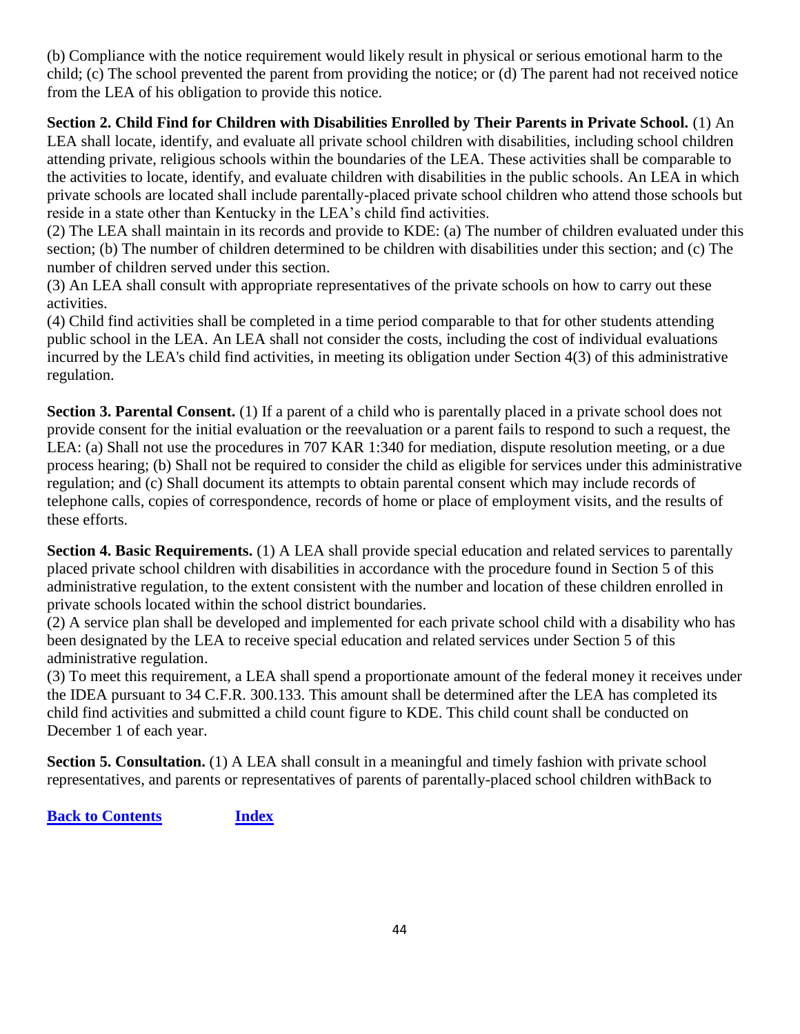(b) Compliance with the notice requirement would likely result in physical or serious emotional harm to the child; (c) The school prevented the parent from providing the notice; or (d) The parent had not received notice from the LEA of his obligation to provide this notice.

**Section 2. Child Find for Children with Disabilities Enrolled by Their Parents in Private School.** (1) An LEA shall locate, identify, and evaluate all private school children with disabilities, including school children attending private, religious schools within the boundaries of the LEA. These activities shall be comparable to the activities to locate, identify, and evaluate children with disabilities in the public schools. An LEA in which private schools are located shall include parentally-placed private school children who attend those schools but reside in a state other than Kentucky in the LEA's child find activities.
(2) The LEA shall maintain in its records and provide to KDE: (a) The number of children evaluated under this section; (b) The number of children determined to be children with disabilities under this section; and (c) The number of children served under this section.
(3) An LEA shall consult with appropriate representatives of the private schools on how to carry out these activities.
(4) Child find activities shall be completed in a time period comparable to that for other students attending public school in the LEA. An LEA shall not consider the costs, including the cost of individual evaluations incurred by the LEA's child find activities, in meeting its obligation under Section 4(3) of this administrative regulation.

**Section 3. Parental Consent.** (1) If a parent of a child who is parentally placed in a private school does not provide consent for the initial evaluation or the reevaluation or a parent fails to respond to such a request, the LEA: (a) Shall not use the procedures in 707 KAR 1:340 for mediation, dispute resolution meeting, or a due process hearing; (b) Shall not be required to consider the child as eligible for services under this administrative regulation; and (c) Shall document its attempts to obtain parental consent which may include records of telephone calls, copies of correspondence, records of home or place of employment visits, and the results of these efforts.

**Section 4. Basic Requirements.** (1) A LEA shall provide special education and related services to parentally placed private school children with disabilities in accordance with the procedure found in Section 5 of this administrative regulation, to the extent consistent with the number and location of these children enrolled in private schools located within the school district boundaries.
(2) A service plan shall be developed and implemented for each private school child with a disability who has been designated by the LEA to receive special education and related services under Section 5 of this administrative regulation.
(3) To meet this requirement, a LEA shall spend a proportionate amount of the federal money it receives under the IDEA pursuant to 34 C.F.R. 300.133. This amount shall be determined after the LEA has completed its child find activities and submitted a child count figure to KDE. This child count shall be conducted on December 1 of each year.

**Section 5. Consultation.** (1) A LEA shall consult in a meaningful and timely fashion with private school representatives, and parents or representatives of parents of parentally-placed school children withBack to

[Back to Contents](#) [Index](#)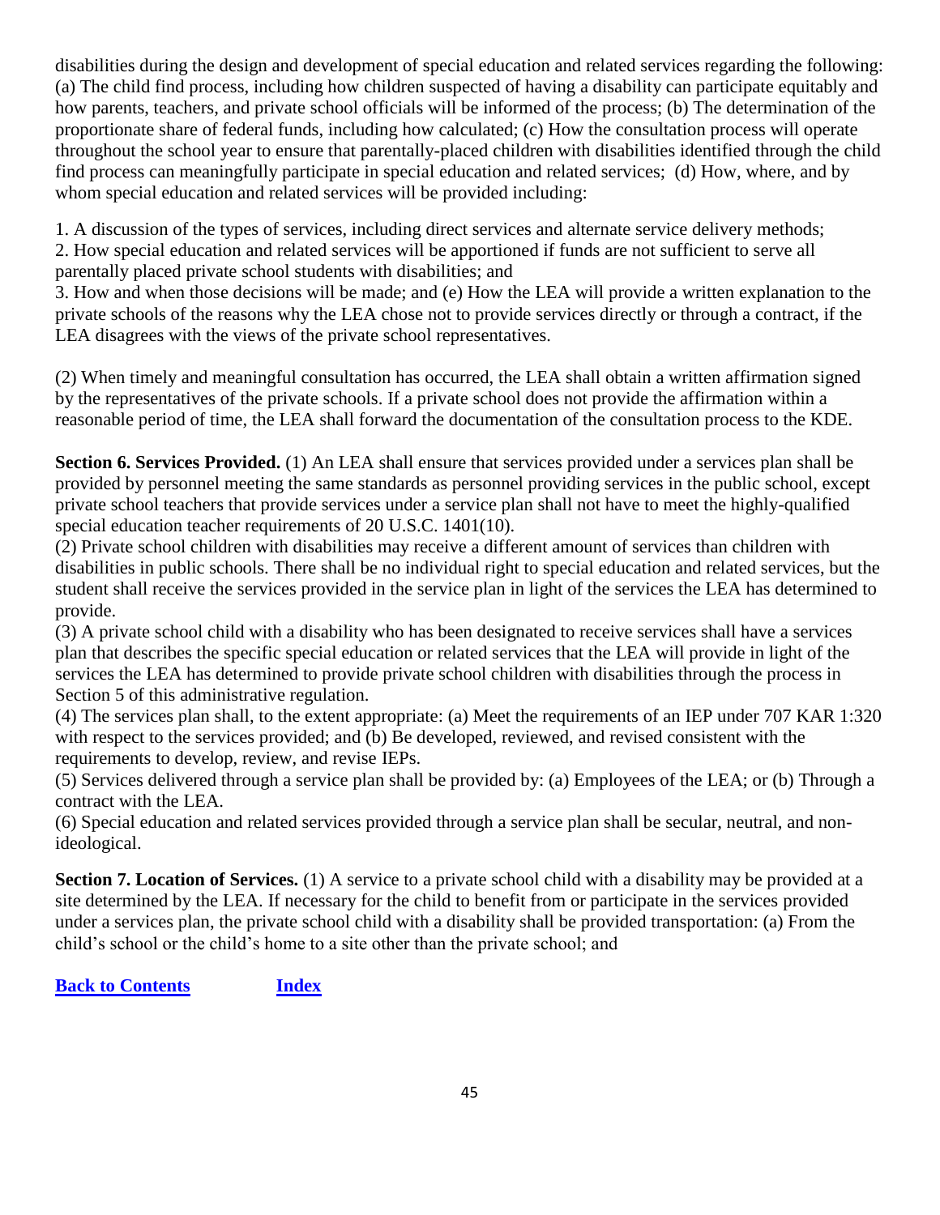disabilities during the design and development of special education and related services regarding the following: (a) The child find process, including how children suspected of having a disability can participate equitably and how parents, teachers, and private school officials will be informed of the process; (b) The determination of the proportionate share of federal funds, including how calculated; (c) How the consultation process will operate throughout the school year to ensure that parentally-placed children with disabilities identified through the child find process can meaningfully participate in special education and related services; (d) How, where, and by whom special education and related services will be provided including:

1. A discussion of the types of services, including direct services and alternate service delivery methods;
2. How special education and related services will be apportioned if funds are not sufficient to serve all parentally placed private school students with disabilities; and
3. How and when those decisions will be made; and (e) How the LEA will provide a written explanation to the private schools of the reasons why the LEA chose not to provide services directly or through a contract, if the LEA disagrees with the views of the private school representatives.

(2) When timely and meaningful consultation has occurred, the LEA shall obtain a written affirmation signed by the representatives of the private schools. If a private school does not provide the affirmation within a reasonable period of time, the LEA shall forward the documentation of the consultation process to the KDE.

**Section 6. Services Provided.** (1) An LEA shall ensure that services provided under a services plan shall be provided by personnel meeting the same standards as personnel providing services in the public school, except private school teachers that provide services under a service plan shall not have to meet the highly-qualified special education teacher requirements of 20 U.S.C. 1401(10).
(2) Private school children with disabilities may receive a different amount of services than children with disabilities in public schools. There shall be no individual right to special education and related services, but the student shall receive the services provided in the service plan in light of the services the LEA has determined to provide.
(3) A private school child with a disability who has been designated to receive services shall have a services plan that describes the specific special education or related services that the LEA will provide in light of the services the LEA has determined to provide private school children with disabilities through the process in Section 5 of this administrative regulation.
(4) The services plan shall, to the extent appropriate: (a) Meet the requirements of an IEP under 707 KAR 1:320 with respect to the services provided; and (b) Be developed, reviewed, and revised consistent with the requirements to develop, review, and revise IEPs.
(5) Services delivered through a service plan shall be provided by: (a) Employees of the LEA; or (b) Through a contract with the LEA.
(6) Special education and related services provided through a service plan shall be secular, neutral, and non-ideological.

**Section 7. Location of Services.** (1) A service to a private school child with a disability may be provided at a site determined by the LEA. If necessary for the child to benefit from or participate in the services provided under a services plan, the private school child with a disability shall be provided transportation: (a) From the child's school or the child's home to a site other than the private school; and

**Back to Contents** **Index**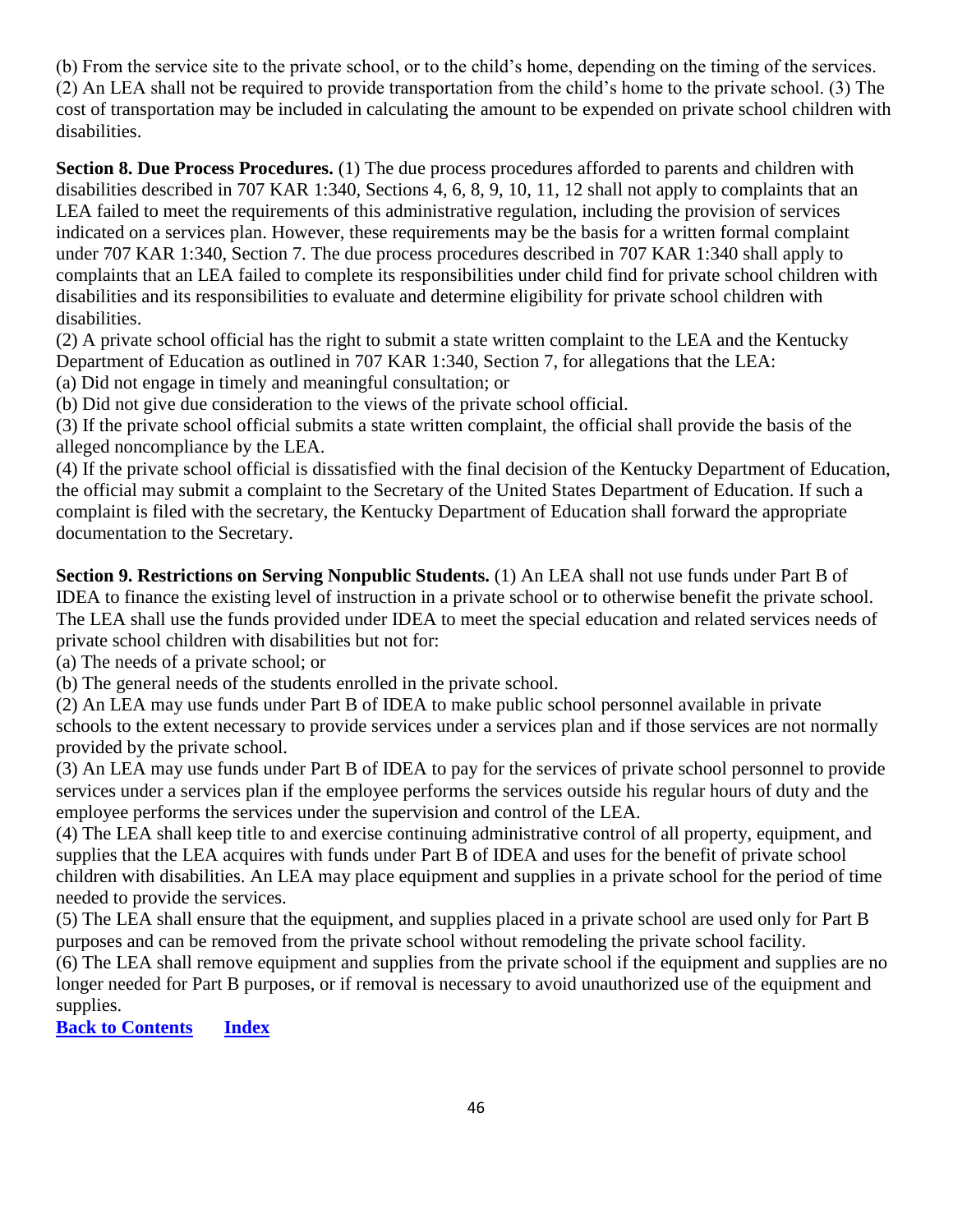(b) From the service site to the private school, or to the child's home, depending on the timing of the services. (2) An LEA shall not be required to provide transportation from the child's home to the private school. (3) The cost of transportation may be included in calculating the amount to be expended on private school children with disabilities.

**Section 8. Due Process Procedures.** (1) The due process procedures afforded to parents and children with disabilities described in 707 KAR 1:340, Sections 4, 6, 8, 9, 10, 11, 12 shall not apply to complaints that an LEA failed to meet the requirements of this administrative regulation, including the provision of services indicated on a services plan. However, these requirements may be the basis for a written formal complaint under 707 KAR 1:340, Section 7. The due process procedures described in 707 KAR 1:340 shall apply to complaints that an LEA failed to complete its responsibilities under child find for private school children with disabilities and its responsibilities to evaluate and determine eligibility for private school children with disabilities.

(2) A private school official has the right to submit a state written complaint to the LEA and the Kentucky Department of Education as outlined in 707 KAR 1:340, Section 7, for allegations that the LEA:

(a) Did not engage in timely and meaningful consultation; or

(b) Did not give due consideration to the views of the private school official.

(3) If the private school official submits a state written complaint, the official shall provide the basis of the alleged noncompliance by the LEA.

(4) If the private school official is dissatisfied with the final decision of the Kentucky Department of Education, the official may submit a complaint to the Secretary of the United States Department of Education. If such a complaint is filed with the secretary, the Kentucky Department of Education shall forward the appropriate documentation to the Secretary.

**Section 9. Restrictions on Serving Nonpublic Students.** (1) An LEA shall not use funds under Part B of IDEA to finance the existing level of instruction in a private school or to otherwise benefit the private school. The LEA shall use the funds provided under IDEA to meet the special education and related services needs of private school children with disabilities but not for:

(a) The needs of a private school; or

(b) The general needs of the students enrolled in the private school.

(2) An LEA may use funds under Part B of IDEA to make public school personnel available in private schools to the extent necessary to provide services under a services plan and if those services are not normally provided by the private school.

(3) An LEA may use funds under Part B of IDEA to pay for the services of private school personnel to provide services under a services plan if the employee performs the services outside his regular hours of duty and the employee performs the services under the supervision and control of the LEA.

(4) The LEA shall keep title to and exercise continuing administrative control of all property, equipment, and supplies that the LEA acquires with funds under Part B of IDEA and uses for the benefit of private school children with disabilities. An LEA may place equipment and supplies in a private school for the period of time needed to provide the services.

(5) The LEA shall ensure that the equipment, and supplies placed in a private school are used only for Part B purposes and can be removed from the private school without remodeling the private school facility.

(6) The LEA shall remove equipment and supplies from the private school if the equipment and supplies are no longer needed for Part B purposes, or if removal is necessary to avoid unauthorized use of the equipment and supplies.

**Back to Contents** **Index**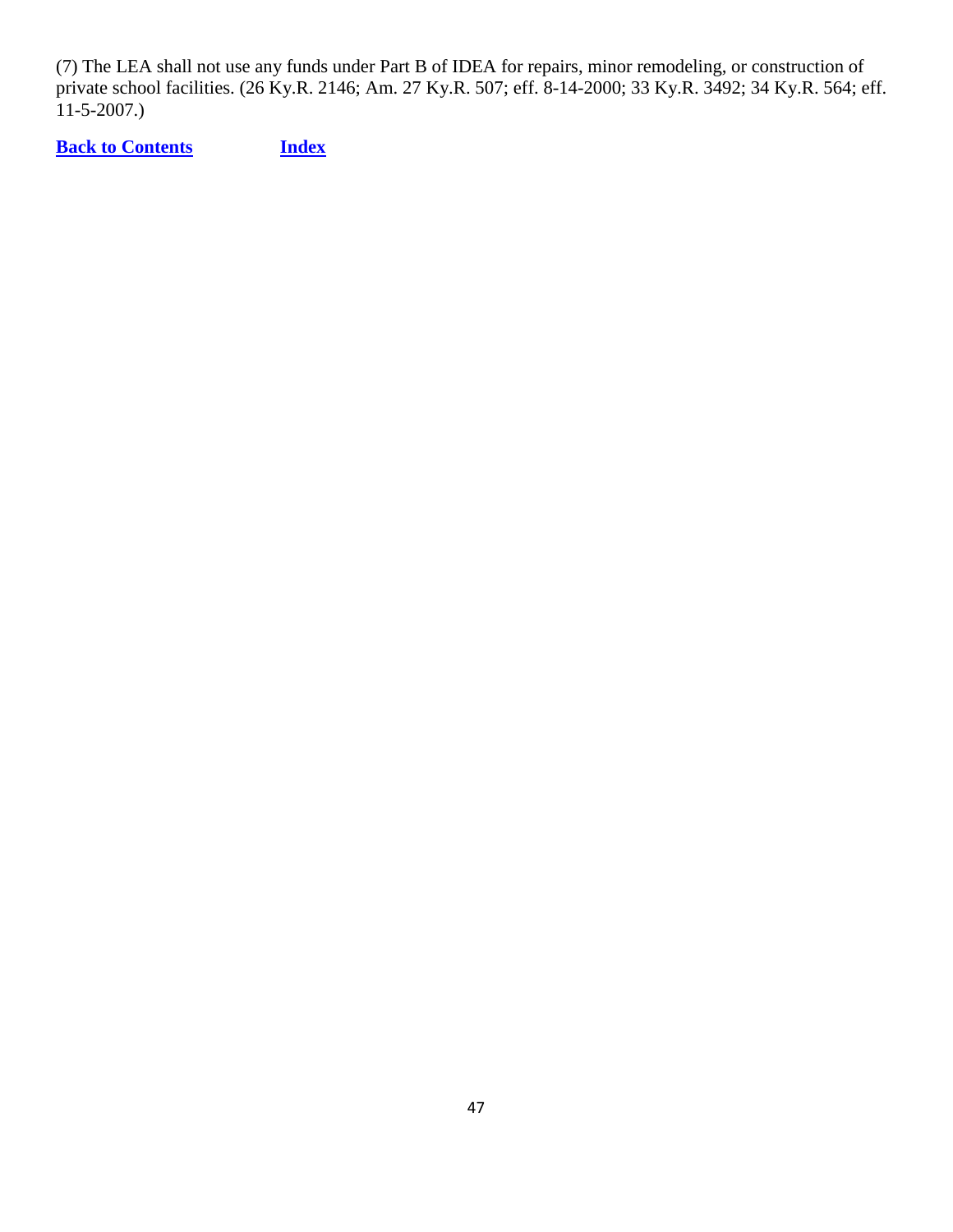(7) The LEA shall not use any funds under Part B of IDEA for repairs, minor remodeling, or construction of private school facilities. (26 Ky.R. 2146; Am. 27 Ky.R. 507; eff. 8-14-2000; 33 Ky.R. 3492; 34 Ky.R. 564; eff. 11-5-2007.)

**Back to Contents** **Index**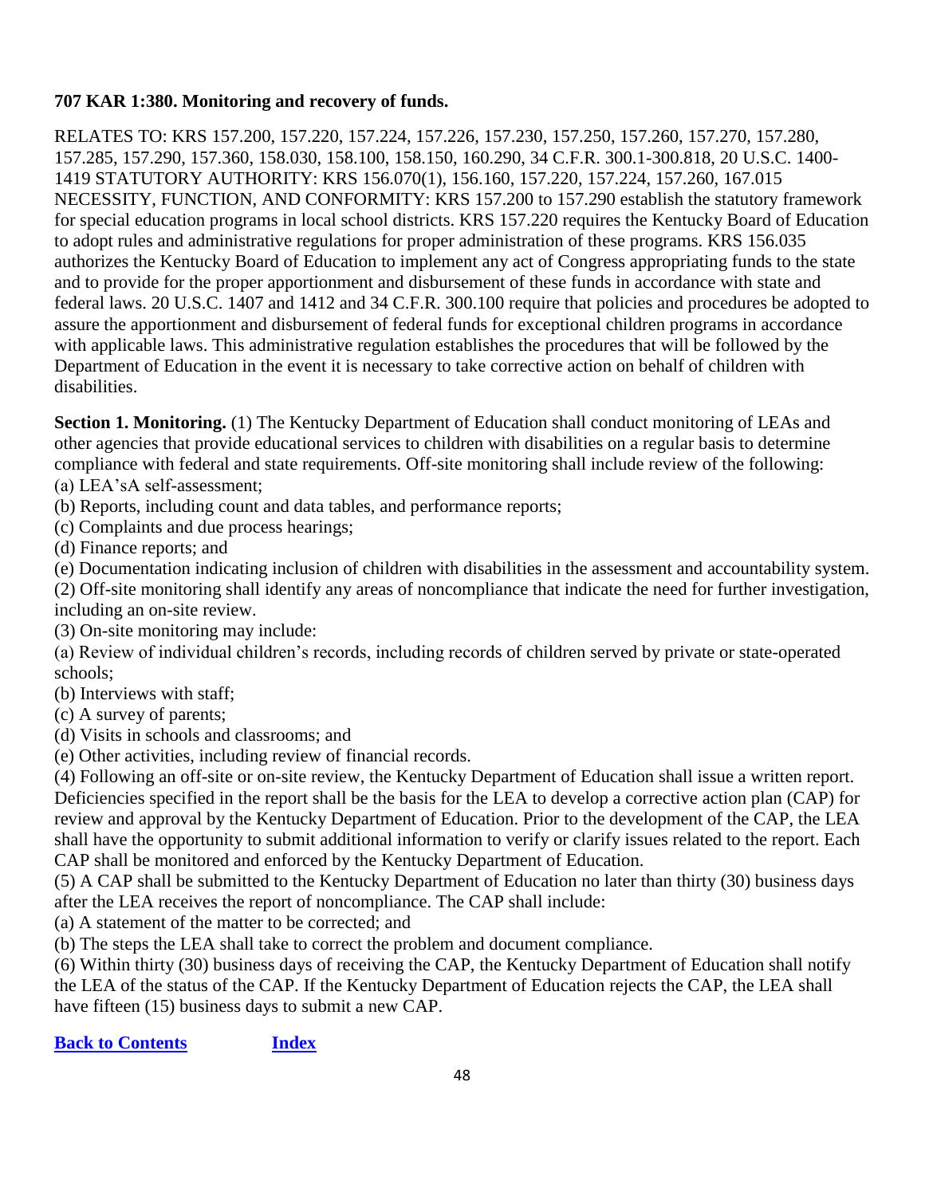**707 KAR 1:380. Monitoring and recovery of funds.**

RELATES TO: KRS 157.200, 157.220, 157.224, 157.226, 157.230, 157.250, 157.260, 157.270, 157.280, 157.285, 157.290, 157.360, 158.030, 158.100, 158.150, 160.290, 34 C.F.R. 300.1-300.818, 20 U.S.C. 1400-1419 STATUTORY AUTHORITY: KRS 156.070(1), 156.160, 157.220, 157.224, 157.260, 167.015 NECESSITY, FUNCTION, AND CONFORMITY: KRS 157.200 to 157.290 establish the statutory framework for special education programs in local school districts. KRS 157.220 requires the Kentucky Board of Education to adopt rules and administrative regulations for proper administration of these programs. KRS 156.035 authorizes the Kentucky Board of Education to implement any act of Congress appropriating funds to the state and to provide for the proper apportionment and disbursement of these funds in accordance with state and federal laws. 20 U.S.C. 1407 and 1412 and 34 C.F.R. 300.100 require that policies and procedures be adopted to assure the apportionment and disbursement of federal funds for exceptional children programs in accordance with applicable laws. This administrative regulation establishes the procedures that will be followed by the Department of Education in the event it is necessary to take corrective action on behalf of children with disabilities.

**Section 1. Monitoring.** (1) The Kentucky Department of Education shall conduct monitoring of LEAs and other agencies that provide educational services to children with disabilities on a regular basis to determine compliance with federal and state requirements. Off-site monitoring shall include review of the following:
(a) LEA'sA self-assessment;
(b) Reports, including count and data tables, and performance reports;
(c) Complaints and due process hearings;
(d) Finance reports; and
(e) Documentation indicating inclusion of children with disabilities in the assessment and accountability system.
(2) Off-site monitoring shall identify any areas of noncompliance that indicate the need for further investigation, including an on-site review.
(3) On-site monitoring may include:
(a) Review of individual children's records, including records of children served by private or state-operated schools;
(b) Interviews with staff;
(c) A survey of parents;
(d) Visits in schools and classrooms; and
(e) Other activities, including review of financial records.
(4) Following an off-site or on-site review, the Kentucky Department of Education shall issue a written report. Deficiencies specified in the report shall be the basis for the LEA to develop a corrective action plan (CAP) for review and approval by the Kentucky Department of Education. Prior to the development of the CAP, the LEA shall have the opportunity to submit additional information to verify or clarify issues related to the report. Each CAP shall be monitored and enforced by the Kentucky Department of Education.
(5) A CAP shall be submitted to the Kentucky Department of Education no later than thirty (30) business days after the LEA receives the report of noncompliance. The CAP shall include:
(a) A statement of the matter to be corrected; and
(b) The steps the LEA shall take to correct the problem and document compliance.
(6) Within thirty (30) business days of receiving the CAP, the Kentucky Department of Education shall notify the LEA of the status of the CAP. If the Kentucky Department of Education rejects the CAP, the LEA shall have fifteen (15) business days to submit a new CAP.

**Back to Contents** **Index**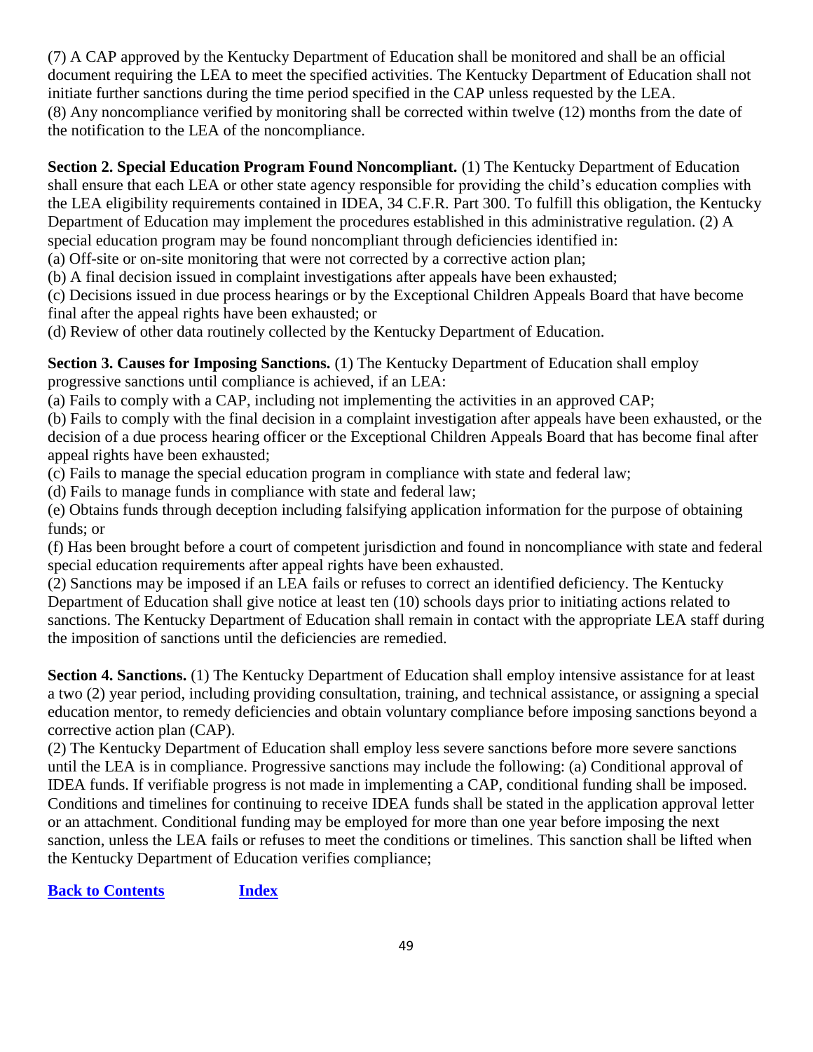(7) A CAP approved by the Kentucky Department of Education shall be monitored and shall be an official document requiring the LEA to meet the specified activities. The Kentucky Department of Education shall not initiate further sanctions during the time period specified in the CAP unless requested by the LEA.
(8) Any noncompliance verified by monitoring shall be corrected within twelve (12) months from the date of the notification to the LEA of the noncompliance.

**Section 2. Special Education Program Found Noncompliant.** (1) The Kentucky Department of Education shall ensure that each LEA or other state agency responsible for providing the child's education complies with the LEA eligibility requirements contained in IDEA, 34 C.F.R. Part 300. To fulfill this obligation, the Kentucky Department of Education may implement the procedures established in this administrative regulation. (2) A special education program may be found noncompliant through deficiencies identified in:
(a) Off-site or on-site monitoring that were not corrected by a corrective action plan;
(b) A final decision issued in complaint investigations after appeals have been exhausted;
(c) Decisions issued in due process hearings or by the Exceptional Children Appeals Board that have become final after the appeal rights have been exhausted; or
(d) Review of other data routinely collected by the Kentucky Department of Education.

**Section 3. Causes for Imposing Sanctions.** (1) The Kentucky Department of Education shall employ progressive sanctions until compliance is achieved, if an LEA:
(a) Fails to comply with a CAP, including not implementing the activities in an approved CAP;
(b) Fails to comply with the final decision in a complaint investigation after appeals have been exhausted, or the decision of a due process hearing officer or the Exceptional Children Appeals Board that has become final after appeal rights have been exhausted;
(c) Fails to manage the special education program in compliance with state and federal law;
(d) Fails to manage funds in compliance with state and federal law;
(e) Obtains funds through deception including falsifying application information for the purpose of obtaining funds; or
(f) Has been brought before a court of competent jurisdiction and found in noncompliance with state and federal special education requirements after appeal rights have been exhausted.
(2) Sanctions may be imposed if an LEA fails or refuses to correct an identified deficiency. The Kentucky Department of Education shall give notice at least ten (10) schools days prior to initiating actions related to sanctions. The Kentucky Department of Education shall remain in contact with the appropriate LEA staff during the imposition of sanctions until the deficiencies are remedied.

**Section 4. Sanctions.** (1) The Kentucky Department of Education shall employ intensive assistance for at least a two (2) year period, including providing consultation, training, and technical assistance, or assigning a special education mentor, to remedy deficiencies and obtain voluntary compliance before imposing sanctions beyond a corrective action plan (CAP).
(2) The Kentucky Department of Education shall employ less severe sanctions before more severe sanctions until the LEA is in compliance. Progressive sanctions may include the following: (a) Conditional approval of IDEA funds. If verifiable progress is not made in implementing a CAP, conditional funding shall be imposed. Conditions and timelines for continuing to receive IDEA funds shall be stated in the application approval letter or an attachment. Conditional funding may be employed for more than one year before imposing the next sanction, unless the LEA fails or refuses to meet the conditions or timelines. This sanction shall be lifted when the Kentucky Department of Education verifies compliance;

**Back to Contents** **Index**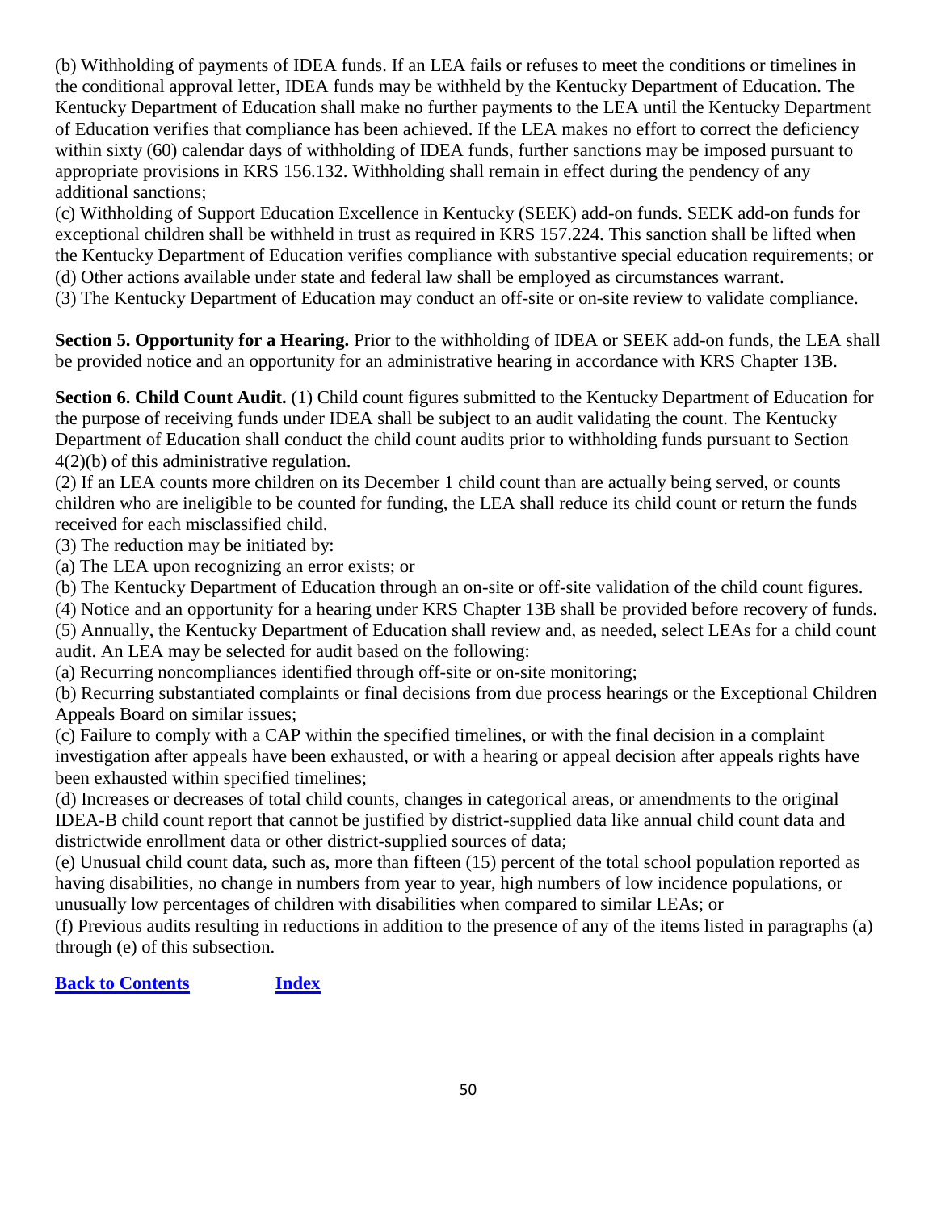(b) Withholding of payments of IDEA funds. If an LEA fails or refuses to meet the conditions or timelines in the conditional approval letter, IDEA funds may be withheld by the Kentucky Department of Education. The Kentucky Department of Education shall make no further payments to the LEA until the Kentucky Department of Education verifies that compliance has been achieved. If the LEA makes no effort to correct the deficiency within sixty (60) calendar days of withholding of IDEA funds, further sanctions may be imposed pursuant to appropriate provisions in KRS 156.132. Withholding shall remain in effect during the pendency of any additional sanctions;

(c) Withholding of Support Education Excellence in Kentucky (SEEK) add-on funds. SEEK add-on funds for exceptional children shall be withheld in trust as required in KRS 157.224. This sanction shall be lifted when the Kentucky Department of Education verifies compliance with substantive special education requirements; or

(d) Other actions available under state and federal law shall be employed as circumstances warrant.

(3) The Kentucky Department of Education may conduct an off-site or on-site review to validate compliance.

**Section 5. Opportunity for a Hearing.** Prior to the withholding of IDEA or SEEK add-on funds, the LEA shall be provided notice and an opportunity for an administrative hearing in accordance with KRS Chapter 13B.

**Section 6. Child Count Audit.** (1) Child count figures submitted to the Kentucky Department of Education for the purpose of receiving funds under IDEA shall be subject to an audit validating the count. The Kentucky Department of Education shall conduct the child count audits prior to withholding funds pursuant to Section 4(2)(b) of this administrative regulation.

(2) If an LEA counts more children on its December 1 child count than are actually being served, or counts children who are ineligible to be counted for funding, the LEA shall reduce its child count or return the funds received for each misclassified child.

(3) The reduction may be initiated by:

(a) The LEA upon recognizing an error exists; or

(b) The Kentucky Department of Education through an on-site or off-site validation of the child count figures.

(4) Notice and an opportunity for a hearing under KRS Chapter 13B shall be provided before recovery of funds.

(5) Annually, the Kentucky Department of Education shall review and, as needed, select LEAs for a child count audit. An LEA may be selected for audit based on the following:

(a) Recurring noncompliances identified through off-site or on-site monitoring;

(b) Recurring substantiated complaints or final decisions from due process hearings or the Exceptional Children Appeals Board on similar issues;

(c) Failure to comply with a CAP within the specified timelines, or with the final decision in a complaint investigation after appeals have been exhausted, or with a hearing or appeal decision after appeals rights have been exhausted within specified timelines;

(d) Increases or decreases of total child counts, changes in categorical areas, or amendments to the original IDEA-B child count report that cannot be justified by district-supplied data like annual child count data and districtwide enrollment data or other district-supplied sources of data;

(e) Unusual child count data, such as, more than fifteen (15) percent of the total school population reported as having disabilities, no change in numbers from year to year, high numbers of low incidence populations, or unusually low percentages of children with disabilities when compared to similar LEAs; or

(f) Previous audits resulting in reductions in addition to the presence of any of the items listed in paragraphs (a) through (e) of this subsection.

**Back to Contents** **Index**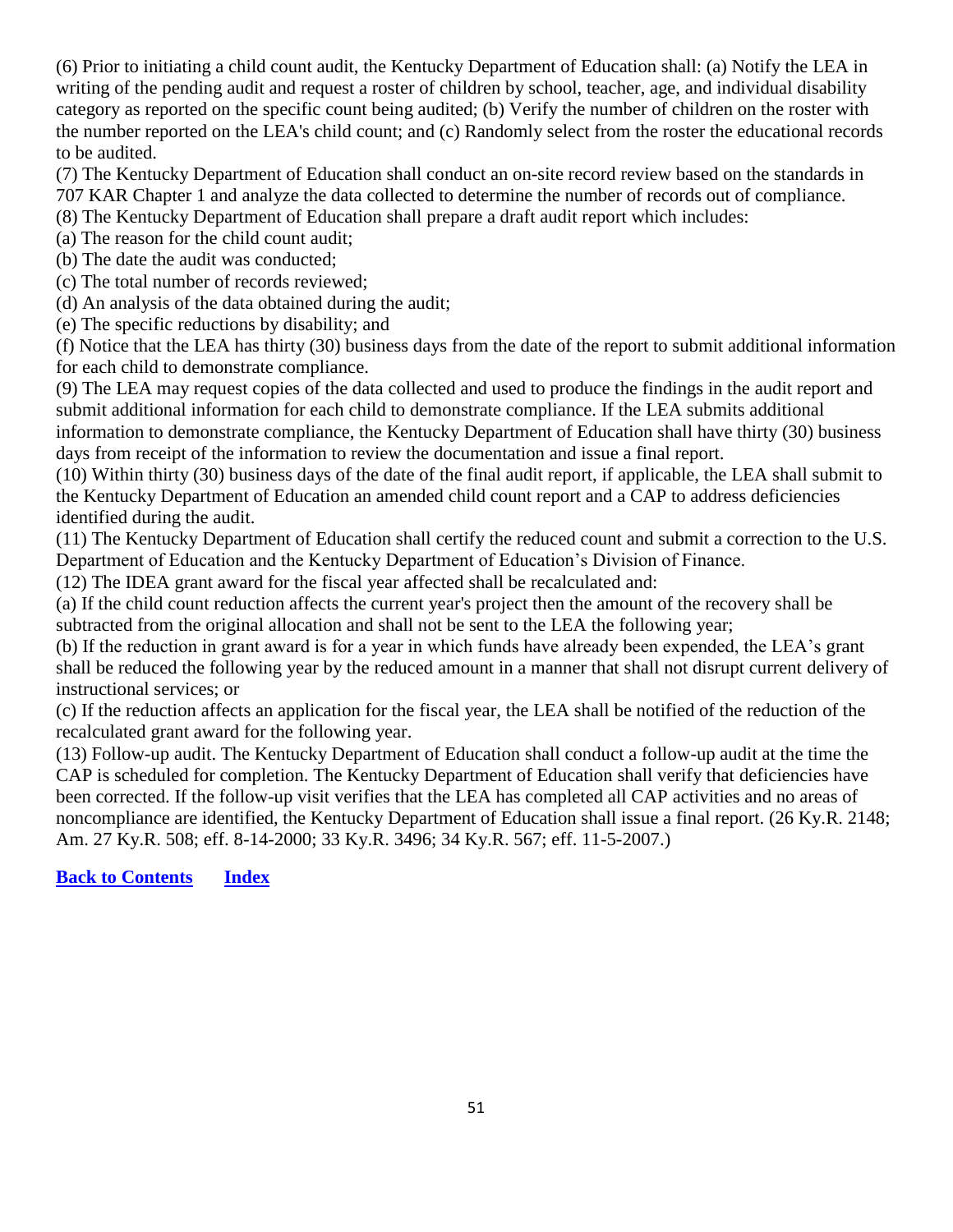(6) Prior to initiating a child count audit, the Kentucky Department of Education shall: (a) Notify the LEA in writing of the pending audit and request a roster of children by school, teacher, age, and individual disability category as reported on the specific count being audited; (b) Verify the number of children on the roster with the number reported on the LEA's child count; and (c) Randomly select from the roster the educational records to be audited.

(7) The Kentucky Department of Education shall conduct an on-site record review based on the standards in 707 KAR Chapter 1 and analyze the data collected to determine the number of records out of compliance.

(8) The Kentucky Department of Education shall prepare a draft audit report which includes:

(a) The reason for the child count audit;

(b) The date the audit was conducted;

(c) The total number of records reviewed;

(d) An analysis of the data obtained during the audit;

(e) The specific reductions by disability; and

(f) Notice that the LEA has thirty (30) business days from the date of the report to submit additional information for each child to demonstrate compliance.

(9) The LEA may request copies of the data collected and used to produce the findings in the audit report and submit additional information for each child to demonstrate compliance. If the LEA submits additional information to demonstrate compliance, the Kentucky Department of Education shall have thirty (30) business days from receipt of the information to review the documentation and issue a final report.

(10) Within thirty (30) business days of the date of the final audit report, if applicable, the LEA shall submit to the Kentucky Department of Education an amended child count report and a CAP to address deficiencies identified during the audit.

(11) The Kentucky Department of Education shall certify the reduced count and submit a correction to the U.S. Department of Education and the Kentucky Department of Education's Division of Finance.

(12) The IDEA grant award for the fiscal year affected shall be recalculated and:

(a) If the child count reduction affects the current year's project then the amount of the recovery shall be subtracted from the original allocation and shall not be sent to the LEA the following year;

(b) If the reduction in grant award is for a year in which funds have already been expended, the LEA's grant shall be reduced the following year by the reduced amount in a manner that shall not disrupt current delivery of instructional services; or

(c) If the reduction affects an application for the fiscal year, the LEA shall be notified of the reduction of the recalculated grant award for the following year.

(13) Follow-up audit. The Kentucky Department of Education shall conduct a follow-up audit at the time the CAP is scheduled for completion. The Kentucky Department of Education shall verify that deficiencies have been corrected. If the follow-up visit verifies that the LEA has completed all CAP activities and no areas of noncompliance are identified, the Kentucky Department of Education shall issue a final report. (26 Ky.R. 2148; Am. 27 Ky.R. 508; eff. 8-14-2000; 33 Ky.R. 3496; 34 Ky.R. 567; eff. 11-5-2007.)

**Back to Contents** **Index**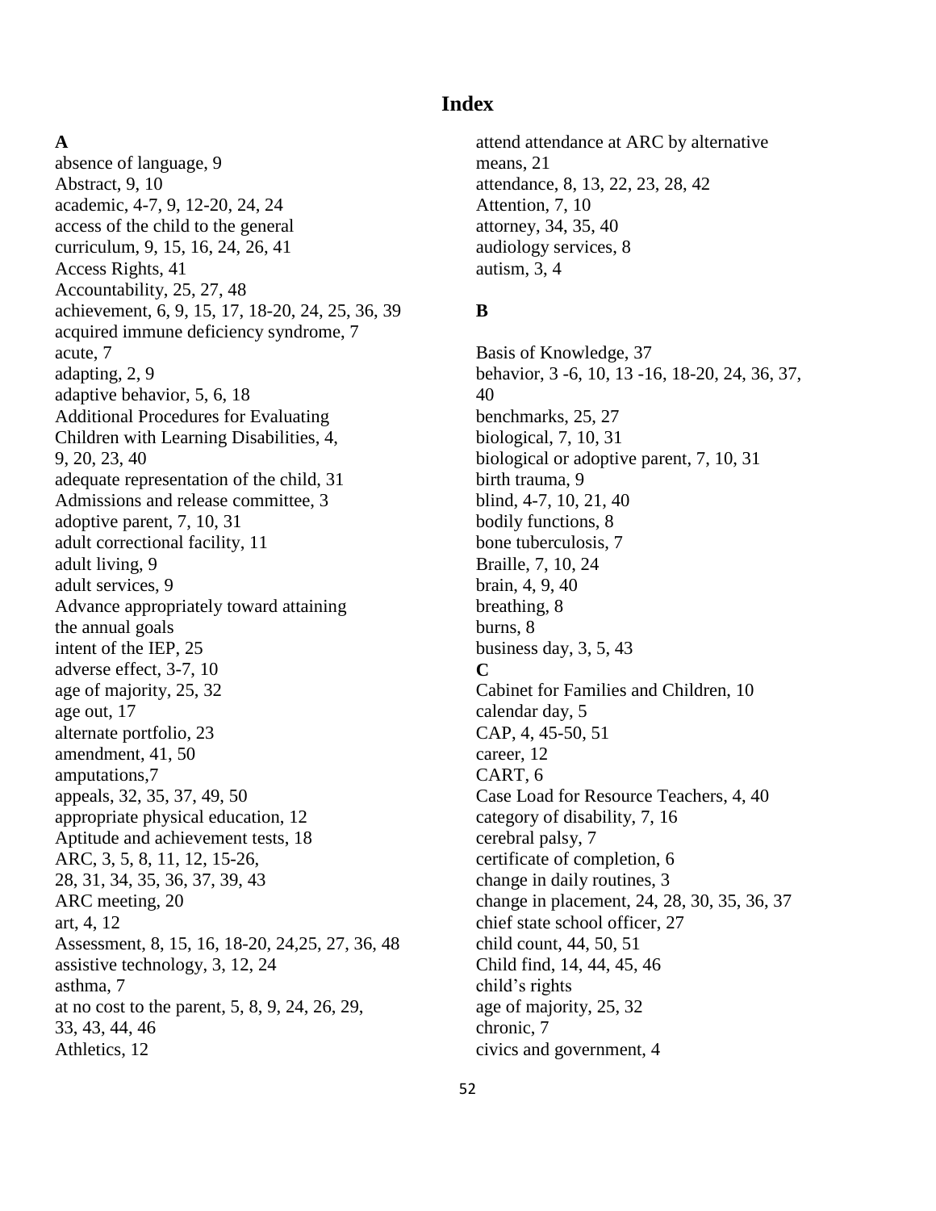# Index

**A**

absence of language, 9
Abstract, 9, 10
academic, 4-7, 9, 12-20, 24, 24
access of the child to the general curriculum, 9, 15, 16, 24, 26, 41
Access Rights, 41
Accountability, 25, 27, 48
achievement, 6, 9, 15, 17, 18-20, 24, 25, 36, 39
acquired immune deficiency syndrome, 7
acute, 7
adapting, 2, 9
adaptive behavior, 5, 6, 18
Additional Procedures for Evaluating Children with Learning Disabilities, 4, 9, 20, 23, 40
adequate representation of the child, 31
Admissions and release committee, 3
adoptive parent, 7, 10, 31
adult correctional facility, 11
adult living, 9
adult services, 9
Advance appropriately toward attaining the annual goals
intent of the IEP, 25
adverse effect, 3-7, 10
age of majority, 25, 32
age out, 17
alternate portfolio, 23
amendment, 41, 50
amputations,7
appeals, 32, 35, 37, 49, 50
appropriate physical education, 12
Aptitude and achievement tests, 18
ARC, 3, 5, 8, 11, 12, 15-26, 28, 31, 34, 35, 36, 37, 39, 43
ARC meeting, 20
art, 4, 12
Assessment, 8, 15, 16, 18-20, 24,25, 27, 36, 48
assistive technology, 3, 12, 24
asthma, 7
at no cost to the parent, 5, 8, 9, 24, 26, 29, 33, 43, 44, 46
Athletics, 12
attend attendance at ARC by alternative means, 21
attendance, 8, 13, 22, 23, 28, 42
Attention, 7, 10
attorney, 34, 35, 40
audiology services, 8
autism, 3, 4

**B**

Basis of Knowledge, 37
behavior, 3 -6, 10, 13 -16, 18-20, 24, 36, 37, 40
benchmarks, 25, 27
biological, 7, 10, 31
biological or adoptive parent, 7, 10, 31
birth trauma, 9
blind, 4-7, 10, 21, 40
bodily functions, 8
bone tuberculosis, 7
Braille, 7, 10, 24
brain, 4, 9, 40
breathing, 8
burns, 8
business day, 3, 5, 43

**C**

Cabinet for Families and Children, 10
calendar day, 5
CAP, 4, 45-50, 51
career, 12
CART, 6
Case Load for Resource Teachers, 4, 40
category of disability, 7, 16
cerebral palsy, 7
certificate of completion, 6
change in daily routines, 3
change in placement, 24, 28, 30, 35, 36, 37
chief state school officer, 27
child count, 44, 50, 51
Child find, 14, 44, 45, 46
child's rights
age of majority, 25, 32
chronic, 7
civics and government, 4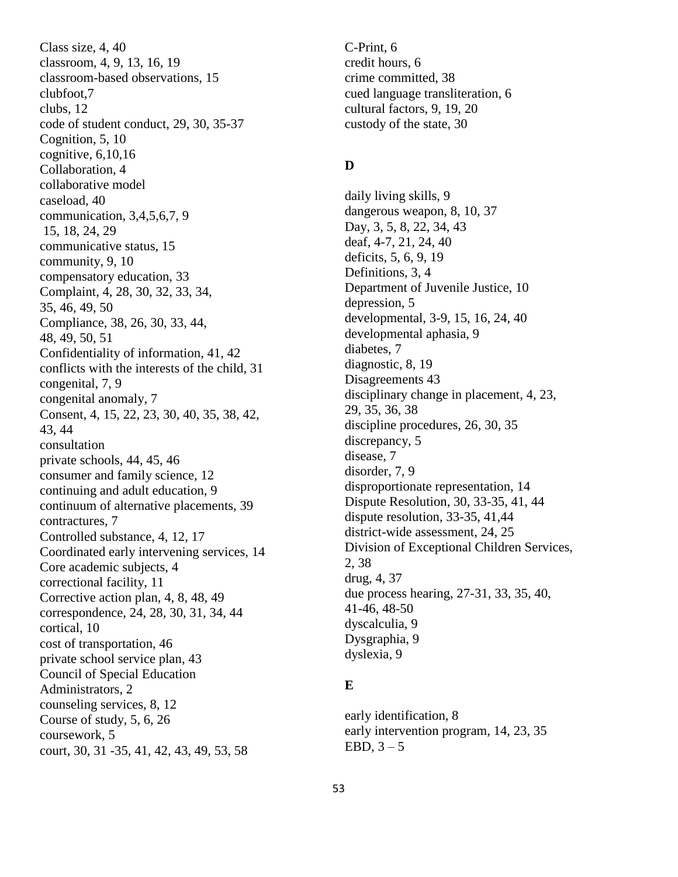Class size, 4, 40
classroom, 4, 9, 13, 16, 19
classroom-based observations, 15
clubfoot,7
clubs, 12
code of student conduct, 29, 30, 35-37
Cognition, 5, 10
cognitive, 6,10,16
Collaboration, 4
collaborative model
caseload, 40
communication, 3,4,5,6,7, 9
 15, 18, 24, 29
communicative status, 15
community, 9, 10
compensatory education, 33
Complaint, 4, 28, 30, 32, 33, 34,
35, 46, 49, 50
Compliance, 38, 26, 30, 33, 44,
48, 49, 50, 51
Confidentiality of information, 41, 42
conflicts with the interests of the child, 31
congenital, 7, 9
congenital anomaly, 7
Consent, 4, 15, 22, 23, 30, 40, 35, 38, 42,
43, 44
consultation
private schools, 44, 45, 46
consumer and family science, 12
continuing and adult education, 9
continuum of alternative placements, 39
contractures, 7
Controlled substance, 4, 12, 17
Coordinated early intervening services, 14
Core academic subjects, 4
correctional facility, 11
Corrective action plan, 4, 8, 48, 49
correspondence, 24, 28, 30, 31, 34, 44
cortical, 10
cost of transportation, 46
private school service plan, 43
Council of Special Education
Administrators, 2
counseling services, 8, 12
Course of study, 5, 6, 26
coursework, 5
court, 30, 31 -35, 41, 42, 43, 49, 53, 58

C-Print, 6
credit hours, 6
crime committed, 38
cued language transliteration, 6
cultural factors, 9, 19, 20
custody of the state, 30

**D**

daily living skills, 9
dangerous weapon, 8, 10, 37
Day, 3, 5, 8, 22, 34, 43
deaf, 4-7, 21, 24, 40
deficits, 5, 6, 9, 19
Definitions, 3, 4
Department of Juvenile Justice, 10
depression, 5
developmental, 3-9, 15, 16, 24, 40
developmental aphasia, 9
diabetes, 7
diagnostic, 8, 19
Disagreements 43
disciplinary change in placement, 4, 23,
29, 35, 36, 38
discipline procedures, 26, 30, 35
discrepancy, 5
disease, 7
disorder, 7, 9
disproportionate representation, 14
Dispute Resolution, 30, 33-35, 41, 44
dispute resolution, 33-35, 41,44
district-wide assessment, 24, 25
Division of Exceptional Children Services,
2, 38
drug, 4, 37
due process hearing, 27-31, 33, 35, 40,
41-46, 48-50
dyscalculia, 9
Dysgraphia, 9
dyslexia, 9

**E**

early identification, 8
early intervention program, 14, 23, 35
EBD, 3 – 5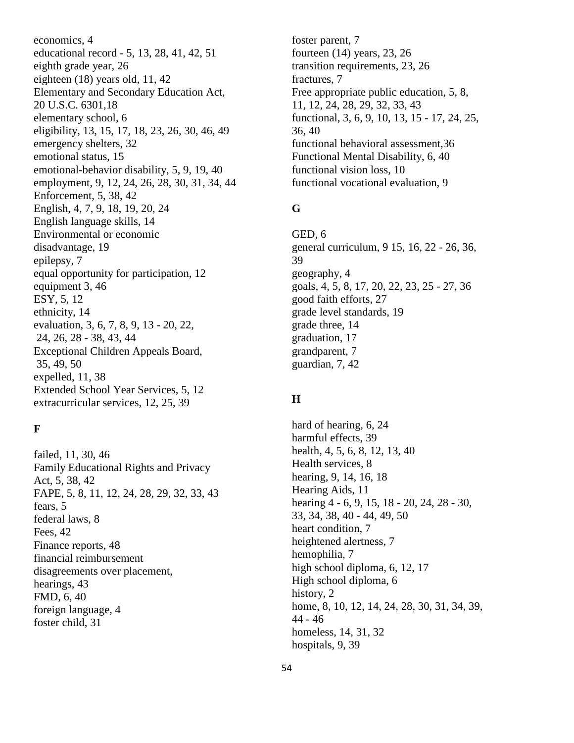economics, 4
educational record - 5, 13, 28, 41, 42, 51
eighth grade year, 26
eighteen (18) years old, 11, 42
Elementary and Secondary Education Act, 20 U.S.C. 6301,18
elementary school, 6
eligibility, 13, 15, 17, 18, 23, 26, 30, 46, 49
emergency shelters, 32
emotional status, 15
emotional-behavior disability, 5, 9, 19, 40
employment, 9, 12, 24, 26, 28, 30, 31, 34, 44
Enforcement, 5, 38, 42
English, 4, 7, 9, 18, 19, 20, 24
English language skills, 14
Environmental or economic disadvantage, 19
epilepsy, 7
equal opportunity for participation, 12
equipment 3, 46
ESY, 5, 12
ethnicity, 14
evaluation, 3, 6, 7, 8, 9, 13 - 20, 22, 24, 26, 28 - 38, 43, 44
Exceptional Children Appeals Board, 35, 49, 50
expelled, 11, 38
Extended School Year Services, 5, 12
extracurricular services, 12, 25, 39

## F

failed, 11, 30, 46
Family Educational Rights and Privacy Act, 5, 38, 42
FAPE, 5, 8, 11, 12, 24, 28, 29, 32, 33, 43
fears, 5
federal laws, 8
Fees, 42
Finance reports, 48
financial reimbursement disagreements over placement, hearings, 43
FMD, 6, 40
foreign language, 4
foster child, 31
foster parent, 7
fourteen (14) years, 23, 26
transition requirements, 23, 26
fractures, 7
Free appropriate public education, 5, 8, 11, 12, 24, 28, 29, 32, 33, 43
functional, 3, 6, 9, 10, 13, 15 - 17, 24, 25, 36, 40
functional behavioral assessment,36
Functional Mental Disability, 6, 40
functional vision loss, 10
functional vocational evaluation, 9

## G

GED, 6
general curriculum, 9 15, 16, 22 - 26, 36, 39
geography, 4
goals, 4, 5, 8, 17, 20, 22, 23, 25 - 27, 36
good faith efforts, 27
grade level standards, 19
grade three, 14
graduation, 17
grandparent, 7
guardian, 7, 42

## H

hard of hearing, 6, 24
harmful effects, 39
health, 4, 5, 6, 8, 12, 13, 40
Health services, 8
hearing, 9, 14, 16, 18
Hearing Aids, 11
hearing 4 - 6, 9, 15, 18 - 20, 24, 28 - 30, 33, 34, 38, 40 - 44, 49, 50
heart condition, 7
heightened alertness, 7
hemophilia, 7
high school diploma, 6, 12, 17
High school diploma, 6
history, 2
home, 8, 10, 12, 14, 24, 28, 30, 31, 34, 39, 44 - 46
homeless, 14, 31, 32
hospitals, 9, 39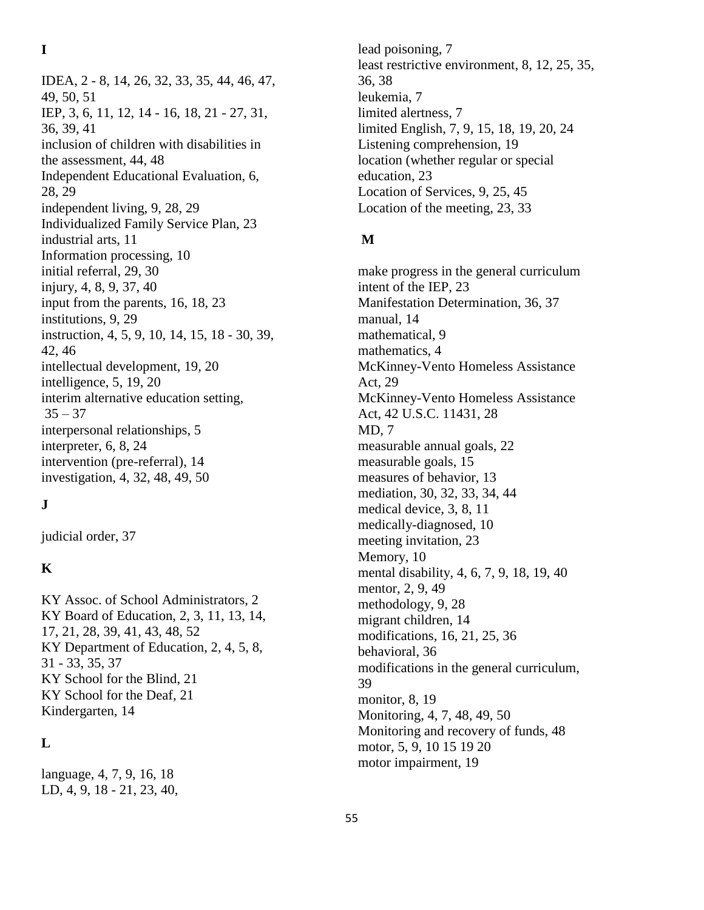**I**

IDEA, 2 - 8, 14, 26, 32, 33, 35, 44, 46, 47, 49, 50, 51
IEP, 3, 6, 11, 12, 14 - 16, 18, 21 - 27, 31, 36, 39, 41
inclusion of children with disabilities in the assessment, 44, 48
Independent Educational Evaluation, 6, 28, 29
independent living, 9, 28, 29
Individualized Family Service Plan, 23
industrial arts, 11
Information processing, 10
initial referral, 29, 30
injury, 4, 8, 9, 37, 40
input from the parents, 16, 18, 23
institutions, 9, 29
instruction, 4, 5, 9, 10, 14, 15, 18 - 30, 39, 42, 46
intellectual development, 19, 20
intelligence, 5, 19, 20
interim alternative education setting, 35 – 37
interpersonal relationships, 5
interpreter, 6, 8, 24
intervention (pre-referral), 14
investigation, 4, 32, 48, 49, 50

**J**

judicial order, 37

**K**

KY Assoc. of School Administrators, 2
KY Board of Education, 2, 3, 11, 13, 14, 17, 21, 28, 39, 41, 43, 48, 52
KY Department of Education, 2, 4, 5, 8, 31 - 33, 35, 37
KY School for the Blind, 21
KY School for the Deaf, 21
Kindergarten, 14

**L**

language, 4, 7, 9, 16, 18
LD, 4, 9, 18 - 21, 23, 40,
lead poisoning, 7
least restrictive environment, 8, 12, 25, 35, 36, 38
leukemia, 7
limited alertness, 7
limited English, 7, 9, 15, 18, 19, 20, 24
Listening comprehension, 19
location (whether regular or special education, 23
Location of Services, 9, 25, 45
Location of the meeting, 23, 33

**M**

make progress in the general curriculum intent of the IEP, 23
Manifestation Determination, 36, 37
manual, 14
mathematical, 9
mathematics, 4
McKinney-Vento Homeless Assistance Act, 29
McKinney-Vento Homeless Assistance Act, 42 U.S.C. 11431, 28
MD, 7
measurable annual goals, 22
measurable goals, 15
measures of behavior, 13
mediation, 30, 32, 33, 34, 44
medical device, 3, 8, 11
medically-diagnosed, 10
meeting invitation, 23
Memory, 10
mental disability, 4, 6, 7, 9, 18, 19, 40
mentor, 2, 9, 49
methodology, 9, 28
migrant children, 14
modifications, 16, 21, 25, 36
behavioral, 36
modifications in the general curriculum, 39
monitor, 8, 19
Monitoring, 4, 7, 48, 49, 50
Monitoring and recovery of funds, 48
motor, 5, 9, 10 15 19 20
motor impairment, 19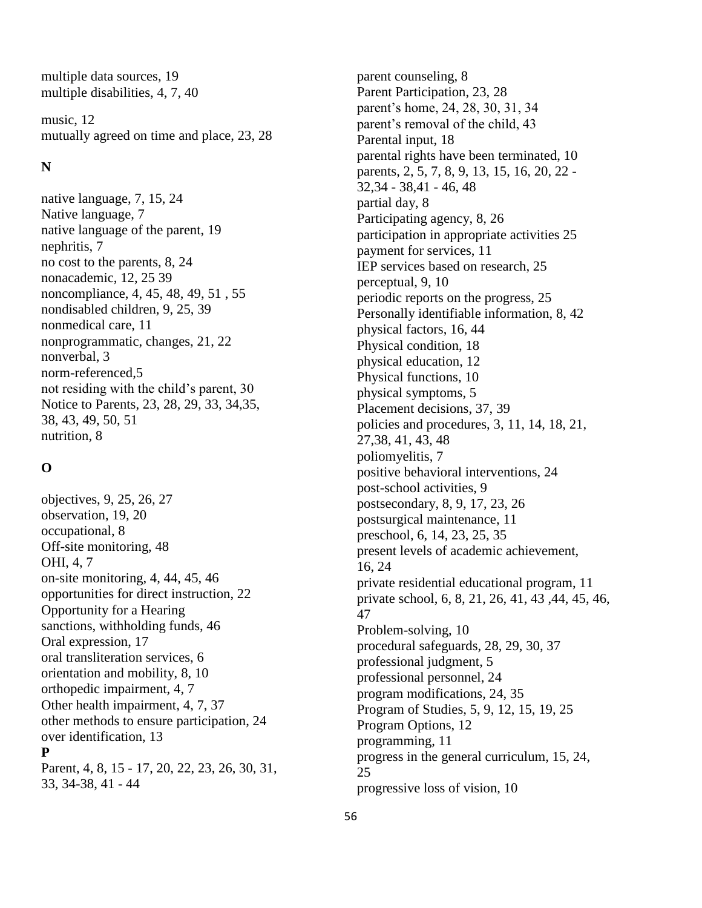multiple data sources, 19
multiple disabilities, 4, 7, 40

music, 12
mutually agreed on time and place, 23, 28

**N**

native language, 7, 15, 24
Native language, 7
native language of the parent, 19
nephritis, 7
no cost to the parents, 8, 24
nonacademic, 12, 25 39
noncompliance, 4, 45, 48, 49, 51 , 55
nondisabled children, 9, 25, 39
nonmedical care, 11
nonprogrammatic, changes, 21, 22
nonverbal, 3
norm-referenced,5
not residing with the child's parent, 30
Notice to Parents, 23, 28, 29, 33, 34,35, 38, 43, 49, 50, 51
nutrition, 8

**O**

objectives, 9, 25, 26, 27
observation, 19, 20
occupational, 8
Off-site monitoring, 48
OHI, 4, 7
on-site monitoring, 4, 44, 45, 46
opportunities for direct instruction, 22
Opportunity for a Hearing
sanctions, withholding funds, 46
Oral expression, 17
oral transliteration services, 6
orientation and mobility, 8, 10
orthopedic impairment, 4, 7
Other health impairment, 4, 7, 37
other methods to ensure participation, 24
over identification, 13

**P**

Parent, 4, 8, 15 - 17, 20, 22, 23, 26, 30, 31, 33, 34-38, 41 - 44
parent counseling, 8
Parent Participation, 23, 28
parent's home, 24, 28, 30, 31, 34
parent's removal of the child, 43
Parental input, 18
parental rights have been terminated, 10
parents, 2, 5, 7, 8, 9, 13, 15, 16, 20, 22 - 32,34 - 38,41 - 46, 48
partial day, 8
Participating agency, 8, 26
participation in appropriate activities 25
payment for services, 11
IEP services based on research, 25
perceptual, 9, 10
periodic reports on the progress, 25
Personally identifiable information, 8, 42
physical factors, 16, 44
Physical condition, 18
physical education, 12
Physical functions, 10
physical symptoms, 5
Placement decisions, 37, 39
policies and procedures, 3, 11, 14, 18, 21, 27,38, 41, 43, 48
poliomyelitis, 7
positive behavioral interventions, 24
post-school activities, 9
postsecondary, 8, 9, 17, 23, 26
postsurgical maintenance, 11
preschool, 6, 14, 23, 25, 35
present levels of academic achievement, 16, 24
private residential educational program, 11
private school, 6, 8, 21, 26, 41, 43 ,44, 45, 46, 47
Problem-solving, 10
procedural safeguards, 28, 29, 30, 37
professional judgment, 5
professional personnel, 24
program modifications, 24, 35
Program of Studies, 5, 9, 12, 15, 19, 25
Program Options, 12
programming, 11
progress in the general curriculum, 15, 24, 25
progressive loss of vision, 10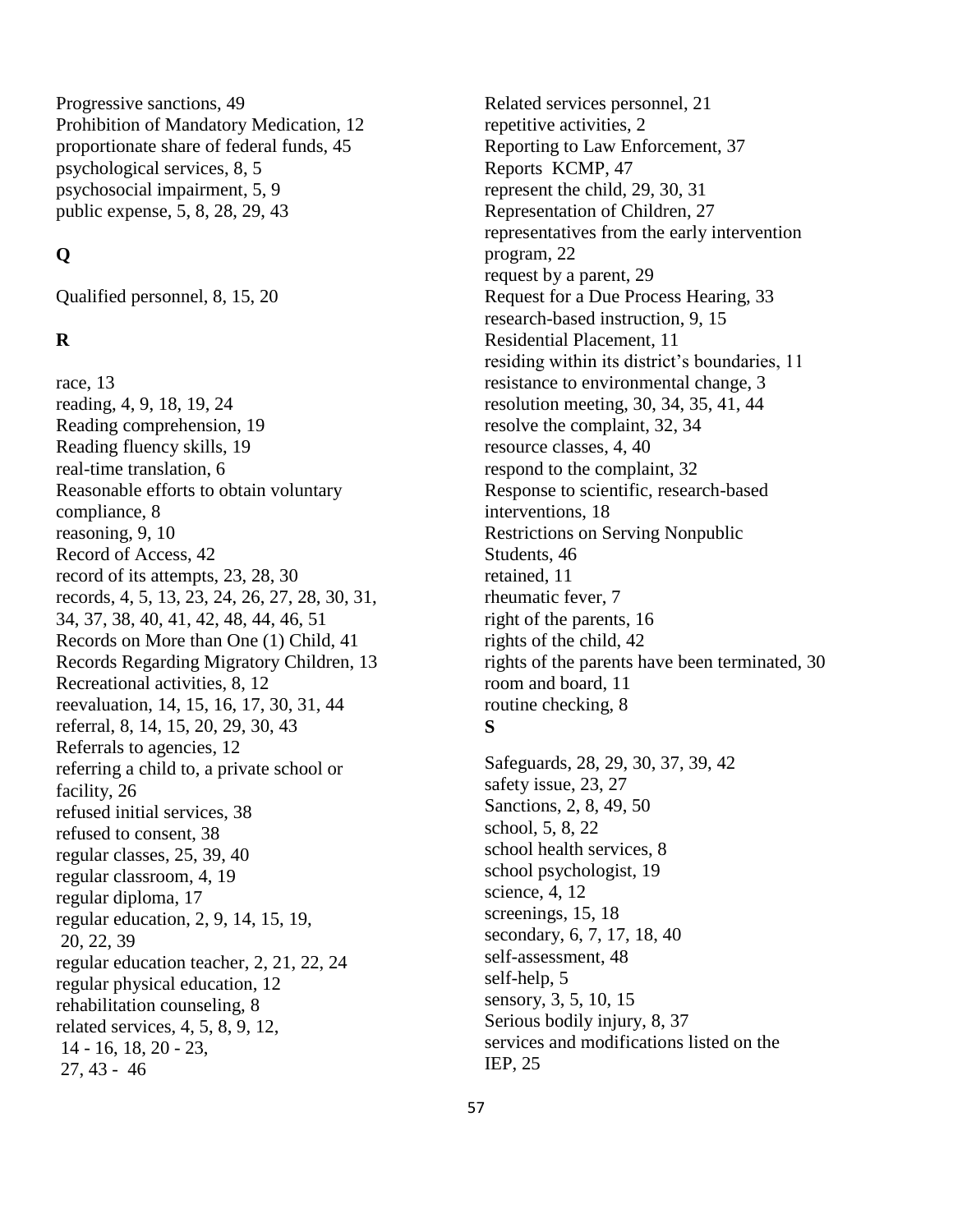Progressive sanctions, 49
Prohibition of Mandatory Medication, 12
proportionate share of federal funds, 45
psychological services, 8, 5
psychosocial impairment, 5, 9
public expense, 5, 8, 28, 29, 43

**Q**

Qualified personnel, 8, 15, 20

**R**

race, 13
reading, 4, 9, 18, 19, 24
Reading comprehension, 19
Reading fluency skills, 19
real-time translation, 6
Reasonable efforts to obtain voluntary compliance, 8
reasoning, 9, 10
Record of Access, 42
record of its attempts, 23, 28, 30
records, 4, 5, 13, 23, 24, 26, 27, 28, 30, 31, 34, 37, 38, 40, 41, 42, 48, 44, 46, 51
Records on More than One (1) Child, 41
Records Regarding Migratory Children, 13
Recreational activities, 8, 12
reevaluation, 14, 15, 16, 17, 30, 31, 44
referral, 8, 14, 15, 20, 29, 30, 43
Referrals to agencies, 12
referring a child to, a private school or facility, 26
refused initial services, 38
refused to consent, 38
regular classes, 25, 39, 40
regular classroom, 4, 19
regular diploma, 17
regular education, 2, 9, 14, 15, 19, 20, 22, 39
regular education teacher, 2, 21, 22, 24
regular physical education, 12
rehabilitation counseling, 8
related services, 4, 5, 8, 9, 12, 14 - 16, 18, 20 - 23, 27, 43 - 46
Related services personnel, 21
repetitive activities, 2
Reporting to Law Enforcement, 37
Reports KCMP, 47
represent the child, 29, 30, 31
Representation of Children, 27
representatives from the early intervention program, 22
request by a parent, 29
Request for a Due Process Hearing, 33
research-based instruction, 9, 15
Residential Placement, 11
residing within its district's boundaries, 11
resistance to environmental change, 3
resolution meeting, 30, 34, 35, 41, 44
resolve the complaint, 32, 34
resource classes, 4, 40
respond to the complaint, 32
Response to scientific, research-based interventions, 18
Restrictions on Serving Nonpublic Students, 46
retained, 11
rheumatic fever, 7
right of the parents, 16
rights of the child, 42
rights of the parents have been terminated, 30
room and board, 11
routine checking, 8

**S**

Safeguards, 28, 29, 30, 37, 39, 42
safety issue, 23, 27
Sanctions, 2, 8, 49, 50
school, 5, 8, 22
school health services, 8
school psychologist, 19
science, 4, 12
screenings, 15, 18
secondary, 6, 7, 17, 18, 40
self-assessment, 48
self-help, 5
sensory, 3, 5, 10, 15
Serious bodily injury, 8, 37
services and modifications listed on the IEP, 25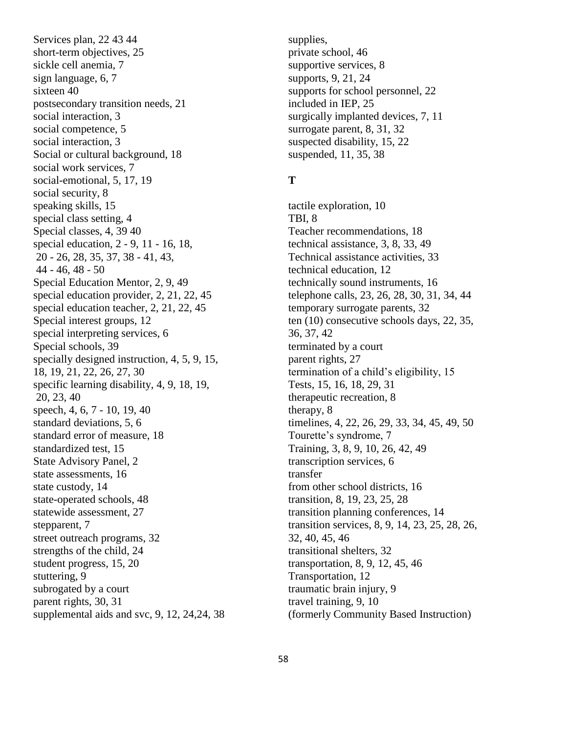Services plan, 22 43 44
short-term objectives, 25
sickle cell anemia, 7
sign language, 6, 7
sixteen 40
postsecondary transition needs, 21
social interaction, 3
social competence, 5
social interaction, 3
Social or cultural background, 18
social work services, 7
social-emotional, 5, 17, 19
social security, 8
speaking skills, 15
special class setting, 4
Special classes, 4, 39 40
special education, 2 - 9, 11 - 16, 18, 20 - 26, 28, 35, 37, 38 - 41, 43, 44 - 46, 48 - 50
Special Education Mentor, 2, 9, 49
special education provider, 2, 21, 22, 45
special education teacher, 2, 21, 22, 45
Special interest groups, 12
special interpreting services, 6
Special schools, 39
specially designed instruction, 4, 5, 9, 15, 18, 19, 21, 22, 26, 27, 30
specific learning disability, 4, 9, 18, 19, 20, 23, 40
speech, 4, 6, 7 - 10, 19, 40
standard deviations, 5, 6
standard error of measure, 18
standardized test, 15
State Advisory Panel, 2
state assessments, 16
state custody, 14
state-operated schools, 48
statewide assessment, 27
stepparent, 7
street outreach programs, 32
strengths of the child, 24
student progress, 15, 20
stuttering, 9
subrogated by a court
parent rights, 30, 31
supplemental aids and svc, 9, 12, 24,24, 38
supplies,
private school, 46
supportive services, 8
supports, 9, 21, 24
supports for school personnel, 22
included in IEP, 25
surgically implanted devices, 7, 11
surrogate parent, 8, 31, 32
suspected disability, 15, 22
suspended, 11, 35, 38

**T**

tactile exploration, 10
TBI, 8
Teacher recommendations, 18
technical assistance, 3, 8, 33, 49
Technical assistance activities, 33
technical education, 12
technically sound instruments, 16
telephone calls, 23, 26, 28, 30, 31, 34, 44
temporary surrogate parents, 32
ten (10) consecutive schools days, 22, 35, 36, 37, 42
terminated by a court
parent rights, 27
termination of a child's eligibility, 15
Tests, 15, 16, 18, 29, 31
therapeutic recreation, 8
therapy, 8
timelines, 4, 22, 26, 29, 33, 34, 45, 49, 50
Tourette's syndrome, 7
Training, 3, 8, 9, 10, 26, 42, 49
transcription services, 6
transfer
from other school districts, 16
transition, 8, 19, 23, 25, 28
transition planning conferences, 14
transition services, 8, 9, 14, 23, 25, 28, 26, 32, 40, 45, 46
transitional shelters, 32
transportation, 8, 9, 12, 45, 46
Transportation, 12
traumatic brain injury, 9
travel training, 9, 10
(formerly Community Based Instruction)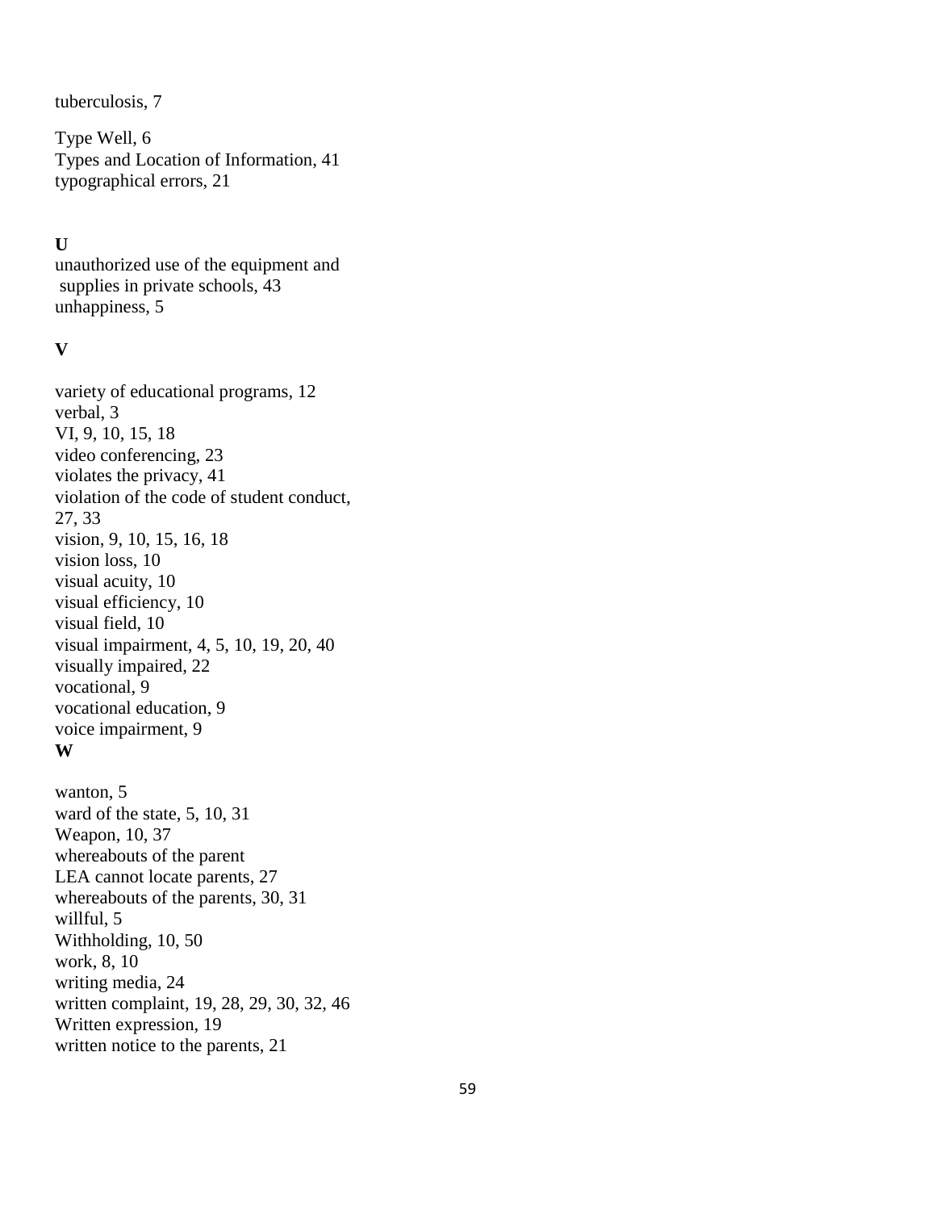tuberculosis, 7

Type Well, 6
Types and Location of Information, 41
typographical errors, 21

**U**

unauthorized use of the equipment and
 supplies in private schools, 43
unhappiness, 5

**V**

variety of educational programs, 12
verbal, 3
VI, 9, 10, 15, 18
video conferencing, 23
violates the privacy, 41
violation of the code of student conduct,
27, 33
vision, 9, 10, 15, 16, 18
vision loss, 10
visual acuity, 10
visual efficiency, 10
visual field, 10
visual impairment, 4, 5, 10, 19, 20, 40
visually impaired, 22
vocational, 9
vocational education, 9
voice impairment, 9

**W**

wanton, 5
ward of the state, 5, 10, 31
Weapon, 10, 37
whereabouts of the parent
LEA cannot locate parents, 27
whereabouts of the parents, 30, 31
willful, 5
Withholding, 10, 50
work, 8, 10
writing media, 24
written complaint, 19, 28, 29, 30, 32, 46
Written expression, 19
written notice to the parents, 21